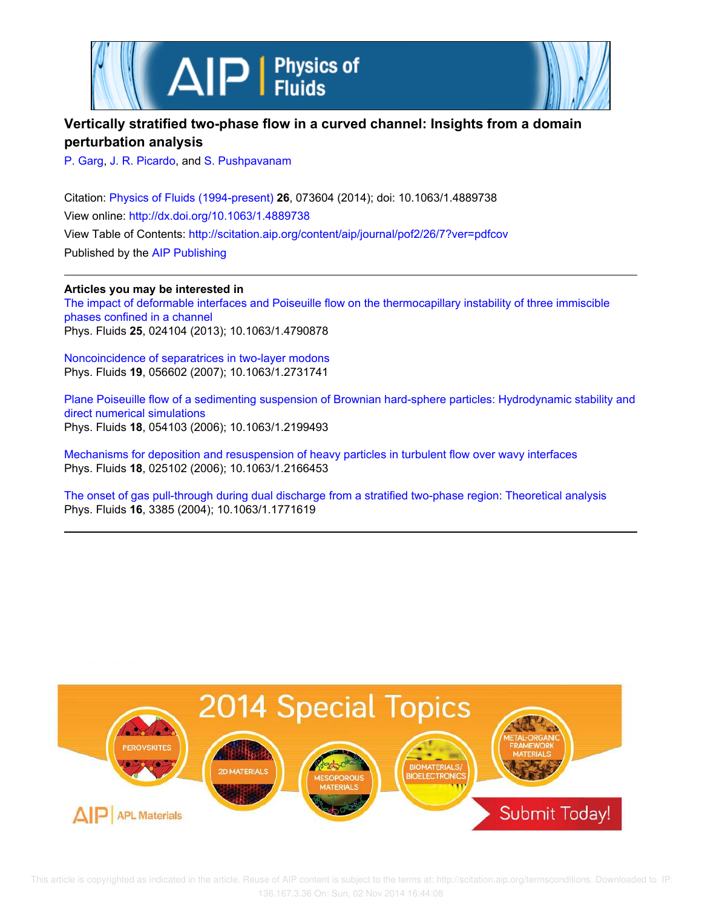# Vertically stratified two-phase flow in a curved channel: Insights from a domain perturbation analysis

P. Garg, J. R. Picardo, and S. Pushpavanam

Citation: Physics of Fluids (1994-present) **26**, 073604 (2014); doi: 10.1063/1.4889738

View online: http://dx.doi.org/10.1063/1.4889738

View Table of Contents: http://scitation.aip.org/content/aip/journal/pof2/26/7?ver=pdfcov

Published by the AIP Publishing

---

**Articles you may be interested in**

The impact of deformable interfaces and Poiseuille flow on the thermocapillary instability of three immiscible phases confined in a channel

Phys. Fluids **25**, 024104 (2013); 10.1063/1.4790878

Noncoincidence of separatrices in two-layer modons

Phys. Fluids **19**, 056602 (2007); 10.1063/1.2731741

Plane Poiseuille flow of a sedimenting suspension of Brownian hard-sphere particles: Hydrodynamic stability and direct numerical simulations

Phys. Fluids **18**, 054103 (2006); 10.1063/1.2199493

Mechanisms for deposition and resuspension of heavy particles in turbulent flow over wavy interfaces

Phys. Fluids **18**, 025102 (2006); 10.1063/1.2166453

The onset of gas pull-through during dual discharge from a stratified two-phase region: Theoretical analysis

Phys. Fluids **16**, 3385 (2004); 10.1063/1.1771619

---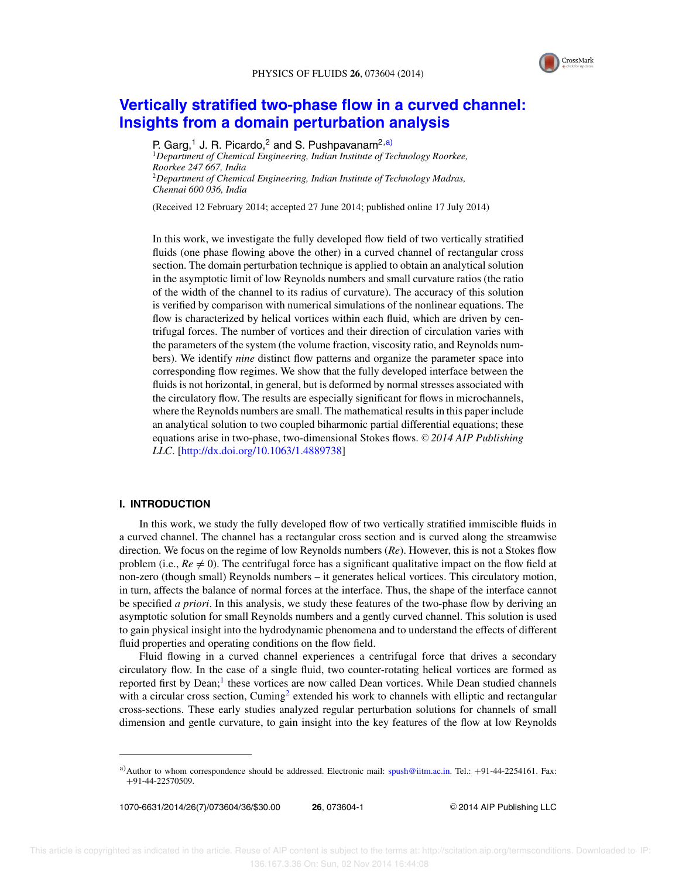# Vertically stratified two-phase flow in a curved channel: Insights from a domain perturbation analysis

P. Garg,[1] J. R. Picardo,[2] and S. Pushpavanam[2,a)]

[1]*Department of Chemical Engineering, Indian Institute of Technology Roorkee, Roorkee 247 667, India*

[2]*Department of Chemical Engineering, Indian Institute of Technology Madras, Chennai 600 036, India*

(Received 12 February 2014; accepted 27 June 2014; published online 17 July 2014)

In this work, we investigate the fully developed flow field of two vertically stratified fluids (one phase flowing above the other) in a curved channel of rectangular cross section. The domain perturbation technique is applied to obtain an analytical solution in the asymptotic limit of low Reynolds numbers and small curvature ratios (the ratio of the width of the channel to its radius of curvature). The accuracy of this solution is verified by comparison with numerical simulations of the nonlinear equations. The flow is characterized by helical vortices within each fluid, which are driven by centrifugal forces. The number of vortices and their direction of circulation varies with the parameters of the system (the volume fraction, viscosity ratio, and Reynolds numbers). We identify *nine* distinct flow patterns and organize the parameter space into corresponding flow regimes. We show that the fully developed interface between the fluids is not horizontal, in general, but is deformed by normal stresses associated with the circulatory flow. The results are especially significant for flows in microchannels, where the Reynolds numbers are small. The mathematical results in this paper include an analytical solution to two coupled biharmonic partial differential equations; these equations arise in two-phase, two-dimensional Stokes flows. © *2014 AIP Publishing LLC*. [http://dx.doi.org/10.1063/1.4889738]

## I. INTRODUCTION

In this work, we study the fully developed flow of two vertically stratified immiscible fluids in a curved channel. The channel has a rectangular cross section and is curved along the streamwise direction. We focus on the regime of low Reynolds numbers (*Re*). However, this is not a Stokes flow problem (i.e., $Re \neq 0$). The centrifugal force has a significant qualitative impact on the flow field at non-zero (though small) Reynolds numbers – it generates helical vortices. This circulatory motion, in turn, affects the balance of normal forces at the interface. Thus, the shape of the interface cannot be specified *a priori*. In this analysis, we study these features of the two-phase flow by deriving an asymptotic solution for small Reynolds numbers and a gently curved channel. This solution is used to gain physical insight into the hydrodynamic phenomena and to understand the effects of different fluid properties and operating conditions on the flow field.

Fluid flowing in a curved channel experiences a centrifugal force that drives a secondary circulatory flow. In the case of a single fluid, two counter-rotating helical vortices are formed as reported first by Dean;[1] these vortices are now called Dean vortices. While Dean studied channels with a circular cross section, Cuming[2] extended his work to channels with elliptic and rectangular cross-sections. These early studies analyzed regular perturbation solutions for channels of small dimension and gentle curvature, to gain insight into the key features of the flow at low Reynolds

---

a) Author to whom correspondence should be addressed. Electronic mail: spush@iitm.ac.in. Tel.: +91-44-2254161. Fax: +91-44-22570509.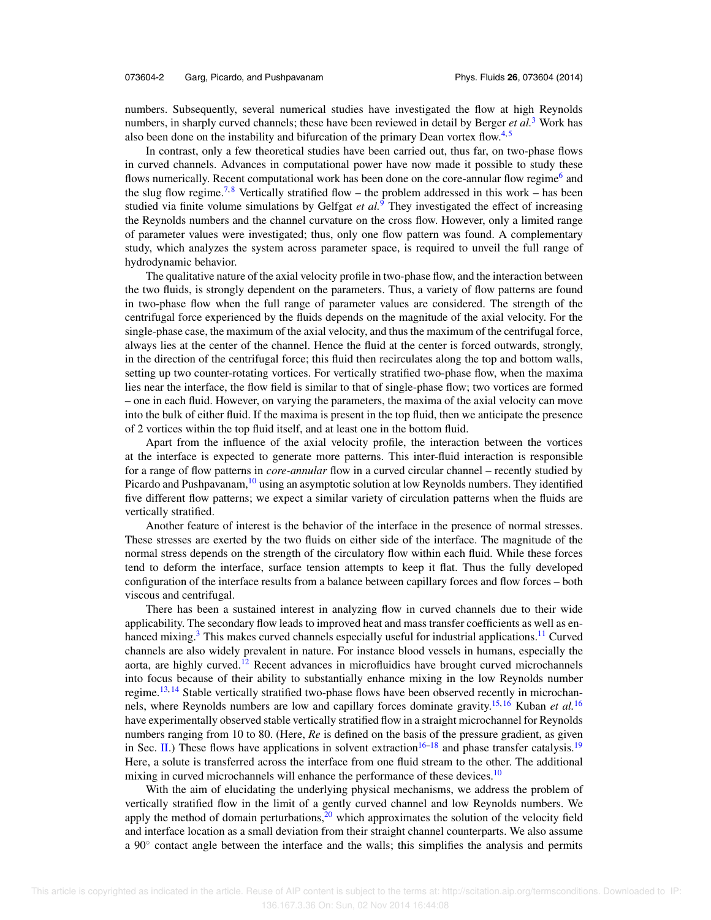numbers. Subsequently, several numerical studies have investigated the flow at high Reynolds numbers, in sharply curved channels; these have been reviewed in detail by Berger *et al.*[3] Work has also been done on the instability and bifurcation of the primary Dean vortex flow.[4,5]

In contrast, only a few theoretical studies have been carried out, thus far, on two-phase flows in curved channels. Advances in computational power have now made it possible to study these flows numerically. Recent computational work has been done on the core-annular flow regime[6] and the slug flow regime.[7,8] Vertically stratified flow – the problem addressed in this work – has been studied via finite volume simulations by Gelfgat *et al.*[9] They investigated the effect of increasing the Reynolds numbers and the channel curvature on the cross flow. However, only a limited range of parameter values were investigated; thus, only one flow pattern was found. A complementary study, which analyzes the system across parameter space, is required to unveil the full range of hydrodynamic behavior.

The qualitative nature of the axial velocity profile in two-phase flow, and the interaction between the two fluids, is strongly dependent on the parameters. Thus, a variety of flow patterns are found in two-phase flow when the full range of parameter values are considered. The strength of the centrifugal force experienced by the fluids depends on the magnitude of the axial velocity. For the single-phase case, the maximum of the axial velocity, and thus the maximum of the centrifugal force, always lies at the center of the channel. Hence the fluid at the center is forced outwards, strongly, in the direction of the centrifugal force; this fluid then recirculates along the top and bottom walls, setting up two counter-rotating vortices. For vertically stratified two-phase flow, when the maxima lies near the interface, the flow field is similar to that of single-phase flow; two vortices are formed – one in each fluid. However, on varying the parameters, the maxima of the axial velocity can move into the bulk of either fluid. If the maxima is present in the top fluid, then we anticipate the presence of 2 vortices within the top fluid itself, and at least one in the bottom fluid.

Apart from the influence of the axial velocity profile, the interaction between the vortices at the interface is expected to generate more patterns. This inter-fluid interaction is responsible for a range of flow patterns in *core-annular* flow in a curved circular channel – recently studied by Picardo and Pushpavanam,[10] using an asymptotic solution at low Reynolds numbers. They identified five different flow patterns; we expect a similar variety of circulation patterns when the fluids are vertically stratified.

Another feature of interest is the behavior of the interface in the presence of normal stresses. These stresses are exerted by the two fluids on either side of the interface. The magnitude of the normal stress depends on the strength of the circulatory flow within each fluid. While these forces tend to deform the interface, surface tension attempts to keep it flat. Thus the fully developed configuration of the interface results from a balance between capillary forces and flow forces – both viscous and centrifugal.

There has been a sustained interest in analyzing flow in curved channels due to their wide applicability. The secondary flow leads to improved heat and mass transfer coefficients as well as enhanced mixing.[3] This makes curved channels especially useful for industrial applications.[11] Curved channels are also widely prevalent in nature. For instance blood vessels in humans, especially the aorta, are highly curved.[12] Recent advances in microfluidics have brought curved microchannels into focus because of their ability to substantially enhance mixing in the low Reynolds number regime.[13,14] Stable vertically stratified two-phase flows have been observed recently in microchannels, where Reynolds numbers are low and capillary forces dominate gravity.[15,16] Kuban *et al.*[16] have experimentally observed stable vertically stratified flow in a straight microchannel for Reynolds numbers ranging from 10 to 80. (Here, *Re* is defined on the basis of the pressure gradient, as given in Sec. II.) These flows have applications in solvent extraction[16–18] and phase transfer catalysis.[19] Here, a solute is transferred across the interface from one fluid stream to the other. The additional mixing in curved microchannels will enhance the performance of these devices.[10]

With the aim of elucidating the underlying physical mechanisms, we address the problem of vertically stratified flow in the limit of a gently curved channel and low Reynolds numbers. We apply the method of domain perturbations,[20] which approximates the solution of the velocity field and interface location as a small deviation from their straight channel counterparts. We also assume a 90° contact angle between the interface and the walls; this simplifies the analysis and permits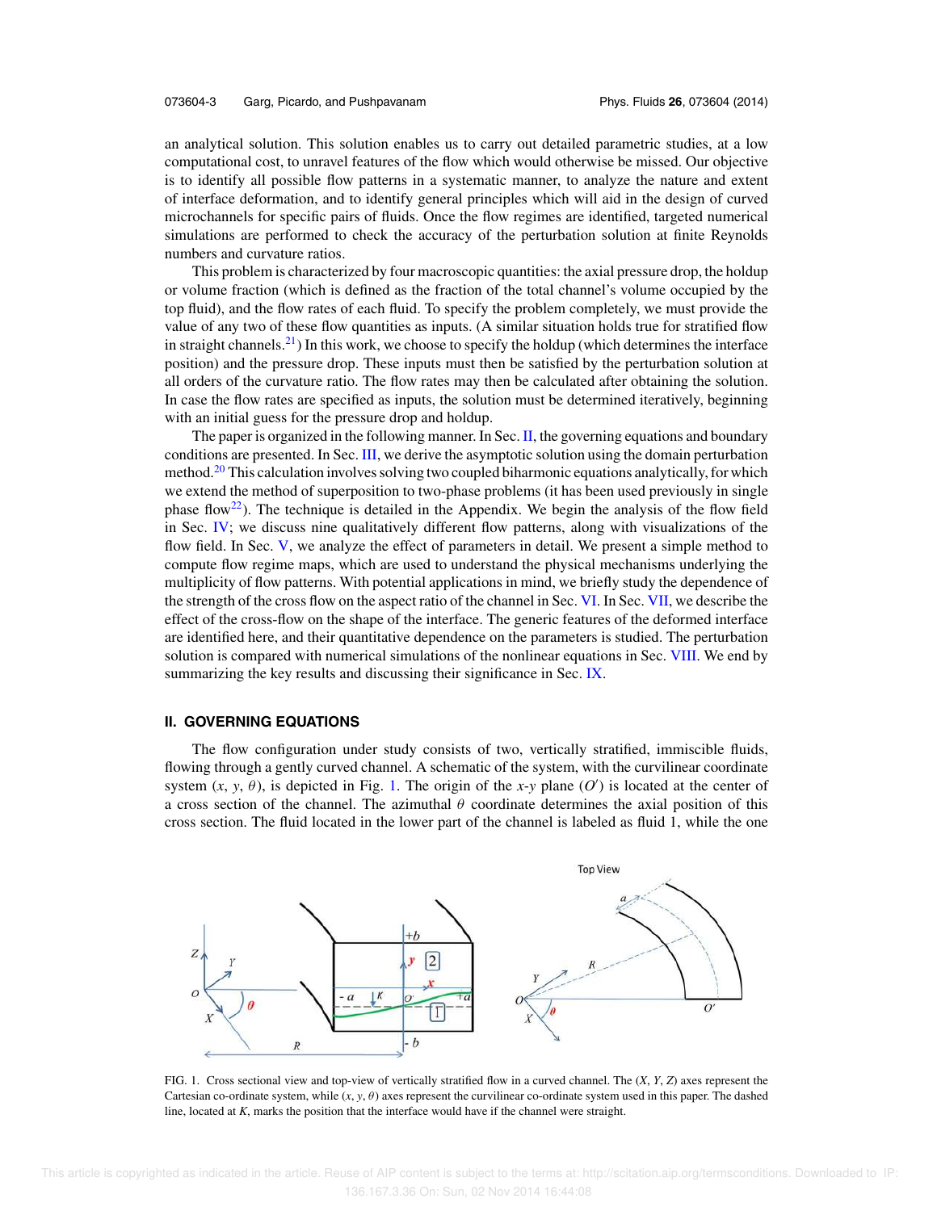an analytical solution. This solution enables us to carry out detailed parametric studies, at a low computational cost, to unravel features of the flow which would otherwise be missed. Our objective is to identify all possible flow patterns in a systematic manner, to analyze the nature and extent of interface deformation, and to identify general principles which will aid in the design of curved microchannels for specific pairs of fluids. Once the flow regimes are identified, targeted numerical simulations are performed to check the accuracy of the perturbation solution at finite Reynolds numbers and curvature ratios.

This problem is characterized by four macroscopic quantities: the axial pressure drop, the holdup or volume fraction (which is defined as the fraction of the total channel's volume occupied by the top fluid), and the flow rates of each fluid. To specify the problem completely, we must provide the value of any two of these flow quantities as inputs. (A similar situation holds true for stratified flow in straight channels.[21]) In this work, we choose to specify the holdup (which determines the interface position) and the pressure drop. These inputs must then be satisfied by the perturbation solution at all orders of the curvature ratio. The flow rates may then be calculated after obtaining the solution. In case the flow rates are specified as inputs, the solution must be determined iteratively, beginning with an initial guess for the pressure drop and holdup.

The paper is organized in the following manner. In Sec. II, the governing equations and boundary conditions are presented. In Sec. III, we derive the asymptotic solution using the domain perturbation method.[20] This calculation involves solving two coupled biharmonic equations analytically, for which we extend the method of superposition to two-phase problems (it has been used previously in single phase flow[22]). The technique is detailed in the Appendix. We begin the analysis of the flow field in Sec. IV; we discuss nine qualitatively different flow patterns, along with visualizations of the flow field. In Sec. V, we analyze the effect of parameters in detail. We present a simple method to compute flow regime maps, which are used to understand the physical mechanisms underlying the multiplicity of flow patterns. With potential applications in mind, we briefly study the dependence of the strength of the cross flow on the aspect ratio of the channel in Sec. VI. In Sec. VII, we describe the effect of the cross-flow on the shape of the interface. The generic features of the deformed interface are identified here, and their quantitative dependence on the parameters is studied. The perturbation solution is compared with numerical simulations of the nonlinear equations in Sec. VIII. We end by summarizing the key results and discussing their significance in Sec. IX.

## II. GOVERNING EQUATIONS

The flow configuration under study consists of two, vertically stratified, immiscible fluids, flowing through a gently curved channel. A schematic of the system, with the curvilinear coordinate system $(x, y, \theta)$, is depicted in Fig. 1. The origin of the $x$-$y$ plane ($O'$) is located at the center of a cross section of the channel. The azimuthal $\theta$ coordinate determines the axial position of this cross section. The fluid located in the lower part of the channel is labeled as fluid 1, while the one

Top View

Z
Y
O
X
$\theta$
R
+b
y
2
x
-a
K
O'
+a
1
-b
a
R
Y
O
X
$\theta$
O'

FIG. 1. Cross sectional view and top-view of vertically stratified flow in a curved channel. The $(X, Y, Z)$ axes represent the Cartesian co-ordinate system, while $(x, y, \theta)$ axes represent the curvilinear co-ordinate system used in this paper. The dashed line, located at $K$, marks the position that the interface would have if the channel were straight.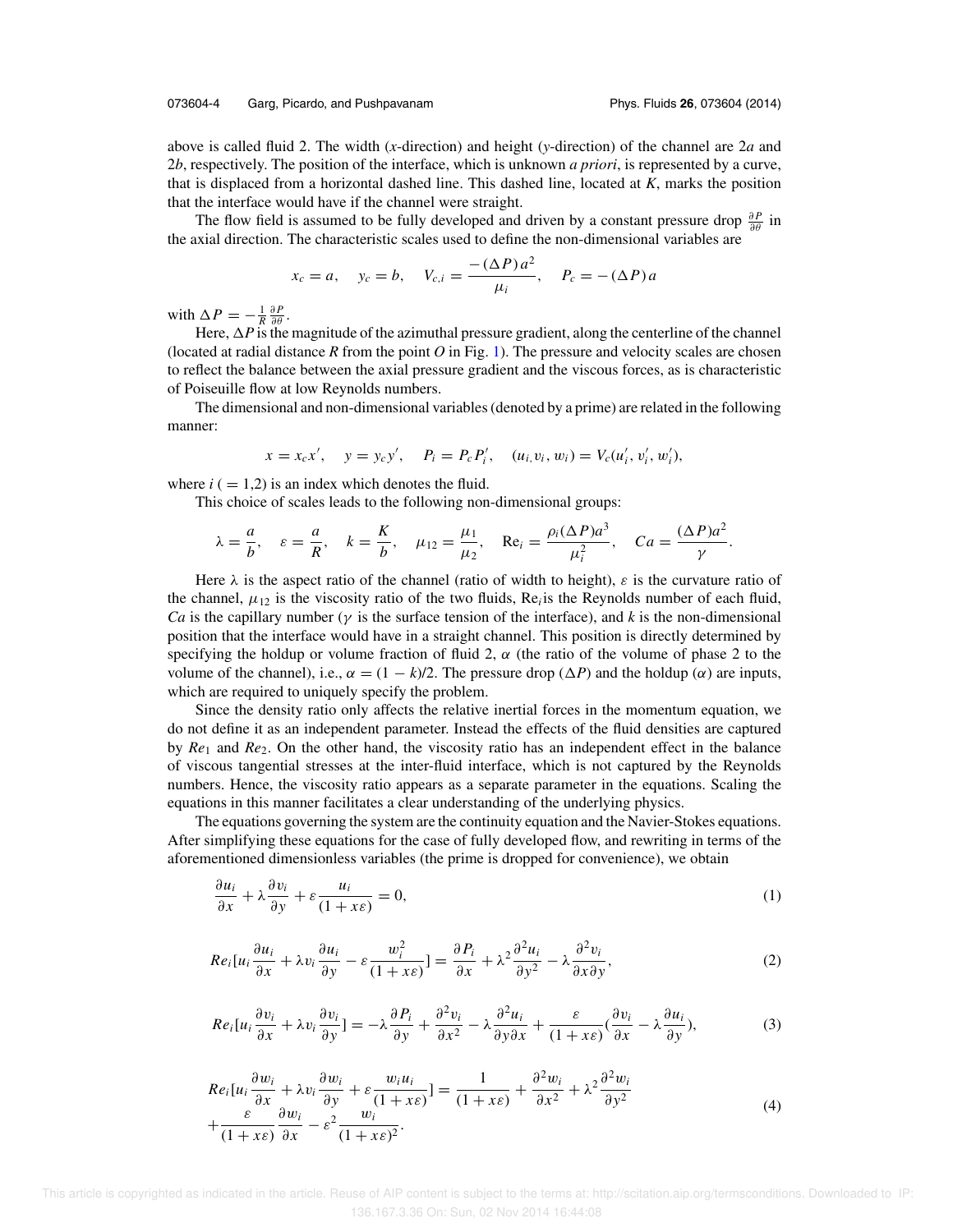above is called fluid 2. The width ($x$-direction) and height ($y$-direction) of the channel are $2a$ and $2b$, respectively. The position of the interface, which is unknown *a priori*, is represented by a curve, that is displaced from a horizontal dashed line. This dashed line, located at $K$, marks the position that the interface would have if the channel were straight.

The flow field is assumed to be fully developed and driven by a constant pressure drop $\frac{\partial P}{\partial \theta}$ in the axial direction. The characteristic scales used to define the non-dimensional variables are

$$x_c = a, \quad y_c = b, \quad V_{c,i} = \frac{-(\Delta P)\, a^2}{\mu_i}, \quad P_c = -(\Delta P)\, a$$

with $\Delta P = -\frac{1}{R}\frac{\partial P}{\partial \theta}$.

Here, $\Delta P$ is the magnitude of the azimuthal pressure gradient, along the centerline of the channel (located at radial distance $R$ from the point $O$ in Fig. 1). The pressure and velocity scales are chosen to reflect the balance between the axial pressure gradient and the viscous forces, as is characteristic of Poiseuille flow at low Reynolds numbers.

The dimensional and non-dimensional variables (denoted by a prime) are related in the following manner:

$$x = x_c x', \quad y = y_c y', \quad P_i = P_c P_i', \quad (u_i, v_i, w_i) = V_c(u_i', v_i', w_i'),$$

where $i\ (=1,2)$ is an index which denotes the fluid.

This choice of scales leads to the following non-dimensional groups:

$$\lambda = \frac{a}{b}, \quad \varepsilon = \frac{a}{R}, \quad k = \frac{K}{b}, \quad \mu_{12} = \frac{\mu_1}{\mu_2}, \quad \mathrm{Re}_i = \frac{\rho_i(\Delta P)a^3}{\mu_i^2}, \quad Ca = \frac{(\Delta P)a^2}{\gamma}.$$

Here $\lambda$ is the aspect ratio of the channel (ratio of width to height), $\varepsilon$ is the curvature ratio of the channel, $\mu_{12}$ is the viscosity ratio of the two fluids, $\mathrm{Re}_i$is the Reynolds number of each fluid, $Ca$ is the capillary number ($\gamma$ is the surface tension of the interface), and $k$ is the non-dimensional position that the interface would have in a straight channel. This position is directly determined by specifying the holdup or volume fraction of fluid 2, $\alpha$ (the ratio of the volume of phase 2 to the volume of the channel), i.e., $\alpha = (1-k)/2$. The pressure drop ($\Delta P$) and the holdup ($\alpha$) are inputs, which are required to uniquely specify the problem.

Since the density ratio only affects the relative inertial forces in the momentum equation, we do not define it as an independent parameter. Instead the effects of the fluid densities are captured by $Re_1$ and $Re_2$. On the other hand, the viscosity ratio has an independent effect in the balance of viscous tangential stresses at the inter-fluid interface, which is not captured by the Reynolds numbers. Hence, the viscosity ratio appears as a separate parameter in the equations. Scaling the equations in this manner facilitates a clear understanding of the underlying physics.

The equations governing the system are the continuity equation and the Navier-Stokes equations. After simplifying these equations for the case of fully developed flow, and rewriting in terms of the aforementioned dimensionless variables (the prime is dropped for convenience), we obtain

$$\frac{\partial u_i}{\partial x} + \lambda\frac{\partial v_i}{\partial y} + \varepsilon\frac{u_i}{(1+x\varepsilon)} = 0, \tag{1}$$

$$Re_i\left[u_i\frac{\partial u_i}{\partial x} + \lambda v_i\frac{\partial u_i}{\partial y} - \varepsilon\frac{w_i^2}{(1+x\varepsilon)}\right] = \frac{\partial P_i}{\partial x} + \lambda^2\frac{\partial^2 u_i}{\partial y^2} - \lambda\frac{\partial^2 v_i}{\partial x \partial y}, \tag{2}$$

$$Re_i\left[u_i\frac{\partial v_i}{\partial x} + \lambda v_i\frac{\partial v_i}{\partial y}\right] = -\lambda\frac{\partial P_i}{\partial y} + \frac{\partial^2 v_i}{\partial x^2} - \lambda\frac{\partial^2 u_i}{\partial y \partial x} + \frac{\varepsilon}{(1+x\varepsilon)}\left(\frac{\partial v_i}{\partial x} - \lambda\frac{\partial u_i}{\partial y}\right), \tag{3}$$

$$\begin{aligned} Re_i\left[u_i\frac{\partial w_i}{\partial x} + \lambda v_i\frac{\partial w_i}{\partial y} + \varepsilon\frac{w_i u_i}{(1+x\varepsilon)}\right] &= \frac{1}{(1+x\varepsilon)} + \frac{\partial^2 w_i}{\partial x^2} + \lambda^2\frac{\partial^2 w_i}{\partial y^2} \\ &+ \frac{\varepsilon}{(1+x\varepsilon)}\frac{\partial w_i}{\partial x} - \varepsilon^2\frac{w_i}{(1+x\varepsilon)^2}. \end{aligned} \tag{4}$$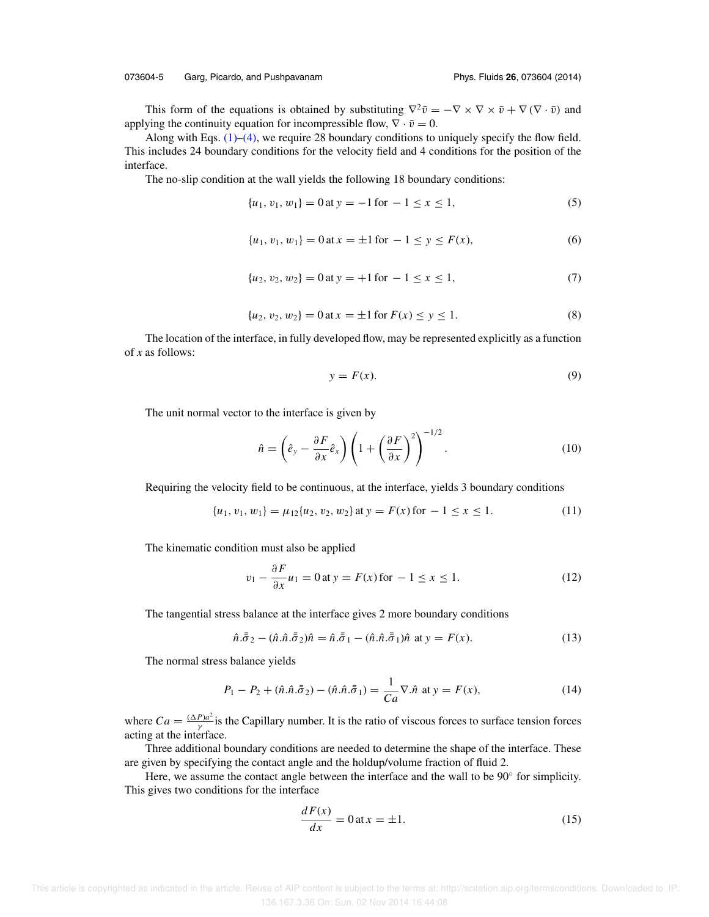This form of the equations is obtained by substituting $\nabla^2 \bar{v} = -\nabla \times \nabla \times \bar{v} + \nabla(\nabla \cdot \bar{v})$ and applying the continuity equation for incompressible flow, $\nabla \cdot \bar{v} = 0$.

Along with Eqs. (1)–(4), we require 28 boundary conditions to uniquely specify the flow field. This includes 24 boundary conditions for the velocity field and 4 conditions for the position of the interface.

The no-slip condition at the wall yields the following 18 boundary conditions:

$$\{u_1, v_1, w_1\} = 0 \text{ at } y = -1 \text{ for } -1 \leq x \leq 1, \tag{5}$$

$$\{u_1, v_1, w_1\} = 0 \text{ at } x = \pm 1 \text{ for } -1 \leq y \leq F(x), \tag{6}$$

$$\{u_2, v_2, w_2\} = 0 \text{ at } y = +1 \text{ for } -1 \leq x \leq 1, \tag{7}$$

$$\{u_2, v_2, w_2\} = 0 \text{ at } x = \pm 1 \text{ for } F(x) \leq y \leq 1. \tag{8}$$

The location of the interface, in fully developed flow, may be represented explicitly as a function of $x$ as follows:

$$y = F(x). \tag{9}$$

The unit normal vector to the interface is given by

$$\hat{n} = \left(\hat{e}_y - \frac{\partial F}{\partial x}\hat{e}_x\right)\left(1 + \left(\frac{\partial F}{\partial x}\right)^2\right)^{-1/2}. \tag{10}$$

Requiring the velocity field to be continuous, at the interface, yields 3 boundary conditions

$$\{u_1, v_1, w_1\} = \mu_{12}\{u_2, v_2, w_2\} \text{ at } y = F(x) \text{ for } -1 \leq x \leq 1. \tag{11}$$

The kinematic condition must also be applied

$$v_1 - \frac{\partial F}{\partial x}u_1 = 0 \text{ at } y = F(x) \text{ for } -1 \leq x \leq 1. \tag{12}$$

The tangential stress balance at the interface gives 2 more boundary conditions

$$\hat{n}.\bar{\bar{\sigma}}_2 - (\hat{n}.\hat{n}.\bar{\bar{\sigma}}_2)\hat{n} = \hat{n}.\bar{\bar{\sigma}}_1 - (\hat{n}.\hat{n}.\bar{\bar{\sigma}}_1)\hat{n} \text{ at } y = F(x). \tag{13}$$

The normal stress balance yields

$$P_1 - P_2 + (\hat{n}.\hat{n}.\bar{\bar{\sigma}}_2) - (\hat{n}.\hat{n}.\bar{\bar{\sigma}}_1) = \frac{1}{Ca}\nabla.\hat{n} \text{ at } y = F(x), \tag{14}$$

where $Ca = \frac{(\Delta P)a^2}{\gamma}$ is the Capillary number. It is the ratio of viscous forces to surface tension forces acting at the interface.

Three additional boundary conditions are needed to determine the shape of the interface. These are given by specifying the contact angle and the holdup/volume fraction of fluid 2.

Here, we assume the contact angle between the interface and the wall to be 90° for simplicity. This gives two conditions for the interface

$$\frac{dF(x)}{dx} = 0 \text{ at } x = \pm 1. \tag{15}$$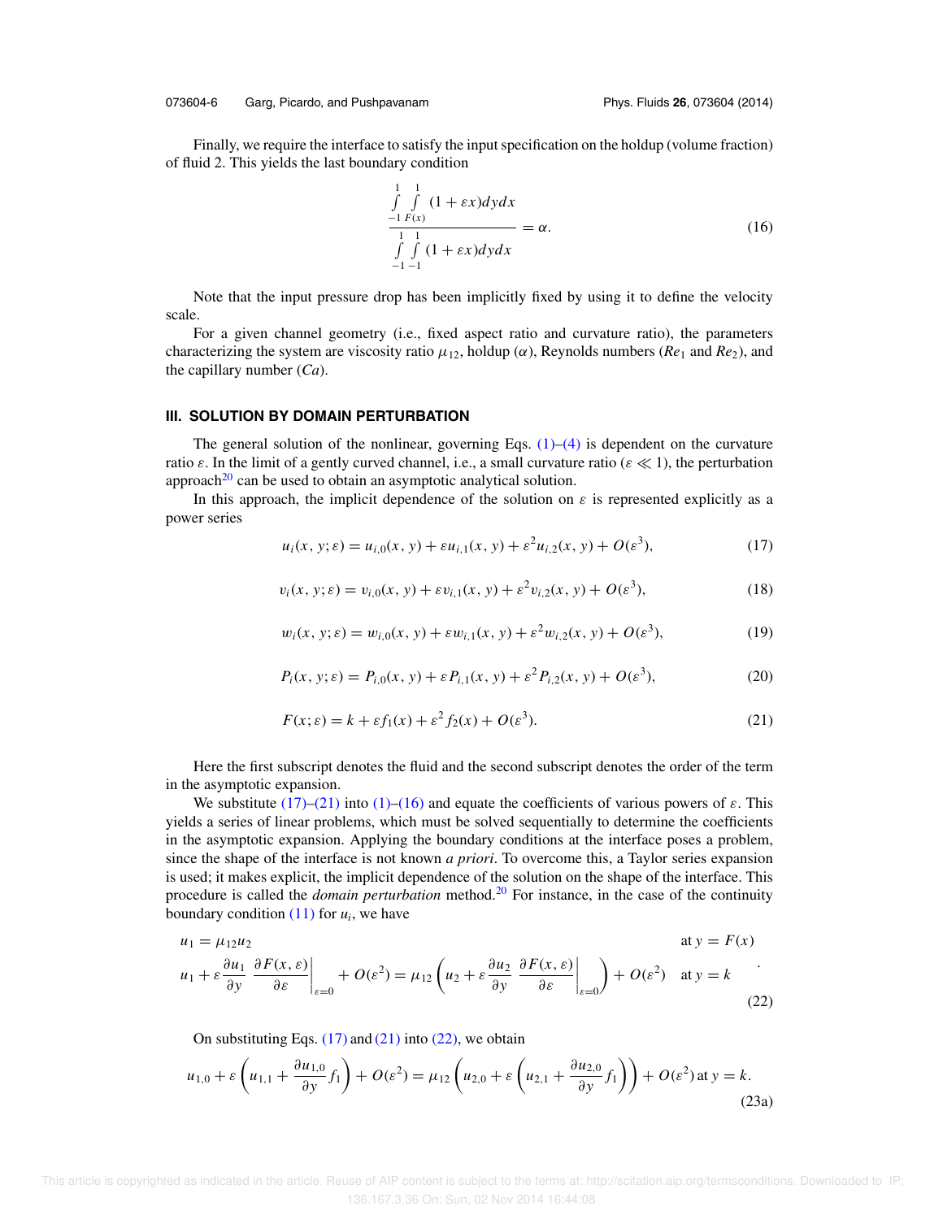Finally, we require the interface to satisfy the input specification on the holdup (volume fraction) of fluid 2. This yields the last boundary condition

$$\frac{\int_{-1}^{1}\int_{F(x)}^{1}(1+\varepsilon x)dydx}{\int_{-1}^{1}\int_{-1}^{1}(1+\varepsilon x)dydx}=\alpha. \tag{16}$$

Note that the input pressure drop has been implicitly fixed by using it to define the velocity scale.

For a given channel geometry (i.e., fixed aspect ratio and curvature ratio), the parameters characterizing the system are viscosity ratio $\mu_{12}$, holdup ($\alpha$), Reynolds numbers ($Re_1$ and $Re_2$), and the capillary number ($Ca$).

### III. SOLUTION BY DOMAIN PERTURBATION

The general solution of the nonlinear, governing Eqs. (1)–(4) is dependent on the curvature ratio $\varepsilon$. In the limit of a gently curved channel, i.e., a small curvature ratio ($\varepsilon \ll 1$), the perturbation approach[20] can be used to obtain an asymptotic analytical solution.

In this approach, the implicit dependence of the solution on $\varepsilon$ is represented explicitly as a power series

$$u_i(x,y;\varepsilon)=u_{i,0}(x,y)+\varepsilon u_{i,1}(x,y)+\varepsilon^2 u_{i,2}(x,y)+O(\varepsilon^3), \tag{17}$$

$$v_i(x,y;\varepsilon)=v_{i,0}(x,y)+\varepsilon v_{i,1}(x,y)+\varepsilon^2 v_{i,2}(x,y)+O(\varepsilon^3), \tag{18}$$

$$w_i(x,y;\varepsilon)=w_{i,0}(x,y)+\varepsilon w_{i,1}(x,y)+\varepsilon^2 w_{i,2}(x,y)+O(\varepsilon^3), \tag{19}$$

$$P_i(x,y;\varepsilon)=P_{i,0}(x,y)+\varepsilon P_{i,1}(x,y)+\varepsilon^2 P_{i,2}(x,y)+O(\varepsilon^3), \tag{20}$$

$$F(x;\varepsilon)=k+\varepsilon f_1(x)+\varepsilon^2 f_2(x)+O(\varepsilon^3). \tag{21}$$

Here the first subscript denotes the fluid and the second subscript denotes the order of the term in the asymptotic expansion.

We substitute (17)–(21) into (1)–(16) and equate the coefficients of various powers of $\varepsilon$. This yields a series of linear problems, which must be solved sequentially to determine the coefficients in the asymptotic expansion. Applying the boundary conditions at the interface poses a problem, since the shape of the interface is not known *a priori*. To overcome this, a Taylor series expansion is used; it makes explicit, the implicit dependence of the solution on the shape of the interface. This procedure is called the *domain perturbation* method.[20] For instance, in the case of the continuity boundary condition (11) for $u_i$, we have

$$\begin{aligned}
&u_1=\mu_{12}u_2 && \text{at } y=F(x)\\
&u_1+\varepsilon\frac{\partial u_1}{\partial y}\left.\frac{\partial F(x,\varepsilon)}{\partial \varepsilon}\right|_{\varepsilon=0}+O(\varepsilon^2)=\mu_{12}\left(u_2+\varepsilon\frac{\partial u_2}{\partial y}\left.\frac{\partial F(x,\varepsilon)}{\partial\varepsilon}\right|_{\varepsilon=0}\right)+O(\varepsilon^2) && \text{at } y=k
\end{aligned}. \tag{22}$$

On substituting Eqs. (17) and (21) into (22), we obtain

$$u_{1,0}+\varepsilon\left(u_{1,1}+\frac{\partial u_{1,0}}{\partial y}f_1\right)+O(\varepsilon^2)=\mu_{12}\left(u_{2,0}+\varepsilon\left(u_{2,1}+\frac{\partial u_{2,0}}{\partial y}f_1\right)\right)+O(\varepsilon^2)\ \text{at } y=k. \tag{23a}$$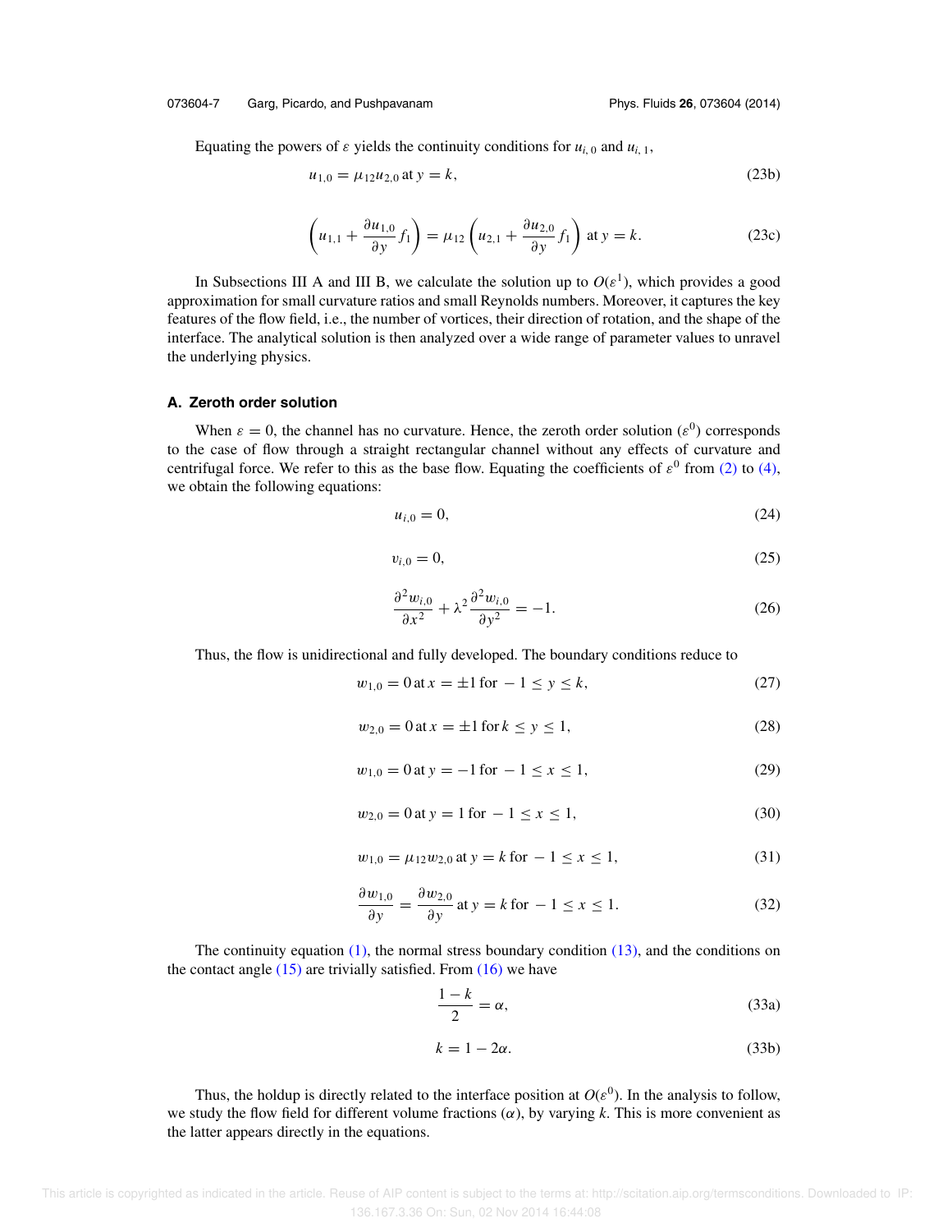Equating the powers of $\varepsilon$ yields the continuity conditions for $u_{i,0}$ and $u_{i,1}$,

$$u_{1,0} = \mu_{12} u_{2,0} \text{ at } y = k, \tag{23b}$$

$$\left( u_{1,1} + \frac{\partial u_{1,0}}{\partial y} f_1 \right) = \mu_{12} \left( u_{2,1} + \frac{\partial u_{2,0}}{\partial y} f_1 \right) \text{ at } y = k. \tag{23c}$$

In Subsections III A and III B, we calculate the solution up to $O(\varepsilon^1)$, which provides a good approximation for small curvature ratios and small Reynolds numbers. Moreover, it captures the key features of the flow field, i.e., the number of vortices, their direction of rotation, and the shape of the interface. The analytical solution is then analyzed over a wide range of parameter values to unravel the underlying physics.

### A. Zeroth order solution

When $\varepsilon = 0$, the channel has no curvature. Hence, the zeroth order solution ($\varepsilon^0$) corresponds to the case of flow through a straight rectangular channel without any effects of curvature and centrifugal force. We refer to this as the base flow. Equating the coefficients of $\varepsilon^0$ from (2) to (4), we obtain the following equations:

$$u_{i,0} = 0, \tag{24}$$

$$v_{i,0} = 0, \tag{25}$$

$$\frac{\partial^2 w_{i,0}}{\partial x^2} + \lambda^2 \frac{\partial^2 w_{i,0}}{\partial y^2} = -1. \tag{26}$$

Thus, the flow is unidirectional and fully developed. The boundary conditions reduce to

$$w_{1,0} = 0 \text{ at } x = \pm 1 \text{ for } -1 \leq y \leq k, \tag{27}$$

$$w_{2,0} = 0 \text{ at } x = \pm 1 \text{ for } k \leq y \leq 1, \tag{28}$$

$$w_{1,0} = 0 \text{ at } y = -1 \text{ for } -1 \leq x \leq 1, \tag{29}$$

$$w_{2,0} = 0 \text{ at } y = 1 \text{ for } -1 \leq x \leq 1, \tag{30}$$

$$w_{1,0} = \mu_{12} w_{2,0} \text{ at } y = k \text{ for } -1 \leq x \leq 1, \tag{31}$$

$$\frac{\partial w_{1,0}}{\partial y} = \frac{\partial w_{2,0}}{\partial y} \text{ at } y = k \text{ for } -1 \leq x \leq 1. \tag{32}$$

The continuity equation (1), the normal stress boundary condition (13), and the conditions on the contact angle (15) are trivially satisfied. From (16) we have

$$\frac{1-k}{2} = \alpha, \tag{33a}$$

$$k = 1 - 2\alpha. \tag{33b}$$

Thus, the holdup is directly related to the interface position at $O(\varepsilon^0)$. In the analysis to follow, we study the flow field for different volume fractions ($\alpha$), by varying $k$. This is more convenient as the latter appears directly in the equations.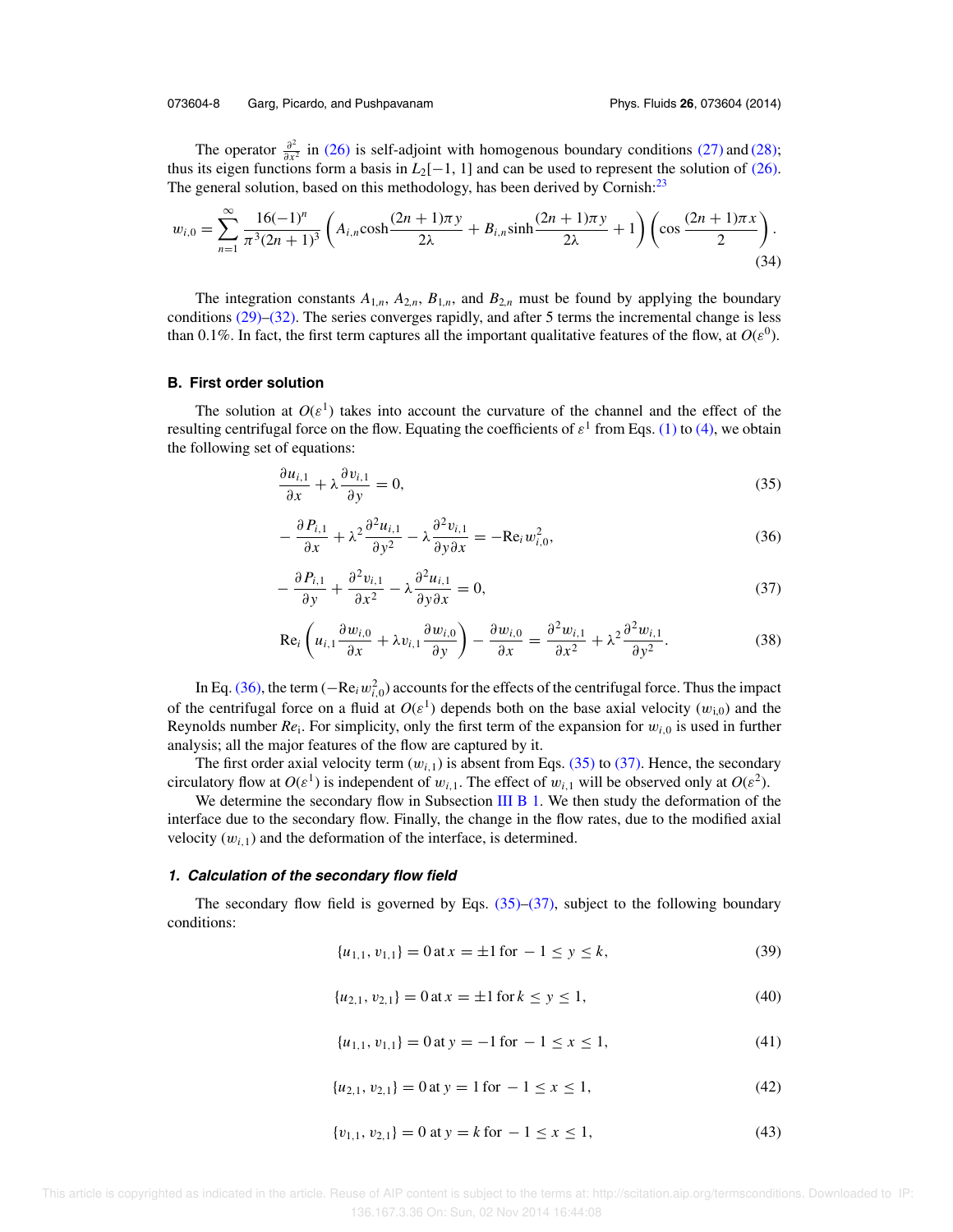The operator $\frac{\partial^2}{\partial x^2}$ in (26) is self-adjoint with homogenous boundary conditions (27) and (28); thus its eigen functions form a basis in $L_2[-1, 1]$ and can be used to represent the solution of (26). The general solution, based on this methodology, has been derived by Cornish:[23]

$$w_{i,0} = \sum_{n=1}^{\infty} \frac{16(-1)^n}{\pi^3(2n+1)^3}\left(A_{i,n}\cosh\frac{(2n+1)\pi y}{2\lambda} + B_{i,n}\sinh\frac{(2n+1)\pi y}{2\lambda} + 1\right)\left(\cos\frac{(2n+1)\pi x}{2}\right). \tag{34}$$

The integration constants $A_{1,n}$, $A_{2,n}$, $B_{1,n}$, and $B_{2,n}$ must be found by applying the boundary conditions (29)–(32). The series converges rapidly, and after 5 terms the incremental change is less than 0.1%. In fact, the first term captures all the important qualitative features of the flow, at $O(\varepsilon^0)$.

### B. First order solution

The solution at $O(\varepsilon^1)$ takes into account the curvature of the channel and the effect of the resulting centrifugal force on the flow. Equating the coefficients of $\varepsilon^1$ from Eqs. (1) to (4), we obtain the following set of equations:

$$\frac{\partial u_{i,1}}{\partial x} + \lambda\frac{\partial v_{i,1}}{\partial y} = 0, \tag{35}$$

$$-\frac{\partial P_{i,1}}{\partial x} + \lambda^2\frac{\partial^2 u_{i,1}}{\partial y^2} - \lambda\frac{\partial^2 v_{i,1}}{\partial y\partial x} = -\mathrm{Re}_i w_{i,0}^2, \tag{36}$$

$$-\frac{\partial P_{i,1}}{\partial y} + \frac{\partial^2 v_{i,1}}{\partial x^2} - \lambda\frac{\partial^2 u_{i,1}}{\partial y\partial x} = 0, \tag{37}$$

$$\mathrm{Re}_i\left(u_{i,1}\frac{\partial w_{i,0}}{\partial x} + \lambda v_{i,1}\frac{\partial w_{i,0}}{\partial y}\right) - \frac{\partial w_{i,0}}{\partial x} = \frac{\partial^2 w_{i,1}}{\partial x^2} + \lambda^2\frac{\partial^2 w_{i,1}}{\partial y^2}. \tag{38}$$

In Eq. (36), the term $(-\mathrm{Re}_i w_{i,0}^2)$ accounts for the effects of the centrifugal force. Thus the impact of the centrifugal force on a fluid at $O(\varepsilon^1)$ depends both on the base axial velocity ($w_{i,0}$) and the Reynolds number $Re_i$. For simplicity, only the first term of the expansion for $w_{i,0}$ is used in further analysis; all the major features of the flow are captured by it.

The first order axial velocity term ($w_{i,1}$) is absent from Eqs. (35) to (37). Hence, the secondary circulatory flow at $O(\varepsilon^1)$ is independent of $w_{i,1}$. The effect of $w_{i,1}$ will be observed only at $O(\varepsilon^2)$.

We determine the secondary flow in Subsection III B 1. We then study the deformation of the interface due to the secondary flow. Finally, the change in the flow rates, due to the modified axial velocity ($w_{i,1}$) and the deformation of the interface, is determined.

#### 1. Calculation of the secondary flow field

The secondary flow field is governed by Eqs. (35)–(37), subject to the following boundary conditions:

$$\{u_{1,1}, v_{1,1}\} = 0 \text{ at } x = \pm 1 \text{ for } -1 \le y \le k, \tag{39}$$

$$\{u_{2,1}, v_{2,1}\} = 0 \text{ at } x = \pm 1 \text{ for } k \le y \le 1, \tag{40}$$

$$\{u_{1,1}, v_{1,1}\} = 0 \text{ at } y = -1 \text{ for } -1 \le x \le 1, \tag{41}$$

$$\{u_{2,1}, v_{2,1}\} = 0 \text{ at } y = 1 \text{ for } -1 \le x \le 1, \tag{42}$$

$$\{v_{1,1}, v_{2,1}\} = 0 \text{ at } y = k \text{ for } -1 \le x \le 1, \tag{43}$$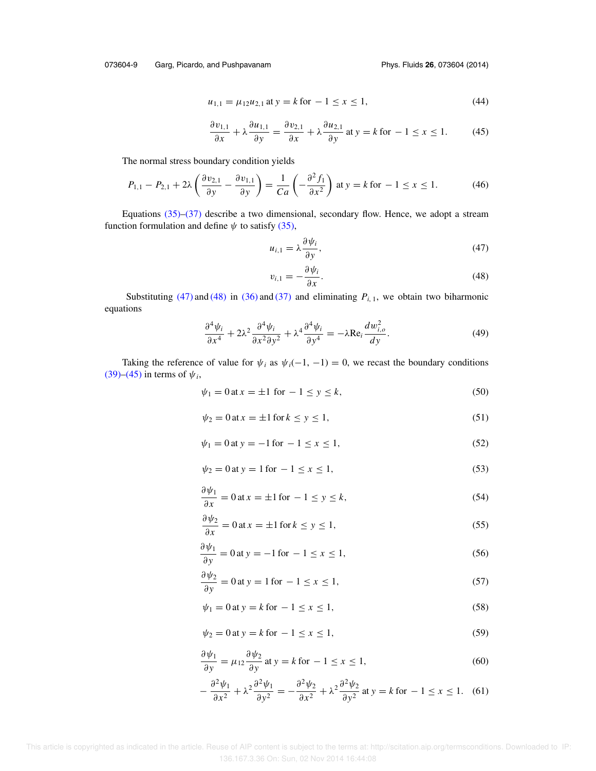$$u_{1,1} = \mu_{12} u_{2,1} \text{ at } y = k \text{ for } -1 \leq x \leq 1, \tag{44}$$

$$\frac{\partial v_{1,1}}{\partial x} + \lambda \frac{\partial u_{1,1}}{\partial y} = \frac{\partial v_{2,1}}{\partial x} + \lambda \frac{\partial u_{2,1}}{\partial y} \text{ at } y = k \text{ for } -1 \leq x \leq 1. \tag{45}$$

The normal stress boundary condition yields

$$P_{1,1} - P_{2,1} + 2\lambda \left( \frac{\partial v_{2,1}}{\partial y} - \frac{\partial v_{1,1}}{\partial y} \right) = \frac{1}{Ca} \left( -\frac{\partial^2 f_1}{\partial x^2} \right) \text{ at } y = k \text{ for } -1 \leq x \leq 1. \tag{46}$$

Equations (35)–(37) describe a two dimensional, secondary flow. Hence, we adopt a stream function formulation and define $\psi$ to satisfy (35),

$$u_{i,1} = \lambda \frac{\partial \psi_i}{\partial y}, \tag{47}$$

$$v_{i,1} = -\frac{\partial \psi_i}{\partial x}. \tag{48}$$

Substituting (47) and (48) in (36) and (37) and eliminating $P_{i,1}$, we obtain two biharmonic equations

$$\frac{\partial^4 \psi_i}{\partial x^4} + 2\lambda^2 \frac{\partial^4 \psi_i}{\partial x^2 \partial y^2} + \lambda^4 \frac{\partial^4 \psi_i}{\partial y^4} = -\lambda \text{Re}_i \frac{d w_{i,o}^2}{dy}. \tag{49}$$

Taking the reference of value for $\psi_i$ as $\psi_i(-1, -1) = 0$, we recast the boundary conditions (39)–(45) in terms of $\psi_i$,

$$\psi_1 = 0 \text{ at } x = \pm 1 \text{ for } -1 \leq y \leq k, \tag{50}$$

$$\psi_2 = 0 \text{ at } x = \pm 1 \text{ for } k \leq y \leq 1, \tag{51}$$

$$\psi_1 = 0 \text{ at } y = -1 \text{ for } -1 \leq x \leq 1, \tag{52}$$

$$\psi_2 = 0 \text{ at } y = 1 \text{ for } -1 \leq x \leq 1, \tag{53}$$

$$\frac{\partial \psi_1}{\partial x} = 0 \text{ at } x = \pm 1 \text{ for } -1 \leq y \leq k, \tag{54}$$

$$\frac{\partial \psi_2}{\partial x} = 0 \text{ at } x = \pm 1 \text{ for } k \leq y \leq 1, \tag{55}$$

$$\frac{\partial \psi_1}{\partial y} = 0 \text{ at } y = -1 \text{ for } -1 \leq x \leq 1, \tag{56}$$

$$\frac{\partial \psi_2}{\partial y} = 0 \text{ at } y = 1 \text{ for } -1 \leq x \leq 1, \tag{57}$$

$$\psi_1 = 0 \text{ at } y = k \text{ for } -1 \leq x \leq 1, \tag{58}$$

$$\psi_2 = 0 \text{ at } y = k \text{ for } -1 \leq x \leq 1, \tag{59}$$

$$\frac{\partial \psi_1}{\partial y} = \mu_{12} \frac{\partial \psi_2}{\partial y} \text{ at } y = k \text{ for } -1 \leq x \leq 1, \tag{60}$$

$$-\frac{\partial^2 \psi_1}{\partial x^2} + \lambda^2 \frac{\partial^2 \psi_1}{\partial y^2} = -\frac{\partial^2 \psi_2}{\partial x^2} + \lambda^2 \frac{\partial^2 \psi_2}{\partial y^2} \text{ at } y = k \text{ for } -1 \leq x \leq 1. \tag{61}$$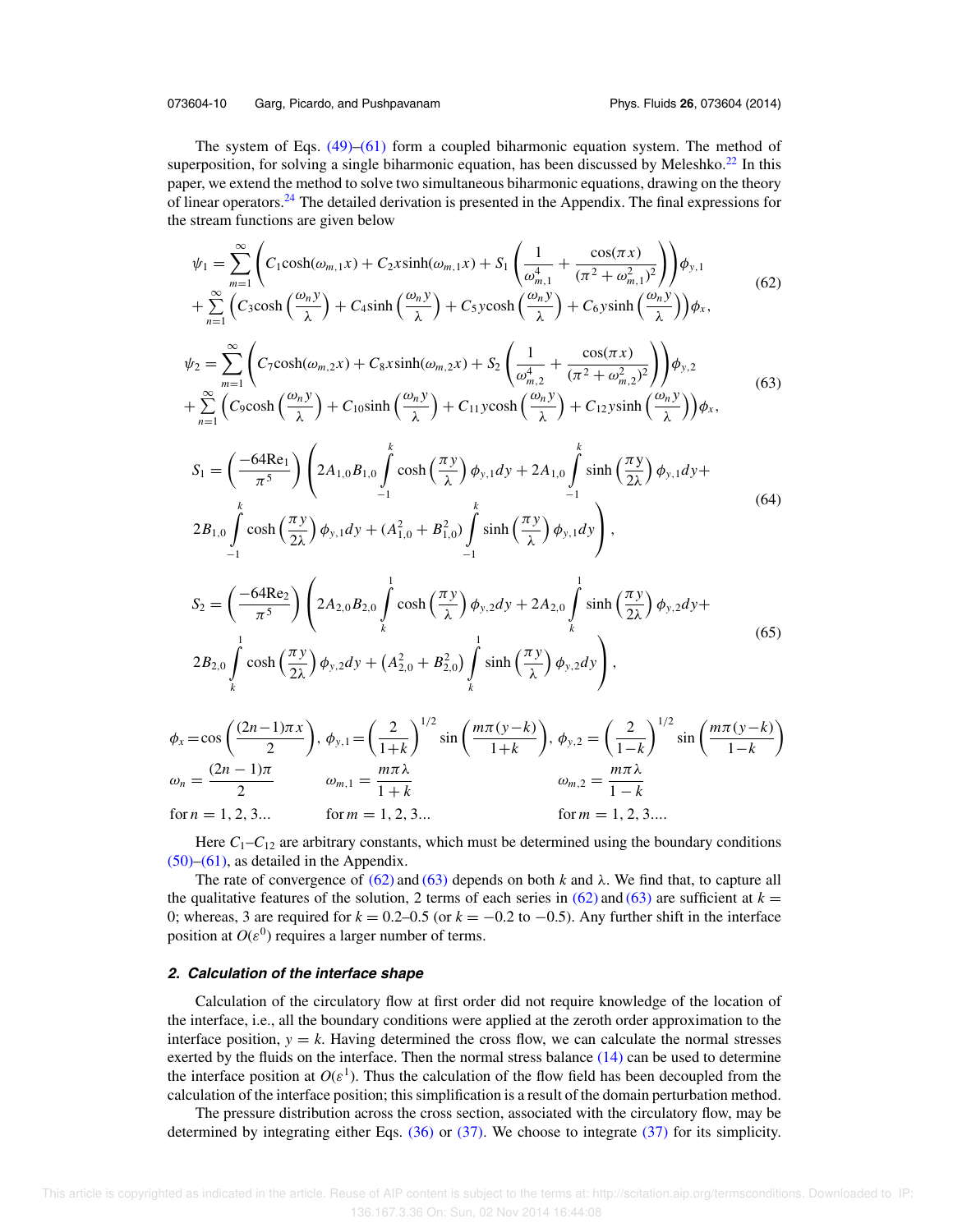The system of Eqs. (49)–(61) form a coupled biharmonic equation system. The method of superposition, for solving a single biharmonic equation, has been discussed by Meleshko.[22] In this paper, we extend the method to solve two simultaneous biharmonic equations, drawing on the theory of linear operators.[24] The detailed derivation is presented in the Appendix. The final expressions for the stream functions are given below

$$\psi_1 = \sum_{m=1}^{\infty}\left(C_1\cosh(\omega_{m,1}x) + C_2 x\sinh(\omega_{m,1}x) + S_1\left(\frac{1}{\omega_{m,1}^4} + \frac{\cos(\pi x)}{(\pi^2+\omega_{m,1}^2)^2}\right)\right)\phi_{y,1} + \sum_{n=1}^{\infty}\left(C_3\cosh\left(\frac{\omega_n y}{\lambda}\right) + C_4\sinh\left(\frac{\omega_n y}{\lambda}\right) + C_5 y\cosh\left(\frac{\omega_n y}{\lambda}\right) + C_6 y\sinh\left(\frac{\omega_n y}{\lambda}\right)\right)\phi_x, \tag{62}$$

$$\psi_2 = \sum_{m=1}^{\infty}\left(C_7\cosh(\omega_{m,2}x) + C_8 x\sinh(\omega_{m,2}x) + S_2\left(\frac{1}{\omega_{m,2}^4} + \frac{\cos(\pi x)}{(\pi^2+\omega_{m,2}^2)^2}\right)\right)\phi_{y,2} + \sum_{n=1}^{\infty}\left(C_9\cosh\left(\frac{\omega_n y}{\lambda}\right) + C_{10}\sinh\left(\frac{\omega_n y}{\lambda}\right) + C_{11} y\cosh\left(\frac{\omega_n y}{\lambda}\right) + C_{12} y\sinh\left(\frac{\omega_n y}{\lambda}\right)\right)\phi_x, \tag{63}$$

$$S_1 = \left(\frac{-64\mathrm{Re}_1}{\pi^5}\right)\left(2A_{1,0}B_{1,0}\int_{-1}^{k}\cosh\left(\frac{\pi y}{\lambda}\right)\phi_{y,1}dy + 2A_{1,0}\int_{-1}^{k}\sinh\left(\frac{\pi y}{2\lambda}\right)\phi_{y,1}dy + 2B_{1,0}\int_{-1}^{k}\cosh\left(\frac{\pi y}{2\lambda}\right)\phi_{y,1}dy + (A_{1,0}^2 + B_{1,0}^2)\int_{-1}^{k}\sinh\left(\frac{\pi y}{\lambda}\right)\phi_{y,1}dy\right), \tag{64}$$

$$S_2 = \left(\frac{-64\mathrm{Re}_2}{\pi^5}\right)\left(2A_{2,0}B_{2,0}\int_{k}^{1}\cosh\left(\frac{\pi y}{\lambda}\right)\phi_{y,2}dy + 2A_{2,0}\int_{k}^{1}\sinh\left(\frac{\pi y}{2\lambda}\right)\phi_{y,2}dy + 2B_{2,0}\int_{k}^{1}\cosh\left(\frac{\pi y}{2\lambda}\right)\phi_{y,2}dy + \left(A_{2,0}^2 + B_{2,0}^2\right)\int_{k}^{1}\sinh\left(\frac{\pi y}{\lambda}\right)\phi_{y,2}dy\right), \tag{65}$$

$$\phi_x = \cos\left(\frac{(2n-1)\pi x}{2}\right),\quad \phi_{y,1} = \left(\frac{2}{1+k}\right)^{1/2}\sin\left(\frac{m\pi(y-k)}{1+k}\right),\quad \phi_{y,2} = \left(\frac{2}{1-k}\right)^{1/2}\sin\left(\frac{m\pi(y-k)}{1-k}\right)$$

$$\omega_n = \frac{(2n-1)\pi}{2} \quad \text{for } n = 1,2,3\ldots \qquad \omega_{m,1} = \frac{m\pi\lambda}{1+k} \quad \text{for } m = 1,2,3\ldots \qquad \omega_{m,2} = \frac{m\pi\lambda}{1-k} \quad \text{for } m = 1,2,3\ldots.$$

Here $C_1$–$C_{12}$ are arbitrary constants, which must be determined using the boundary conditions (50)–(61), as detailed in the Appendix.

The rate of convergence of (62) and (63) depends on both $k$ and $\lambda$. We find that, to capture all the qualitative features of the solution, 2 terms of each series in (62) and (63) are sufficient at $k = 0$; whereas, 3 are required for $k = 0.2$–$0.5$ (or $k = -0.2$ to $-0.5$). Any further shift in the interface position at $O(\varepsilon^0)$ requires a larger number of terms.

### *2. Calculation of the interface shape*

Calculation of the circulatory flow at first order did not require knowledge of the location of the interface, i.e., all the boundary conditions were applied at the zeroth order approximation to the interface position, $y = k$. Having determined the cross flow, we can calculate the normal stresses exerted by the fluids on the interface. Then the normal stress balance (14) can be used to determine the interface position at $O(\varepsilon^1)$. Thus the calculation of the flow field has been decoupled from the calculation of the interface position; this simplification is a result of the domain perturbation method.

The pressure distribution across the cross section, associated with the circulatory flow, may be determined by integrating either Eqs. (36) or (37). We choose to integrate (37) for its simplicity.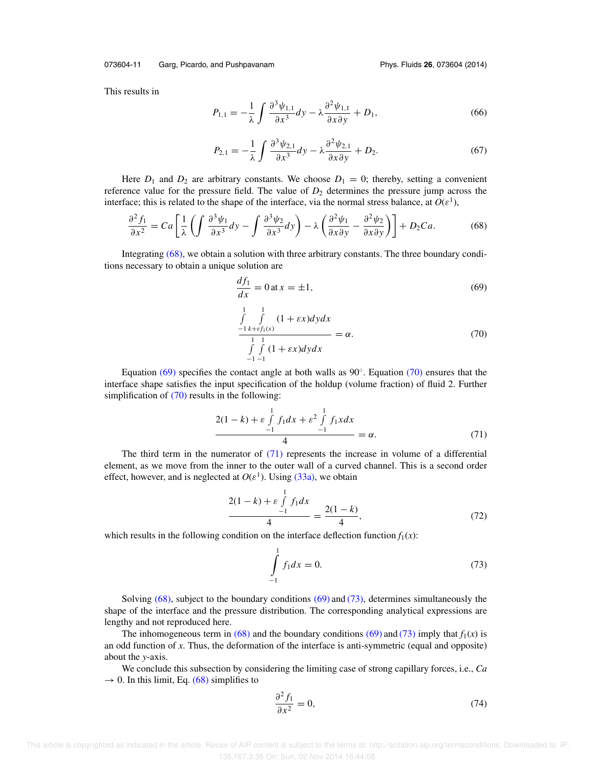This results in

$$P_{1,1} = -\frac{1}{\lambda} \int \frac{\partial^3 \psi_{1,1}}{\partial x^3} dy - \lambda \frac{\partial^2 \psi_{1,1}}{\partial x \partial y} + D_1, \tag{66}$$

$$P_{2,1} = -\frac{1}{\lambda} \int \frac{\partial^3 \psi_{2,1}}{\partial x^3} dy - \lambda \frac{\partial^2 \psi_{2,1}}{\partial x \partial y} + D_2. \tag{67}$$

Here $D_1$ and $D_2$ are arbitrary constants. We choose $D_1 = 0$; thereby, setting a convenient reference value for the pressure field. The value of $D_2$ determines the pressure jump across the interface; this is related to the shape of the interface, via the normal stress balance, at $O(\varepsilon^1)$,

$$\frac{\partial^2 f_1}{\partial x^2} = Ca \left[ \frac{1}{\lambda} \left( \int \frac{\partial^3 \psi_1}{\partial x^3} dy - \int \frac{\partial^3 \psi_2}{\partial x^3} dy \right) - \lambda \left( \frac{\partial^2 \psi_1}{\partial x \partial y} - \frac{\partial^2 \psi_2}{\partial x \partial y} \right) \right] + D_2 Ca. \tag{68}$$

Integrating (68), we obtain a solution with three arbitrary constants. The three boundary conditions necessary to obtain a unique solution are

$$\frac{df_1}{dx} = 0 \, \text{at} \, x = \pm 1, \tag{69}$$

$$\frac{\int\limits_{-1}^{1} \int\limits_{k+\varepsilon f_1(x)}^{1} (1 + \varepsilon x) dy dx}{\int\limits_{-1}^{1} \int\limits_{-1}^{1} (1 + \varepsilon x) dy dx} = \alpha. \tag{70}$$

Equation (69) specifies the contact angle at both walls as 90°. Equation (70) ensures that the interface shape satisfies the input specification of the holdup (volume fraction) of fluid 2. Further simplification of (70) results in the following:

$$\frac{2(1-k) + \varepsilon \int\limits_{-1}^{1} f_1 dx + \varepsilon^2 \int\limits_{-1}^{1} f_1 x dx}{4} = \alpha. \tag{71}$$

The third term in the numerator of (71) represents the increase in volume of a differential element, as we move from the inner to the outer wall of a curved channel. This is a second order effect, however, and is neglected at $O(\varepsilon^1)$. Using (33a), we obtain

$$\frac{2(1-k) + \varepsilon \int\limits_{-1}^{1} f_1 dx}{4} = \frac{2(1-k)}{4}, \tag{72}$$

which results in the following condition on the interface deflection function $f_1(x)$:

$$\int\limits_{-1}^{1} f_1 dx = 0. \tag{73}$$

Solving (68), subject to the boundary conditions (69) and (73), determines simultaneously the shape of the interface and the pressure distribution. The corresponding analytical expressions are lengthy and not reproduced here.

The inhomogeneous term in (68) and the boundary conditions (69) and (73) imply that $f_1(x)$ is an odd function of $x$. Thus, the deformation of the interface is anti-symmetric (equal and opposite) about the $y$-axis.

We conclude this subsection by considering the limiting case of strong capillary forces, i.e., $Ca \to 0$. In this limit, Eq. (68) simplifies to

$$\frac{\partial^2 f_1}{\partial x^2} = 0, \tag{74}$$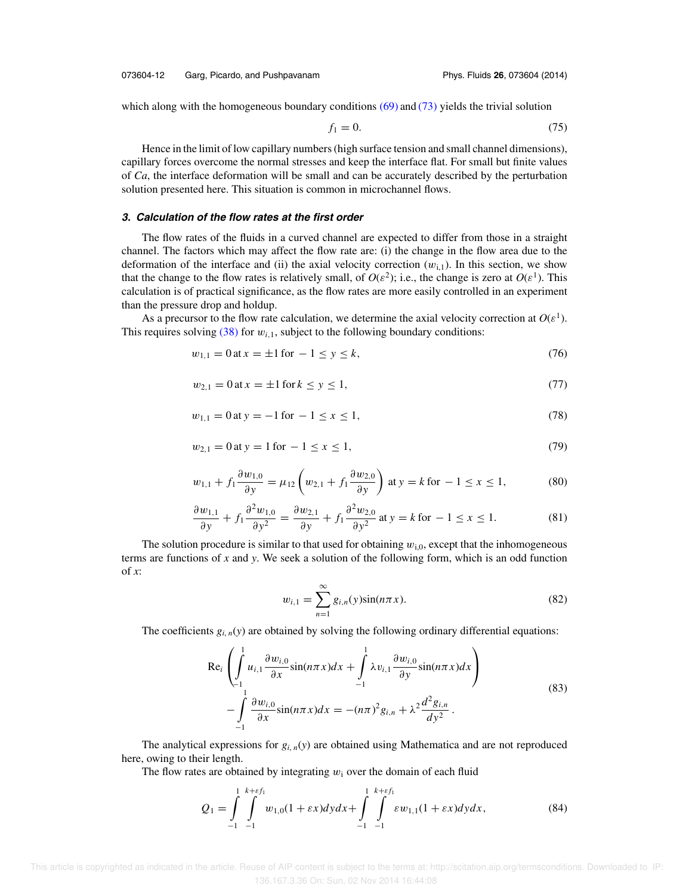which along with the homogeneous boundary conditions (69) and (73) yields the trivial solution

$$f_1 = 0. \tag{75}$$

Hence in the limit of low capillary numbers (high surface tension and small channel dimensions), capillary forces overcome the normal stresses and keep the interface flat. For small but finite values of $Ca$, the interface deformation will be small and can be accurately described by the perturbation solution presented here. This situation is common in microchannel flows.

#### *3. Calculation of the flow rates at the first order*

The flow rates of the fluids in a curved channel are expected to differ from those in a straight channel. The factors which may affect the flow rate are: (i) the change in the flow area due to the deformation of the interface and (ii) the axial velocity correction ($w_{i,1}$). In this section, we show that the change to the flow rates is relatively small, of $O(\varepsilon^2)$; i.e., the change is zero at $O(\varepsilon^1)$. This calculation is of practical significance, as the flow rates are more easily controlled in an experiment than the pressure drop and holdup.

As a precursor to the flow rate calculation, we determine the axial velocity correction at $O(\varepsilon^1)$. This requires solving (38) for $w_{i,1}$, subject to the following boundary conditions:

$$w_{1,1} = 0 \text{ at } x = \pm 1 \text{ for } -1 \leq y \leq k, \tag{76}$$

$$w_{2,1} = 0 \text{ at } x = \pm 1 \text{ for } k \leq y \leq 1, \tag{77}$$

$$w_{1,1} = 0 \text{ at } y = -1 \text{ for } -1 \leq x \leq 1, \tag{78}$$

$$w_{2,1} = 0 \text{ at } y = 1 \text{ for } -1 \leq x \leq 1, \tag{79}$$

$$w_{1,1} + f_1 \frac{\partial w_{1,0}}{\partial y} = \mu_{12} \left( w_{2,1} + f_1 \frac{\partial w_{2,0}}{\partial y} \right) \text{ at } y = k \text{ for } -1 \leq x \leq 1, \tag{80}$$

$$\frac{\partial w_{1,1}}{\partial y} + f_1 \frac{\partial^2 w_{1,0}}{\partial y^2} = \frac{\partial w_{2,1}}{\partial y} + f_1 \frac{\partial^2 w_{2,0}}{\partial y^2} \text{ at } y = k \text{ for } -1 \leq x \leq 1. \tag{81}$$

The solution procedure is similar to that used for obtaining $w_{i,0}$, except that the inhomogeneous terms are functions of $x$ and $y$. We seek a solution of the following form, which is an odd function of $x$:

$$w_{i,1} = \sum_{n=1}^{\infty} g_{i,n}(y) \sin(n\pi x). \tag{82}$$

The coefficients $g_{i,n}(y)$ are obtained by solving the following ordinary differential equations:

$$\begin{aligned} \text{Re}_i \left( \int_{-1}^{1} u_{i,1} \frac{\partial w_{i,0}}{\partial x} \sin(n\pi x) dx + \int_{-1}^{1} \lambda v_{i,1} \frac{\partial w_{i,0}}{\partial y} \sin(n\pi x) dx \right) \\ - \int_{-1}^{1} \frac{\partial w_{i,0}}{\partial x} \sin(n\pi x) dx = -(n\pi)^2 g_{i,n} + \lambda^2 \frac{d^2 g_{i,n}}{dy^2}. \end{aligned} \tag{83}$$

The analytical expressions for $g_{i,n}(y)$ are obtained using Mathematica and are not reproduced here, owing to their length.

The flow rates are obtained by integrating $w_i$ over the domain of each fluid

$$Q_1 = \int_{-1}^{1} \int_{-1}^{k+\varepsilon f_1} w_{1,0}(1 + \varepsilon x) dy dx + \int_{-1}^{1} \int_{-1}^{k+\varepsilon f_1} \varepsilon w_{1,1}(1 + \varepsilon x) dy dx, \tag{84}$$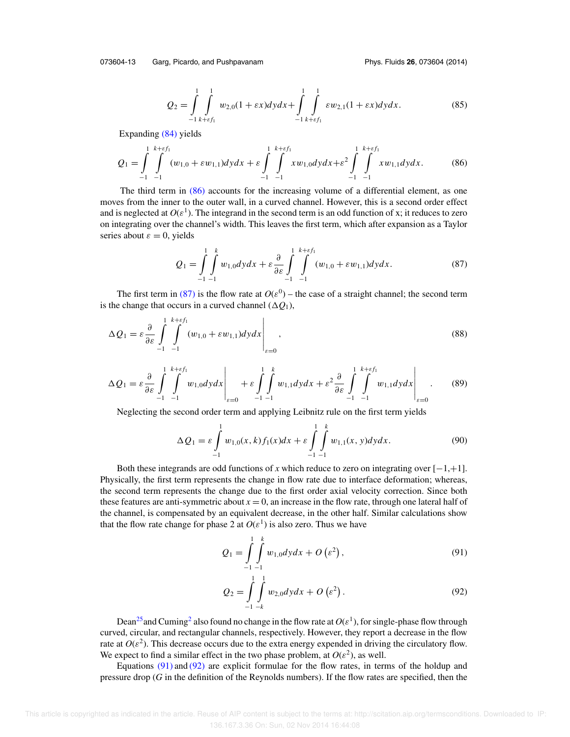$$Q_2 = \int_{-1}^{1} \int_{k+\varepsilon f_1}^{1} w_{2,0}(1+\varepsilon x)dydx + \int_{-1}^{1} \int_{k+\varepsilon f_1}^{1} \varepsilon w_{2,1}(1+\varepsilon x)dydx. \tag{85}$$

Expanding (84) yields

$$Q_1 = \int_{-1}^{1} \int_{-1}^{k+\varepsilon f_1} (w_{1,0} + \varepsilon w_{1,1})dydx + \varepsilon \int_{-1}^{1} \int_{-1}^{k+\varepsilon f_1} x w_{1,0} dydx + \varepsilon^2 \int_{-1}^{1} \int_{-1}^{k+\varepsilon f_1} x w_{1,1} dydx. \tag{86}$$

The third term in (86) accounts for the increasing volume of a differential element, as one moves from the inner to the outer wall, in a curved channel. However, this is a second order effect and is neglected at $O(\varepsilon^1)$. The integrand in the second term is an odd function of x; it reduces to zero on integrating over the channel's width. This leaves the first term, which after expansion as a Taylor series about $\varepsilon = 0$, yields

$$Q_1 = \int_{-1}^{1} \int_{-1}^{k} w_{1,0} dydx + \varepsilon \frac{\partial}{\partial \varepsilon} \int_{-1}^{1} \int_{-1}^{k+\varepsilon f_1} (w_{1,0} + \varepsilon w_{1,1})dydx. \tag{87}$$

The first term in (87) is the flow rate at $O(\varepsilon^0)$ – the case of a straight channel; the second term is the change that occurs in a curved channel ($\Delta Q_1$),

$$\Delta Q_1 = \varepsilon \frac{\partial}{\partial \varepsilon} \int_{-1}^{1} \int_{-1}^{k+\varepsilon f_1} (w_{1,0} + \varepsilon w_{1,1})dydx \Bigg|_{\varepsilon=0}, \tag{88}$$

$$\Delta Q_1 = \varepsilon \frac{\partial}{\partial \varepsilon} \int_{-1}^{1} \int_{-1}^{k+\varepsilon f_1} w_{1,0} dydx \Bigg|_{\varepsilon=0} + \varepsilon \int_{-1}^{1} \int_{-1}^{k} w_{1,1} dydx + \varepsilon^2 \frac{\partial}{\partial \varepsilon} \int_{-1}^{1} \int_{-1}^{k+\varepsilon f_1} w_{1,1} dydx \Bigg|_{\varepsilon=0}. \tag{89}$$

Neglecting the second order term and applying Leibnitz rule on the first term yields

$$\Delta Q_1 = \varepsilon \int_{-1}^{1} w_{1,0}(x,k) f_1(x) dx + \varepsilon \int_{-1}^{1} \int_{-1}^{k} w_{1,1}(x,y) dydx. \tag{90}$$

Both these integrands are odd functions of $x$ which reduce to zero on integrating over $[-1,+1]$. Physically, the first term represents the change in flow rate due to interface deformation; whereas, the second term represents the change due to the first order axial velocity correction. Since both these features are anti-symmetric about $x = 0$, an increase in the flow rate, through one lateral half of the channel, is compensated by an equivalent decrease, in the other half. Similar calculations show that the flow rate change for phase 2 at $O(\varepsilon^1)$ is also zero. Thus we have

$$Q_1 = \int_{-1}^{1} \int_{-1}^{k} w_{1,0} dydx + O\left(\varepsilon^2\right), \tag{91}$$

$$Q_2 = \int_{-1}^{1} \int_{-k}^{1} w_{2,0} dydx + O\left(\varepsilon^2\right). \tag{92}$$

Dean[25] and Cuming[2] also found no change in the flow rate at $O(\varepsilon^1)$, for single-phase flow through curved, circular, and rectangular channels, respectively. However, they report a decrease in the flow rate at $O(\varepsilon^2)$. This decrease occurs due to the extra energy expended in driving the circulatory flow. We expect to find a similar effect in the two phase problem, at $O(\varepsilon^2)$, as well.

Equations (91) and (92) are explicit formulae for the flow rates, in terms of the holdup and pressure drop ($G$ in the definition of the Reynolds numbers). If the flow rates are specified, then the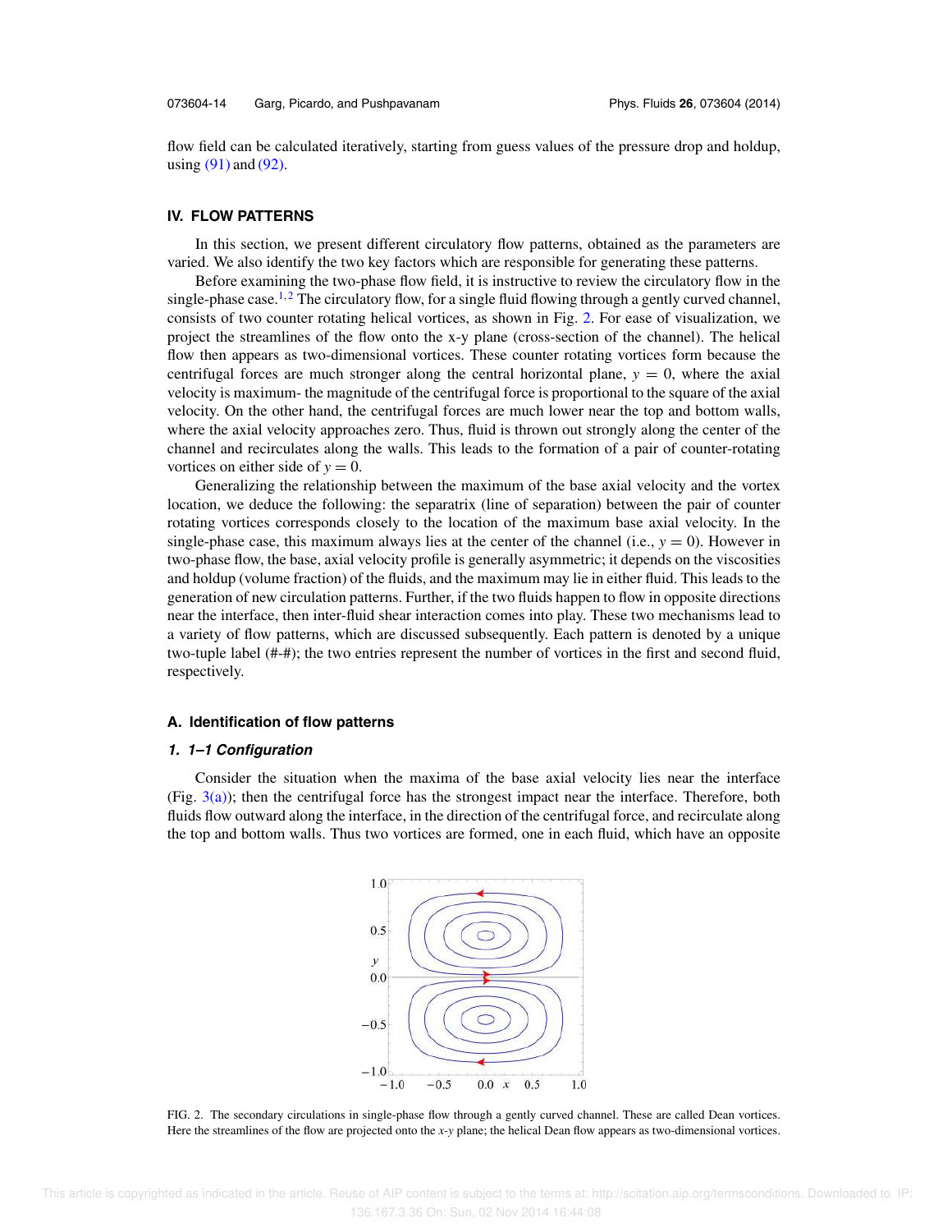flow field can be calculated iteratively, starting from guess values of the pressure drop and holdup, using (91) and (92).

## IV. FLOW PATTERNS

In this section, we present different circulatory flow patterns, obtained as the parameters are varied. We also identify the two key factors which are responsible for generating these patterns.

Before examining the two-phase flow field, it is instructive to review the circulatory flow in the single-phase case.[1,2] The circulatory flow, for a single fluid flowing through a gently curved channel, consists of two counter rotating helical vortices, as shown in Fig. 2. For ease of visualization, we project the streamlines of the flow onto the x-y plane (cross-section of the channel). The helical flow then appears as two-dimensional vortices. These counter rotating vortices form because the centrifugal forces are much stronger along the central horizontal plane, $y = 0$, where the axial velocity is maximum- the magnitude of the centrifugal force is proportional to the square of the axial velocity. On the other hand, the centrifugal forces are much lower near the top and bottom walls, where the axial velocity approaches zero. Thus, fluid is thrown out strongly along the center of the channel and recirculates along the walls. This leads to the formation of a pair of counter-rotating vortices on either side of $y = 0$.

Generalizing the relationship between the maximum of the base axial velocity and the vortex location, we deduce the following: the separatrix (line of separation) between the pair of counter rotating vortices corresponds closely to the location of the maximum base axial velocity. In the single-phase case, this maximum always lies at the center of the channel (i.e., $y = 0$). However in two-phase flow, the base, axial velocity profile is generally asymmetric; it depends on the viscosities and holdup (volume fraction) of the fluids, and the maximum may lie in either fluid. This leads to the generation of new circulation patterns. Further, if the two fluids happen to flow in opposite directions near the interface, then inter-fluid shear interaction comes into play. These two mechanisms lead to a variety of flow patterns, which are discussed subsequently. Each pattern is denoted by a unique two-tuple label (#-#); the two entries represent the number of vortices in the first and second fluid, respectively.

### A. Identification of flow patterns

#### *1. 1–1 Configuration*

Consider the situation when the maxima of the base axial velocity lies near the interface (Fig. 3(a)); then the centrifugal force has the strongest impact near the interface. Therefore, both fluids flow outward along the interface, in the direction of the centrifugal force, and recirculate along the top and bottom walls. Thus two vortices are formed, one in each fluid, which have an opposite

FIG. 2. The secondary circulations in single-phase flow through a gently curved channel. These are called Dean vortices. Here the streamlines of the flow are projected onto the *x*-*y* plane; the helical Dean flow appears as two-dimensional vortices.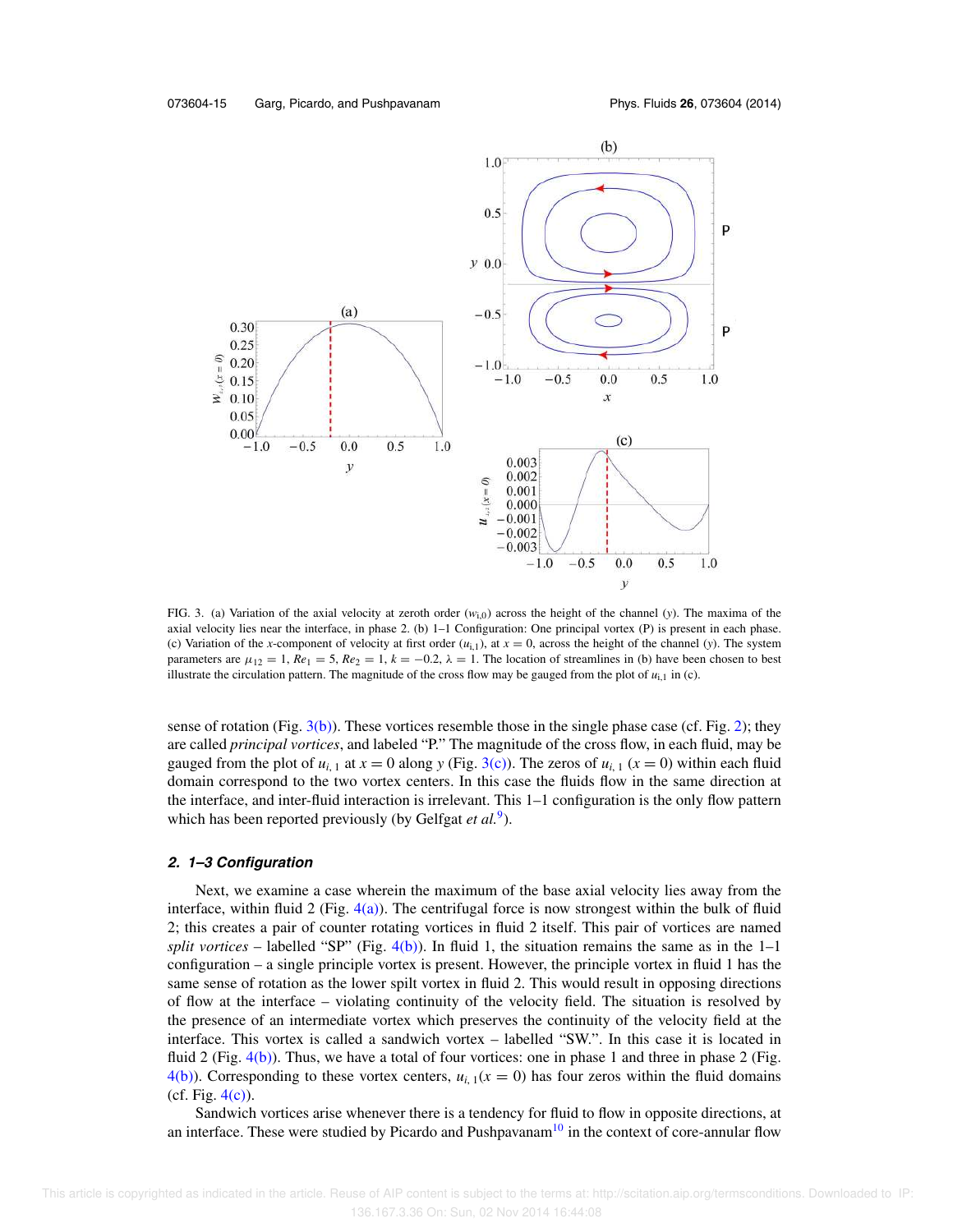FIG. 3. (a) Variation of the axial velocity at zeroth order ($w_{i,0}$) across the height of the channel ($y$). The maxima of the axial velocity lies near the interface, in phase 2. (b) 1–1 Configuration: One principal vortex (P) is present in each phase. (c) Variation of the $x$-component of velocity at first order ($u_{i,1}$), at $x = 0$, across the height of the channel ($y$). The system parameters are $\mu_{12} = 1$, $Re_1 = 5$, $Re_2 = 1$, $k = -0.2$, $\lambda = 1$. The location of streamlines in (b) have been chosen to best illustrate the circulation pattern. The magnitude of the cross flow may be gauged from the plot of $u_{i,1}$ in (c).

sense of rotation (Fig. 3(b)). These vortices resemble those in the single phase case (cf. Fig. 2); they are called *principal vortices*, and labeled "P." The magnitude of the cross flow, in each fluid, may be gauged from the plot of $u_{i,1}$ at $x = 0$ along $y$ (Fig. 3(c)). The zeros of $u_{i,1}$ $(x = 0)$ within each fluid domain correspond to the two vortex centers. In this case the fluids flow in the same direction at the interface, and inter-fluid interaction is irrelevant. This 1–1 configuration is the only flow pattern which has been reported previously (by Gelfgat *et al.*[9]).

### 2. 1–3 Configuration

Next, we examine a case wherein the maximum of the base axial velocity lies away from the interface, within fluid 2 (Fig. 4(a)). The centrifugal force is now strongest within the bulk of fluid 2; this creates a pair of counter rotating vortices in fluid 2 itself. This pair of vortices are named *split vortices* – labelled "SP" (Fig. 4(b)). In fluid 1, the situation remains the same as in the 1–1 configuration – a single principle vortex is present. However, the principle vortex in fluid 1 has the same sense of rotation as the lower spilt vortex in fluid 2. This would result in opposing directions of flow at the interface – violating continuity of the velocity field. The situation is resolved by the presence of an intermediate vortex which preserves the continuity of the velocity field at the interface. This vortex is called a sandwich vortex – labelled "SW.". In this case it is located in fluid 2 (Fig. 4(b)). Thus, we have a total of four vortices: one in phase 1 and three in phase 2 (Fig. 4(b)). Corresponding to these vortex centers, $u_{i,1}(x = 0)$ has four zeros within the fluid domains (cf. Fig. 4(c)).

Sandwich vortices arise whenever there is a tendency for fluid to flow in opposite directions, at an interface. These were studied by Picardo and Pushpavanam[10] in the context of core-annular flow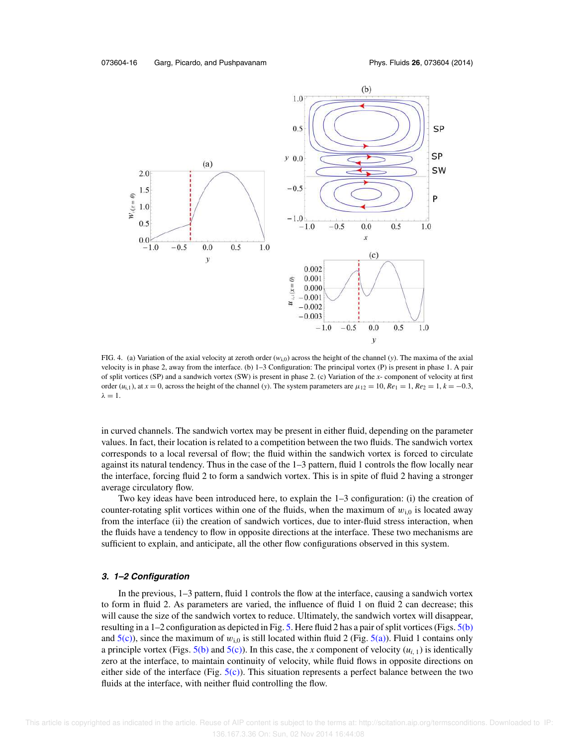FIG. 4. (a) Variation of the axial velocity at zeroth order ($w_{i,0}$) across the height of the channel ($y$). The maxima of the axial velocity is in phase 2, away from the interface. (b) 1–3 Configuration: The principal vortex (P) is present in phase 1. A pair of split vortices (SP) and a sandwich vortex (SW) is present in phase 2. (c) Variation of the $x$- component of velocity at first order ($u_{i,1}$), at $x = 0$, across the height of the channel ($y$). The system parameters are $\mu_{12} = 10$, $Re_1 = 1$, $Re_2 = 1$, $k = -0.3$, $\lambda = 1$.

in curved channels. The sandwich vortex may be present in either fluid, depending on the parameter values. In fact, their location is related to a competition between the two fluids. The sandwich vortex corresponds to a local reversal of flow; the fluid within the sandwich vortex is forced to circulate against its natural tendency. Thus in the case of the 1–3 pattern, fluid 1 controls the flow locally near the interface, forcing fluid 2 to form a sandwich vortex. This is in spite of fluid 2 having a stronger average circulatory flow.

Two key ideas have been introduced here, to explain the 1–3 configuration: (i) the creation of counter-rotating split vortices within one of the fluids, when the maximum of $w_{i,0}$ is located away from the interface (ii) the creation of sandwich vortices, due to inter-fluid stress interaction, when the fluids have a tendency to flow in opposite directions at the interface. These two mechanisms are sufficient to explain, and anticipate, all the other flow configurations observed in this system.

### 3. 1–2 Configuration

In the previous, 1–3 pattern, fluid 1 controls the flow at the interface, causing a sandwich vortex to form in fluid 2. As parameters are varied, the influence of fluid 1 on fluid 2 can decrease; this will cause the size of the sandwich vortex to reduce. Ultimately, the sandwich vortex will disappear, resulting in a 1–2 configuration as depicted in Fig. 5. Here fluid 2 has a pair of split vortices (Figs. 5(b) and 5(c)), since the maximum of $w_{i,0}$ is still located within fluid 2 (Fig. 5(a)). Fluid 1 contains only a principle vortex (Figs. 5(b) and 5(c)). In this case, the $x$ component of velocity ($u_{i,1}$) is identically zero at the interface, to maintain continuity of velocity, while fluid flows in opposite directions on either side of the interface (Fig. 5(c)). This situation represents a perfect balance between the two fluids at the interface, with neither fluid controlling the flow.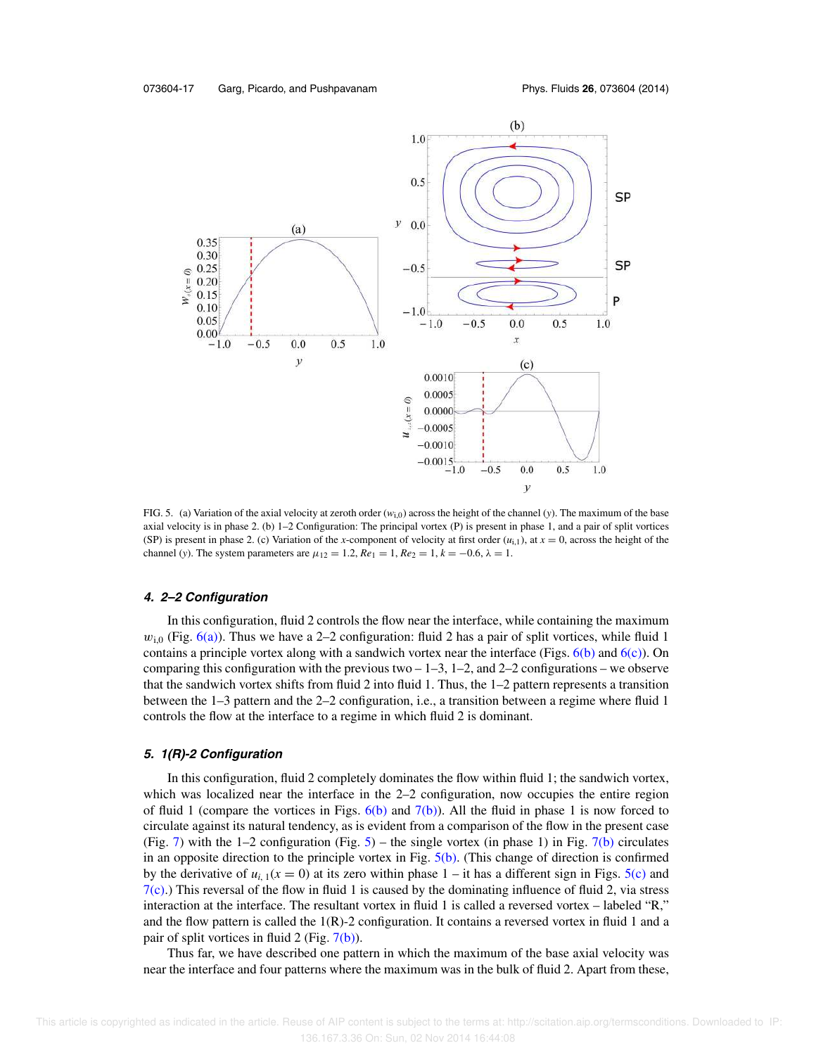FIG. 5. (a) Variation of the axial velocity at zeroth order ($w_{i,0}$) across the height of the channel ($y$). The maximum of the base axial velocity is in phase 2. (b) 1–2 Configuration: The principal vortex (P) is present in phase 1, and a pair of split vortices (SP) is present in phase 2. (c) Variation of the $x$-component of velocity at first order ($u_{i,1}$), at $x = 0$, across the height of the channel ($y$). The system parameters are $\mu_{12} = 1.2$, $Re_1 = 1$, $Re_2 = 1$, $k = -0.6$, $\lambda = 1$.

#### *4. 2–2 Configuration*

In this configuration, fluid 2 controls the flow near the interface, while containing the maximum $w_{i,0}$ (Fig. 6(a)). Thus we have a 2–2 configuration: fluid 2 has a pair of split vortices, while fluid 1 contains a principle vortex along with a sandwich vortex near the interface (Figs. 6(b) and 6(c)). On comparing this configuration with the previous two – 1–3, 1–2, and 2–2 configurations – we observe that the sandwich vortex shifts from fluid 2 into fluid 1. Thus, the 1–2 pattern represents a transition between the 1–3 pattern and the 2–2 configuration, i.e., a transition between a regime where fluid 1 controls the flow at the interface to a regime in which fluid 2 is dominant.

#### *5. 1(R)-2 Configuration*

In this configuration, fluid 2 completely dominates the flow within fluid 1; the sandwich vortex, which was localized near the interface in the 2–2 configuration, now occupies the entire region of fluid 1 (compare the vortices in Figs. 6(b) and 7(b)). All the fluid in phase 1 is now forced to circulate against its natural tendency, as is evident from a comparison of the flow in the present case (Fig. 7) with the 1–2 configuration (Fig. 5) – the single vortex (in phase 1) in Fig. 7(b) circulates in an opposite direction to the principle vortex in Fig. 5(b). (This change of direction is confirmed by the derivative of $u_{i,1}(x = 0)$ at its zero within phase 1 – it has a different sign in Figs. 5(c) and 7(c).) This reversal of the flow in fluid 1 is caused by the dominating influence of fluid 2, via stress interaction at the interface. The resultant vortex in fluid 1 is called a reversed vortex – labeled "R," and the flow pattern is called the 1(R)-2 configuration. It contains a reversed vortex in fluid 1 and a pair of split vortices in fluid 2 (Fig. 7(b)).

Thus far, we have described one pattern in which the maximum of the base axial velocity was near the interface and four patterns where the maximum was in the bulk of fluid 2. Apart from these,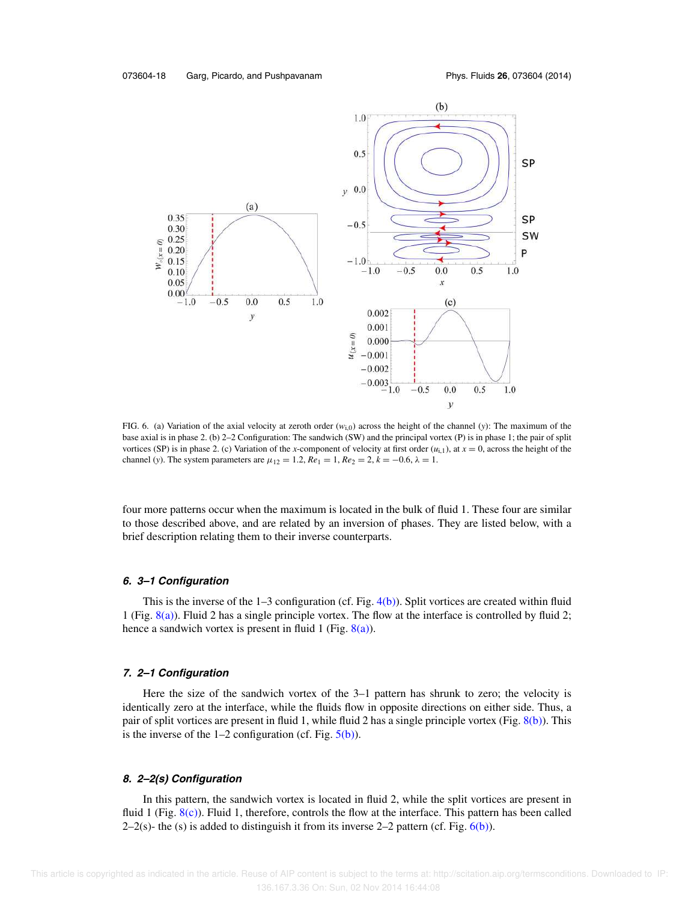FIG. 6. (a) Variation of the axial velocity at zeroth order ($w_{i,0}$) across the height of the channel ($y$): The maximum of the base axial is in phase 2. (b) 2–2 Configuration: The sandwich (SW) and the principal vortex (P) is in phase 1; the pair of split vortices (SP) is in phase 2. (c) Variation of the $x$-component of velocity at first order ($u_{i,1}$), at $x = 0$, across the height of the channel ($y$). The system parameters are $\mu_{12} = 1.2$, $Re_1 = 1$, $Re_2 = 2$, $k = -0.6$, $\lambda = 1$.

four more patterns occur when the maximum is located in the bulk of fluid 1. These four are similar to those described above, and are related by an inversion of phases. They are listed below, with a brief description relating them to their inverse counterparts.

#### 6. 3–1 Configuration

This is the inverse of the 1–3 configuration (cf. Fig. 4(b)). Split vortices are created within fluid 1 (Fig. 8(a)). Fluid 2 has a single principle vortex. The flow at the interface is controlled by fluid 2; hence a sandwich vortex is present in fluid 1 (Fig. 8(a)).

#### 7. 2–1 Configuration

Here the size of the sandwich vortex of the 3–1 pattern has shrunk to zero; the velocity is identically zero at the interface, while the fluids flow in opposite directions on either side. Thus, a pair of split vortices are present in fluid 1, while fluid 2 has a single principle vortex (Fig. 8(b)). This is the inverse of the 1–2 configuration (cf. Fig. 5(b)).

#### 8. 2–2(s) Configuration

In this pattern, the sandwich vortex is located in fluid 2, while the split vortices are present in fluid 1 (Fig. 8(c)). Fluid 1, therefore, controls the flow at the interface. This pattern has been called 2–2(s)- the (s) is added to distinguish it from its inverse 2–2 pattern (cf. Fig. 6(b)).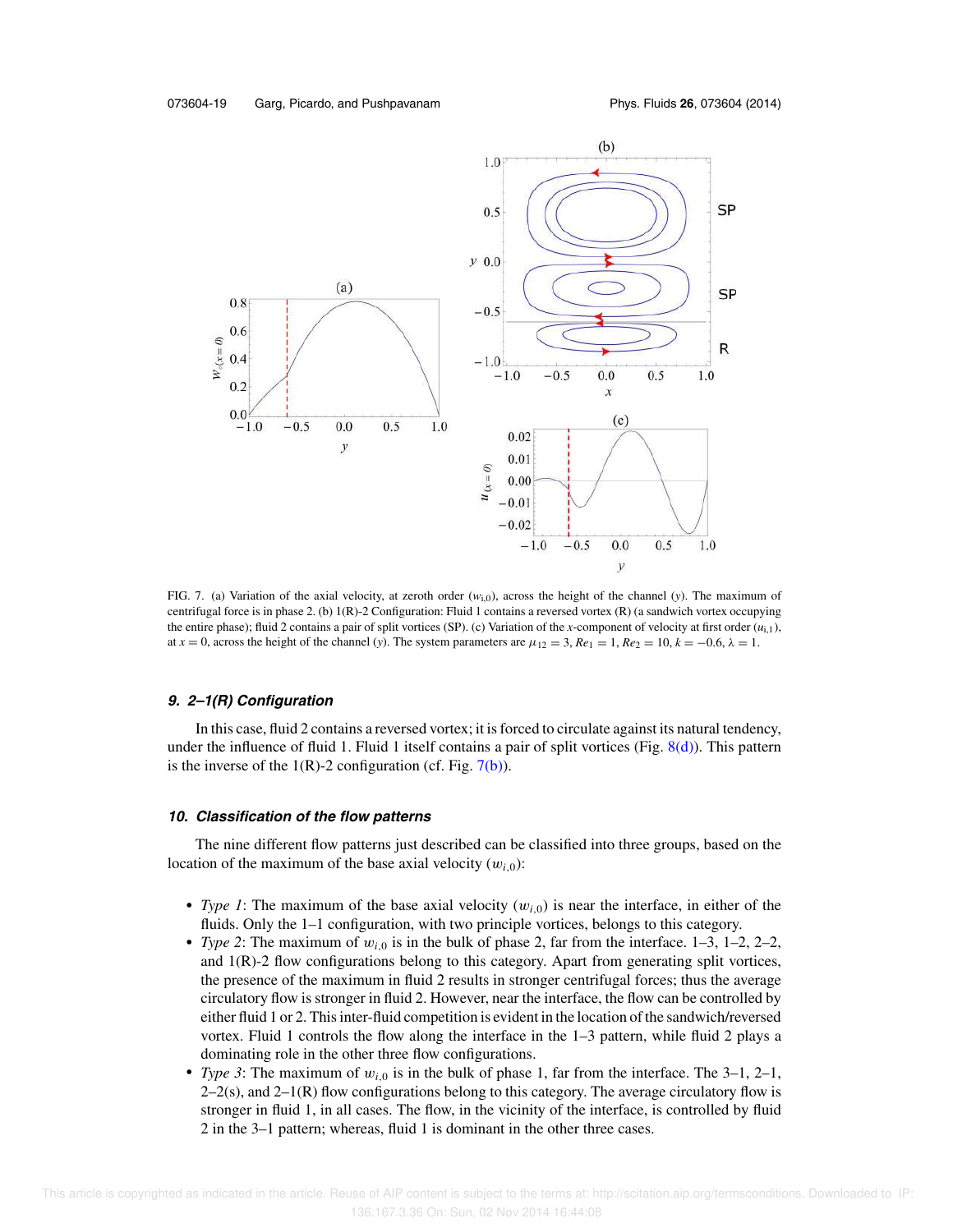FIG. 7. (a) Variation of the axial velocity, at zeroth order ($w_{i,0}$), across the height of the channel ($y$). The maximum of centrifugal force is in phase 2. (b) 1(R)-2 Configuration: Fluid 1 contains a reversed vortex (R) (a sandwich vortex occupying the entire phase); fluid 2 contains a pair of split vortices (SP). (c) Variation of the $x$-component of velocity at first order ($u_{i,1}$), at $x = 0$, across the height of the channel ($y$). The system parameters are $\mu_{12} = 3$, $Re_1 = 1$, $Re_2 = 10$, $k = -0.6$, $\lambda = 1$.

### *9. 2–1(R) Configuration*

In this case, fluid 2 contains a reversed vortex; it is forced to circulate against its natural tendency, under the influence of fluid 1. Fluid 1 itself contains a pair of split vortices (Fig. 8(d)). This pattern is the inverse of the 1(R)-2 configuration (cf. Fig. 7(b)).

### *10. Classification of the flow patterns*

The nine different flow patterns just described can be classified into three groups, based on the location of the maximum of the base axial velocity ($w_{i,0}$):

- *Type 1*: The maximum of the base axial velocity ($w_{i,0}$) is near the interface, in either of the fluids. Only the 1–1 configuration, with two principle vortices, belongs to this category.
- *Type 2*: The maximum of $w_{i,0}$ is in the bulk of phase 2, far from the interface. 1–3, 1–2, 2–2, and 1(R)-2 flow configurations belong to this category. Apart from generating split vortices, the presence of the maximum in fluid 2 results in stronger centrifugal forces; thus the average circulatory flow is stronger in fluid 2. However, near the interface, the flow can be controlled by either fluid 1 or 2. This inter-fluid competition is evident in the location of the sandwich/reversed vortex. Fluid 1 controls the flow along the interface in the 1–3 pattern, while fluid 2 plays a dominating role in the other three flow configurations.
- *Type 3*: The maximum of $w_{i,0}$ is in the bulk of phase 1, far from the interface. The 3–1, 2–1, 2–2(s), and 2–1(R) flow configurations belong to this category. The average circulatory flow is stronger in fluid 1, in all cases. The flow, in the vicinity of the interface, is controlled by fluid 2 in the 3–1 pattern; whereas, fluid 1 is dominant in the other three cases.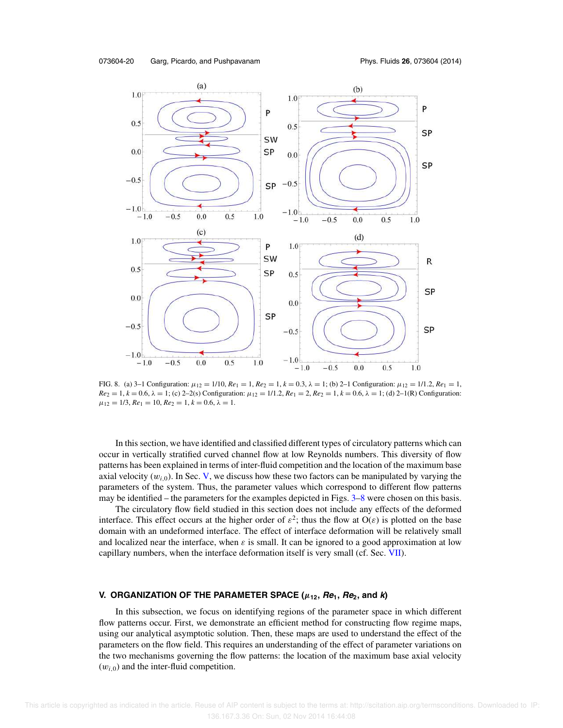FIG. 8. (a) 3–1 Configuration: $\mu_{12} = 1/10$, $Re_1 = 1$, $Re_2 = 1$, $k = 0.3$, $\lambda = 1$; (b) 2–1 Configuration: $\mu_{12} = 1/1.2$, $Re_1 = 1$, $Re_2 = 1$, $k = 0.6$, $\lambda = 1$; (c) 2–2(s) Configuration: $\mu_{12} = 1/1.2$, $Re_1 = 2$, $Re_2 = 1$, $k = 0.6$, $\lambda = 1$; (d) 2–1(R) Configuration: $\mu_{12} = 1/3$, $Re_1 = 10$, $Re_2 = 1$, $k = 0.6$, $\lambda = 1$.

In this section, we have identified and classified different types of circulatory patterns which can occur in vertically stratified curved channel flow at low Reynolds numbers. This diversity of flow patterns has been explained in terms of inter-fluid competition and the location of the maximum base axial velocity ($w_{i,0}$). In Sec. V, we discuss how these two factors can be manipulated by varying the parameters of the system. Thus, the parameter values which correspond to different flow patterns may be identified – the parameters for the examples depicted in Figs. 3–8 were chosen on this basis.

The circulatory flow field studied in this section does not include any effects of the deformed interface. This effect occurs at the higher order of $\varepsilon^2$; thus the flow at O($\varepsilon$) is plotted on the base domain with an undeformed interface. The effect of interface deformation will be relatively small and localized near the interface, when $\varepsilon$ is small. It can be ignored to a good approximation at low capillary numbers, when the interface deformation itself is very small (cf. Sec. VII).

## V. ORGANIZATION OF THE PARAMETER SPACE ($\mu_{12}$, $Re_1$, $Re_2$, and $k$)

In this subsection, we focus on identifying regions of the parameter space in which different flow patterns occur. First, we demonstrate an efficient method for constructing flow regime maps, using our analytical asymptotic solution. Then, these maps are used to understand the effect of the parameters on the flow field. This requires an understanding of the effect of parameter variations on the two mechanisms governing the flow patterns: the location of the maximum base axial velocity ($w_{i,0}$) and the inter-fluid competition.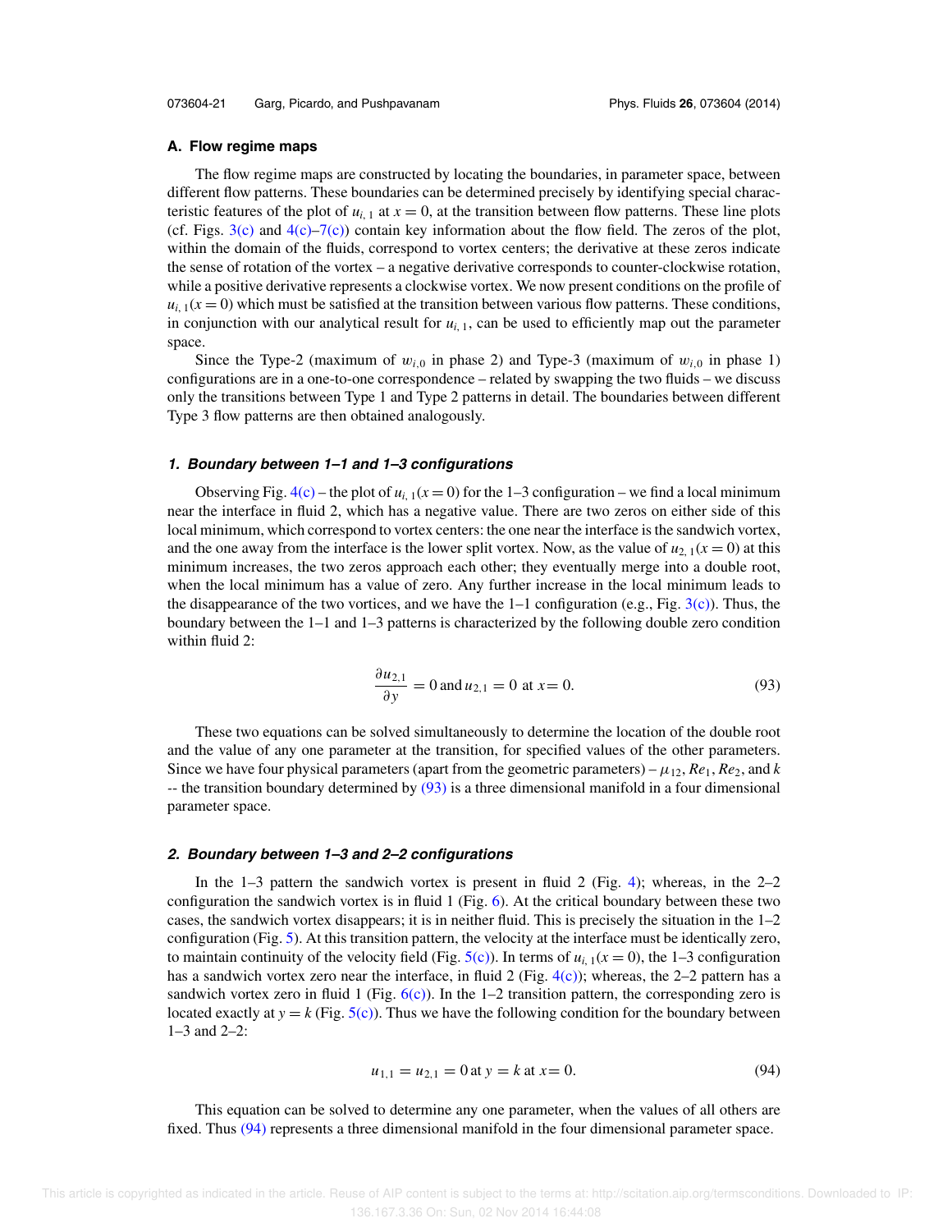### A. Flow regime maps

The flow regime maps are constructed by locating the boundaries, in parameter space, between different flow patterns. These boundaries can be determined precisely by identifying special characteristic features of the plot of $u_{i,1}$ at $x = 0$, at the transition between flow patterns. These line plots (cf. Figs. 3(c) and 4(c)–7(c)) contain key information about the flow field. The zeros of the plot, within the domain of the fluids, correspond to vortex centers; the derivative at these zeros indicate the sense of rotation of the vortex – a negative derivative corresponds to counter-clockwise rotation, while a positive derivative represents a clockwise vortex. We now present conditions on the profile of $u_{i,1}(x = 0)$ which must be satisfied at the transition between various flow patterns. These conditions, in conjunction with our analytical result for $u_{i,1}$, can be used to efficiently map out the parameter space.

Since the Type-2 (maximum of $w_{i,0}$ in phase 2) and Type-3 (maximum of $w_{i,0}$ in phase 1) configurations are in a one-to-one correspondence – related by swapping the two fluids – we discuss only the transitions between Type 1 and Type 2 patterns in detail. The boundaries between different Type 3 flow patterns are then obtained analogously.

#### *1. Boundary between 1–1 and 1–3 configurations*

Observing Fig. 4(c) – the plot of $u_{i,1}(x = 0)$ for the 1–3 configuration – we find a local minimum near the interface in fluid 2, which has a negative value. There are two zeros on either side of this local minimum, which correspond to vortex centers: the one near the interface is the sandwich vortex, and the one away from the interface is the lower split vortex. Now, as the value of $u_{2,1}(x = 0)$ at this minimum increases, the two zeros approach each other; they eventually merge into a double root, when the local minimum has a value of zero. Any further increase in the local minimum leads to the disappearance of the two vortices, and we have the 1–1 configuration (e.g., Fig. 3(c)). Thus, the boundary between the 1–1 and 1–3 patterns is characterized by the following double zero condition within fluid 2:

$$\frac{\partial u_{2,1}}{\partial y} = 0 \text{ and } u_{2,1} = 0 \text{ at } x = 0. \tag{93}$$

These two equations can be solved simultaneously to determine the location of the double root and the value of any one parameter at the transition, for specified values of the other parameters. Since we have four physical parameters (apart from the geometric parameters) – $\mu_{12}$, $Re_1$, $Re_2$, and $k$ -- the transition boundary determined by (93) is a three dimensional manifold in a four dimensional parameter space.

#### *2. Boundary between 1–3 and 2–2 configurations*

In the 1–3 pattern the sandwich vortex is present in fluid 2 (Fig. 4); whereas, in the 2–2 configuration the sandwich vortex is in fluid 1 (Fig. 6). At the critical boundary between these two cases, the sandwich vortex disappears; it is in neither fluid. This is precisely the situation in the 1–2 configuration (Fig. 5). At this transition pattern, the velocity at the interface must be identically zero, to maintain continuity of the velocity field (Fig. 5(c)). In terms of $u_{i,1}(x = 0)$, the 1–3 configuration has a sandwich vortex zero near the interface, in fluid 2 (Fig. 4(c)); whereas, the 2–2 pattern has a sandwich vortex zero in fluid 1 (Fig. 6(c)). In the 1–2 transition pattern, the corresponding zero is located exactly at $y = k$ (Fig. 5(c)). Thus we have the following condition for the boundary between 1–3 and 2–2:

$$u_{1,1} = u_{2,1} = 0 \text{ at } y = k \text{ at } x = 0. \tag{94}$$

This equation can be solved to determine any one parameter, when the values of all others are fixed. Thus (94) represents a three dimensional manifold in the four dimensional parameter space.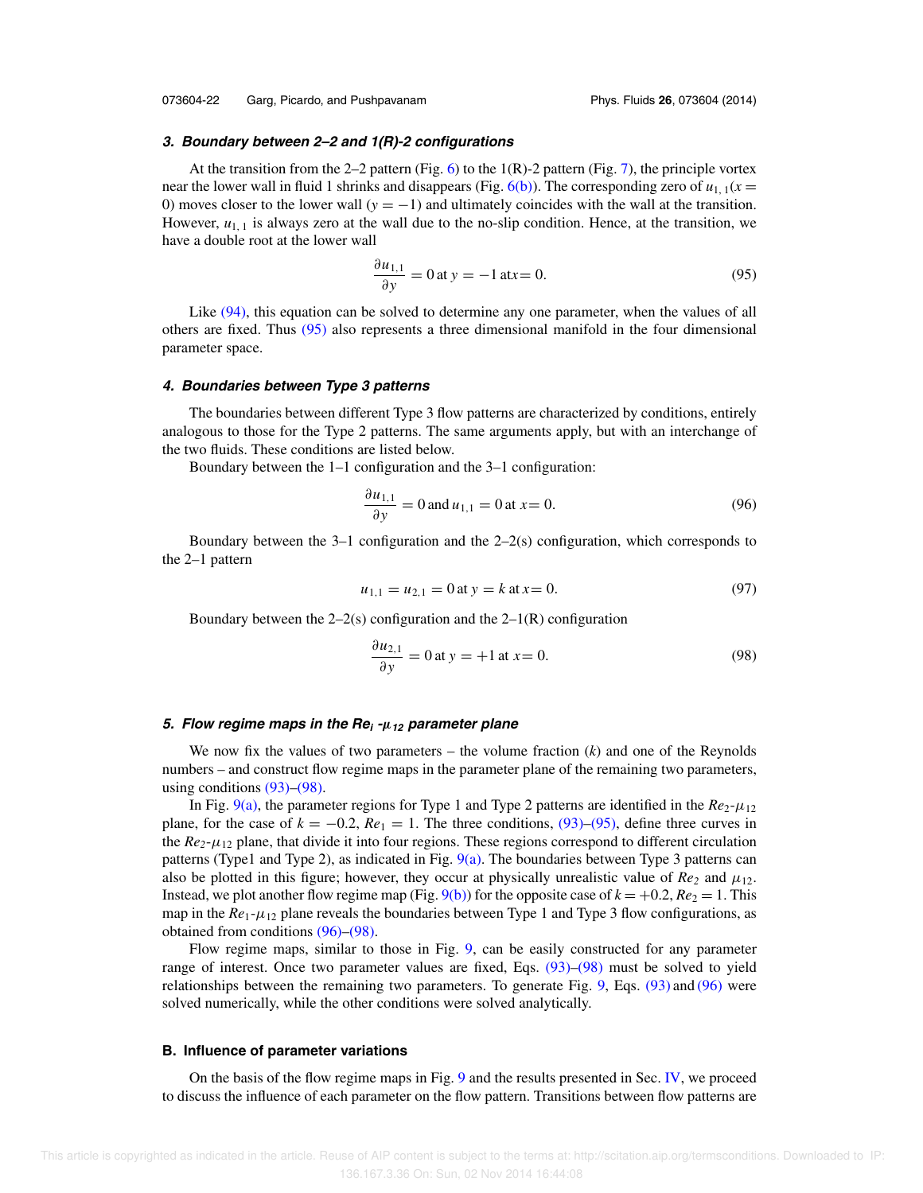### 3. Boundary between 2–2 and 1(R)-2 configurations

At the transition from the 2–2 pattern (Fig. 6) to the 1(R)-2 pattern (Fig. 7), the principle vortex near the lower wall in fluid 1 shrinks and disappears (Fig. 6(b)). The corresponding zero of $u_{1,1}(x = 0)$ moves closer to the lower wall ($y = -1$) and ultimately coincides with the wall at the transition. However, $u_{1,1}$ is always zero at the wall due to the no-slip condition. Hence, at the transition, we have a double root at the lower wall

$$\frac{\partial u_{1,1}}{\partial y} = 0 \text{ at } y = -1 \text{ at} x = 0. \tag{95}$$

Like (94), this equation can be solved to determine any one parameter, when the values of all others are fixed. Thus (95) also represents a three dimensional manifold in the four dimensional parameter space.

### 4. Boundaries between Type 3 patterns

The boundaries between different Type 3 flow patterns are characterized by conditions, entirely analogous to those for the Type 2 patterns. The same arguments apply, but with an interchange of the two fluids. These conditions are listed below.

Boundary between the 1–1 configuration and the 3–1 configuration:

$$\frac{\partial u_{1,1}}{\partial y} = 0 \text{ and } u_{1,1} = 0 \text{ at } x = 0. \tag{96}$$

Boundary between the 3–1 configuration and the 2–2(s) configuration, which corresponds to the 2–1 pattern

$$u_{1,1} = u_{2,1} = 0 \text{ at } y = k \text{ at } x = 0. \tag{97}$$

Boundary between the 2–2(s) configuration and the 2–1(R) configuration

$$\frac{\partial u_{2,1}}{\partial y} = 0 \text{ at } y = +1 \text{ at } x = 0. \tag{98}$$

### 5. Flow regime maps in the $Re_i$ -$\mu_{12}$ parameter plane

We now fix the values of two parameters – the volume fraction ($k$) and one of the Reynolds numbers – and construct flow regime maps in the parameter plane of the remaining two parameters, using conditions (93)–(98).

In Fig. 9(a), the parameter regions for Type 1 and Type 2 patterns are identified in the $Re_2$-$\mu_{12}$ plane, for the case of $k = -0.2$, $Re_1 = 1$. The three conditions, (93)–(95), define three curves in the $Re_2$-$\mu_{12}$ plane, that divide it into four regions. These regions correspond to different circulation patterns (Type1 and Type 2), as indicated in Fig. 9(a). The boundaries between Type 3 patterns can also be plotted in this figure; however, they occur at physically unrealistic value of $Re_2$ and $\mu_{12}$. Instead, we plot another flow regime map (Fig. 9(b)) for the opposite case of $k = +0.2$, $Re_2 = 1$. This map in the $Re_1$-$\mu_{12}$ plane reveals the boundaries between Type 1 and Type 3 flow configurations, as obtained from conditions (96)–(98).

Flow regime maps, similar to those in Fig. 9, can be easily constructed for any parameter range of interest. Once two parameter values are fixed, Eqs. (93)–(98) must be solved to yield relationships between the remaining two parameters. To generate Fig. 9, Eqs. (93) and (96) were solved numerically, while the other conditions were solved analytically.

## B. Influence of parameter variations

On the basis of the flow regime maps in Fig. 9 and the results presented in Sec. IV, we proceed to discuss the influence of each parameter on the flow pattern. Transitions between flow patterns are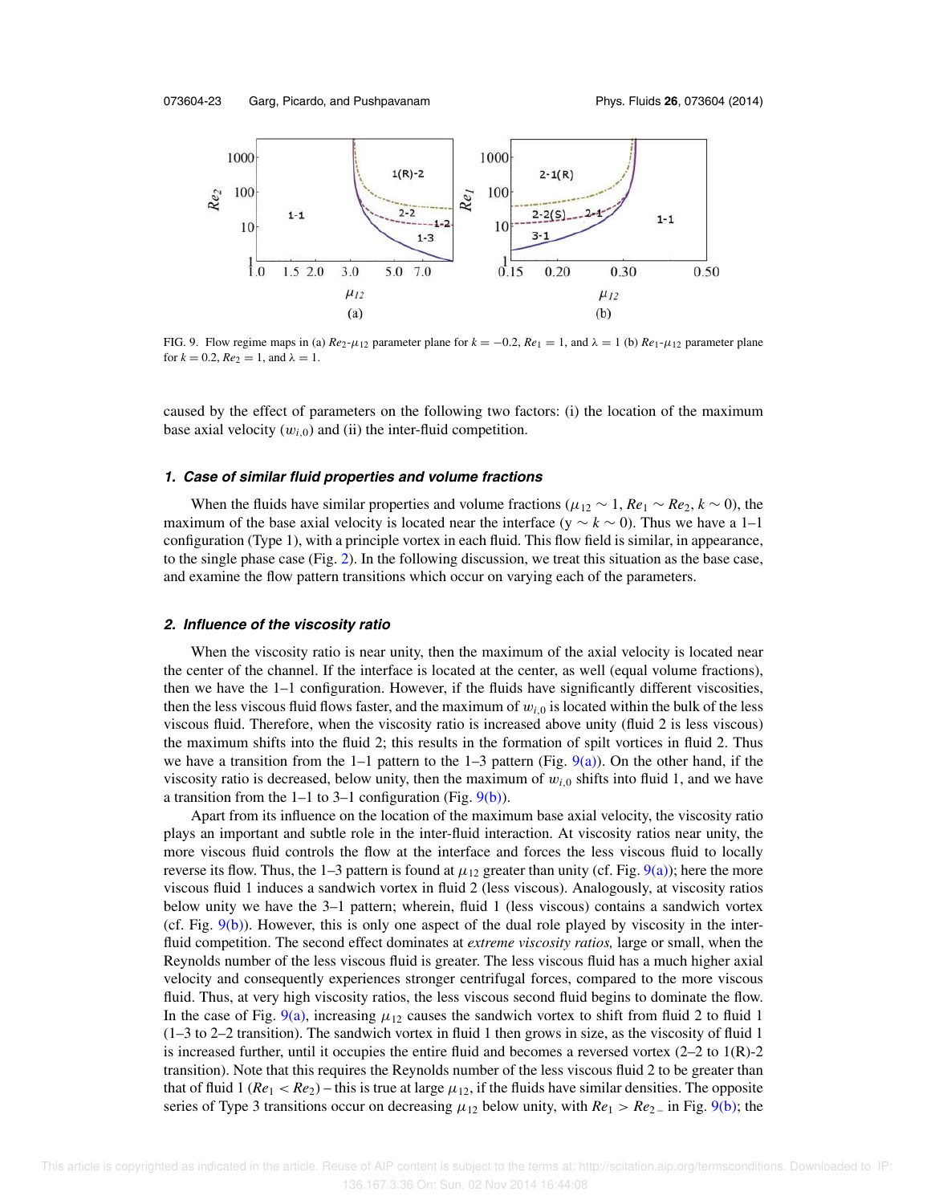FIG. 9. Flow regime maps in (a) $Re_2$-$\mu_{12}$ parameter plane for $k = -0.2$, $Re_1 = 1$, and $\lambda = 1$ (b) $Re_1$-$\mu_{12}$ parameter plane for $k = 0.2$, $Re_2 = 1$, and $\lambda = 1$.

caused by the effect of parameters on the following two factors: (i) the location of the maximum base axial velocity ($w_{i,0}$) and (ii) the inter-fluid competition.

#### 1. Case of similar fluid properties and volume fractions

When the fluids have similar properties and volume fractions ($\mu_{12} \sim 1$, $Re_1 \sim Re_2$, $k \sim 0$), the maximum of the base axial velocity is located near the interface ($y \sim k \sim 0$). Thus we have a 1–1 configuration (Type 1), with a principle vortex in each fluid. This flow field is similar, in appearance, to the single phase case (Fig. 2). In the following discussion, we treat this situation as the base case, and examine the flow pattern transitions which occur on varying each of the parameters.

#### 2. Influence of the viscosity ratio

When the viscosity ratio is near unity, then the maximum of the axial velocity is located near the center of the channel. If the interface is located at the center, as well (equal volume fractions), then we have the 1–1 configuration. However, if the fluids have significantly different viscosities, then the less viscous fluid flows faster, and the maximum of $w_{i,0}$ is located within the bulk of the less viscous fluid. Therefore, when the viscosity ratio is increased above unity (fluid 2 is less viscous) the maximum shifts into the fluid 2; this results in the formation of spilt vortices in fluid 2. Thus we have a transition from the 1–1 pattern to the 1–3 pattern (Fig. 9(a)). On the other hand, if the viscosity ratio is decreased, below unity, then the maximum of $w_{i,0}$ shifts into fluid 1, and we have a transition from the 1–1 to 3–1 configuration (Fig. 9(b)).

Apart from its influence on the location of the maximum base axial velocity, the viscosity ratio plays an important and subtle role in the inter-fluid interaction. At viscosity ratios near unity, the more viscous fluid controls the flow at the interface and forces the less viscous fluid to locally reverse its flow. Thus, the 1–3 pattern is found at $\mu_{12}$ greater than unity (cf. Fig. 9(a)); here the more viscous fluid 1 induces a sandwich vortex in fluid 2 (less viscous). Analogously, at viscosity ratios below unity we have the 3–1 pattern; wherein, fluid 1 (less viscous) contains a sandwich vortex (cf. Fig. 9(b)). However, this is only one aspect of the dual role played by viscosity in the inter-fluid competition. The second effect dominates at *extreme viscosity ratios,* large or small, when the Reynolds number of the less viscous fluid is greater. The less viscous fluid has a much higher axial velocity and consequently experiences stronger centrifugal forces, compared to the more viscous fluid. Thus, at very high viscosity ratios, the less viscous second fluid begins to dominate the flow. In the case of Fig. 9(a), increasing $\mu_{12}$ causes the sandwich vortex to shift from fluid 2 to fluid 1 (1–3 to 2–2 transition). The sandwich vortex in fluid 1 then grows in size, as the viscosity of fluid 1 is increased further, until it occupies the entire fluid and becomes a reversed vortex (2–2 to 1(R)-2 transition). Note that this requires the Reynolds number of the less viscous fluid 2 to be greater than that of fluid 1 ($Re_1 < Re_2$) – this is true at large $\mu_{12}$, if the fluids have similar densities. The opposite series of Type 3 transitions occur on decreasing $\mu_{12}$ below unity, with $Re_1 > Re_2$ in Fig. 9(b); the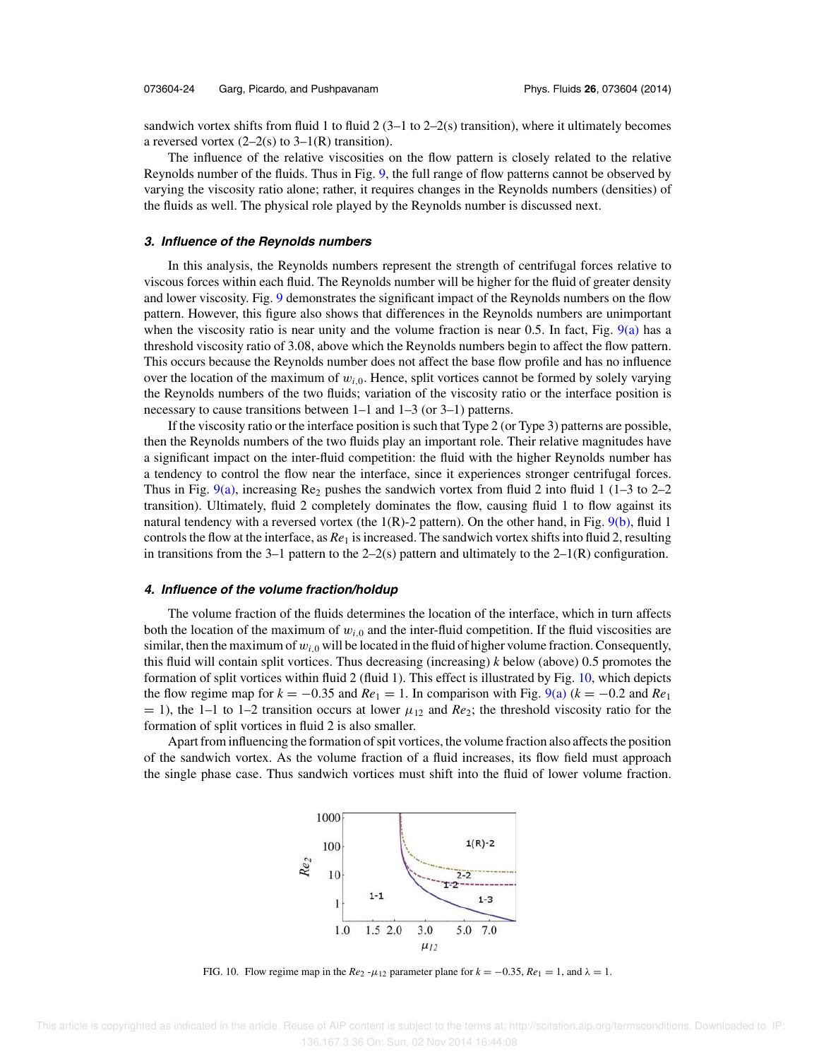sandwich vortex shifts from fluid 1 to fluid 2 (3–1 to 2–2(s) transition), where it ultimately becomes a reversed vortex (2–2(s) to 3–1(R) transition).

The influence of the relative viscosities on the flow pattern is closely related to the relative Reynolds number of the fluids. Thus in Fig. 9, the full range of flow patterns cannot be observed by varying the viscosity ratio alone; rather, it requires changes in the Reynolds numbers (densities) of the fluids as well. The physical role played by the Reynolds number is discussed next.

#### *3. Influence of the Reynolds numbers*

In this analysis, the Reynolds numbers represent the strength of centrifugal forces relative to viscous forces within each fluid. The Reynolds number will be higher for the fluid of greater density and lower viscosity. Fig. 9 demonstrates the significant impact of the Reynolds numbers on the flow pattern. However, this figure also shows that differences in the Reynolds numbers are unimportant when the viscosity ratio is near unity and the volume fraction is near 0.5. In fact, Fig. 9(a) has a threshold viscosity ratio of 3.08, above which the Reynolds numbers begin to affect the flow pattern. This occurs because the Reynolds number does not affect the base flow profile and has no influence over the location of the maximum of $w_{i,0}$. Hence, split vortices cannot be formed by solely varying the Reynolds numbers of the two fluids; variation of the viscosity ratio or the interface position is necessary to cause transitions between 1–1 and 1–3 (or 3–1) patterns.

If the viscosity ratio or the interface position is such that Type 2 (or Type 3) patterns are possible, then the Reynolds numbers of the two fluids play an important role. Their relative magnitudes have a significant impact on the inter-fluid competition: the fluid with the higher Reynolds number has a tendency to control the flow near the interface, since it experiences stronger centrifugal forces. Thus in Fig. 9(a), increasing $Re_2$ pushes the sandwich vortex from fluid 2 into fluid 1 (1–3 to 2–2 transition). Ultimately, fluid 2 completely dominates the flow, causing fluid 1 to flow against its natural tendency with a reversed vortex (the 1(R)-2 pattern). On the other hand, in Fig. 9(b), fluid 1 controls the flow at the interface, as $Re_1$ is increased. The sandwich vortex shifts into fluid 2, resulting in transitions from the 3–1 pattern to the 2–2(s) pattern and ultimately to the 2–1(R) configuration.

#### *4. Influence of the volume fraction/holdup*

The volume fraction of the fluids determines the location of the interface, which in turn affects both the location of the maximum of $w_{i,0}$ and the inter-fluid competition. If the fluid viscosities are similar, then the maximum of $w_{i,0}$ will be located in the fluid of higher volume fraction. Consequently, this fluid will contain split vortices. Thus decreasing (increasing) $k$ below (above) 0.5 promotes the formation of split vortices within fluid 2 (fluid 1). This effect is illustrated by Fig. 10, which depicts the flow regime map for $k = -0.35$ and $Re_1 = 1$. In comparison with Fig. 9(a) ($k = -0.2$ and $Re_1 = 1$), the 1–1 to 1–2 transition occurs at lower $\mu_{12}$ and $Re_2$; the threshold viscosity ratio for the formation of split vortices in fluid 2 is also smaller.

Apart from influencing the formation of spit vortices, the volume fraction also affects the position of the sandwich vortex. As the volume fraction of a fluid increases, its flow field must approach the single phase case. Thus sandwich vortices must shift into the fluid of lower volume fraction.

FIG. 10. Flow regime map in the $Re_2$ -$\mu_{12}$ parameter plane for $k = -0.35$, $Re_1 = 1$, and $\lambda = 1$.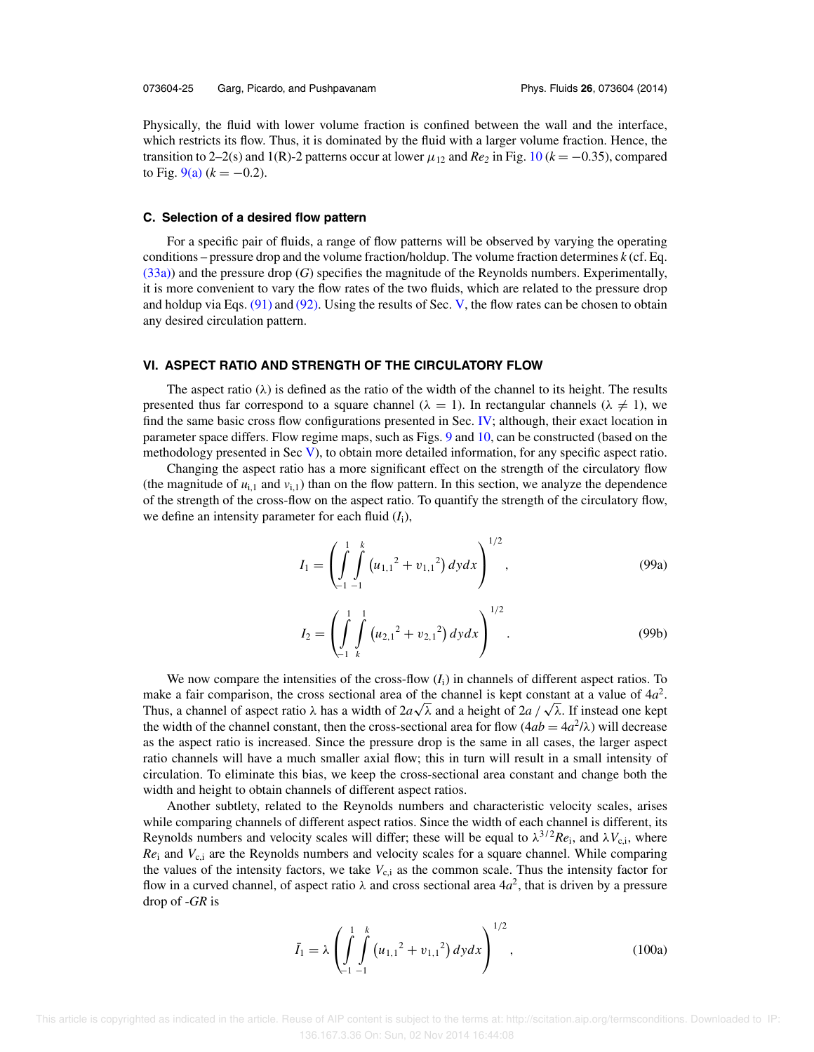Physically, the fluid with lower volume fraction is confined between the wall and the interface, which restricts its flow. Thus, it is dominated by the fluid with a larger volume fraction. Hence, the transition to 2–2(s) and 1(R)-2 patterns occur at lower $\mu_{12}$ and $Re_2$ in Fig. 10 ($k = -0.35$), compared to Fig. 9(a) ($k = -0.2$).

### C. Selection of a desired flow pattern

For a specific pair of fluids, a range of flow patterns will be observed by varying the operating conditions – pressure drop and the volume fraction/holdup. The volume fraction determines $k$ (cf. Eq. (33a)) and the pressure drop ($G$) specifies the magnitude of the Reynolds numbers. Experimentally, it is more convenient to vary the flow rates of the two fluids, which are related to the pressure drop and holdup via Eqs. (91) and (92). Using the results of Sec. V, the flow rates can be chosen to obtain any desired circulation pattern.

## VI. ASPECT RATIO AND STRENGTH OF THE CIRCULATORY FLOW

The aspect ratio ($\lambda$) is defined as the ratio of the width of the channel to its height. The results presented thus far correspond to a square channel ($\lambda = 1$). In rectangular channels ($\lambda \neq 1$), we find the same basic cross flow configurations presented in Sec. IV; although, their exact location in parameter space differs. Flow regime maps, such as Figs. 9 and 10, can be constructed (based on the methodology presented in Sec V), to obtain more detailed information, for any specific aspect ratio.

Changing the aspect ratio has a more significant effect on the strength of the circulatory flow (the magnitude of $u_{i,1}$ and $v_{i,1}$) than on the flow pattern. In this section, we analyze the dependence of the strength of the cross-flow on the aspect ratio. To quantify the strength of the circulatory flow, we define an intensity parameter for each fluid ($I_i$),

$$I_1 = \left( \int_{-1}^{1} \int_{-1}^{k} \left( {u_{1,1}}^2 + {v_{1,1}}^2 \right) dy dx \right)^{1/2}, \tag{99a}$$

$$I_2 = \left( \int_{-1}^{1} \int_{k}^{1} \left( {u_{2,1}}^2 + {v_{2,1}}^2 \right) dy dx \right)^{1/2}. \tag{99b}$$

We now compare the intensities of the cross-flow ($I_i$) in channels of different aspect ratios. To make a fair comparison, the cross sectional area of the channel is kept constant at a value of $4a^2$. Thus, a channel of aspect ratio $\lambda$ has a width of $2a\sqrt{\lambda}$ and a height of $2a / \sqrt{\lambda}$. If instead one kept the width of the channel constant, then the cross-sectional area for flow ($4ab = 4a^2/\lambda$) will decrease as the aspect ratio is increased. Since the pressure drop is the same in all cases, the larger aspect ratio channels will have a much smaller axial flow; this in turn will result in a small intensity of circulation. To eliminate this bias, we keep the cross-sectional area constant and change both the width and height to obtain channels of different aspect ratios.

Another subtlety, related to the Reynolds numbers and characteristic velocity scales, arises while comparing channels of different aspect ratios. Since the width of each channel is different, its Reynolds numbers and velocity scales will differ; these will be equal to $\lambda^{3/2}Re_i$, and $\lambda V_{c,i}$, where $Re_i$ and $V_{c,i}$ are the Reynolds numbers and velocity scales for a square channel. While comparing the values of the intensity factors, we take $V_{c,i}$ as the common scale. Thus the intensity factor for flow in a curved channel, of aspect ratio $\lambda$ and cross sectional area $4a^2$, that is driven by a pressure drop of $-GR$ is

$$\bar{I}_1 = \lambda \left( \int_{-1}^{1} \int_{-1}^{k} \left( {u_{1,1}}^2 + {v_{1,1}}^2 \right) dy dx \right)^{1/2}, \tag{100a}$$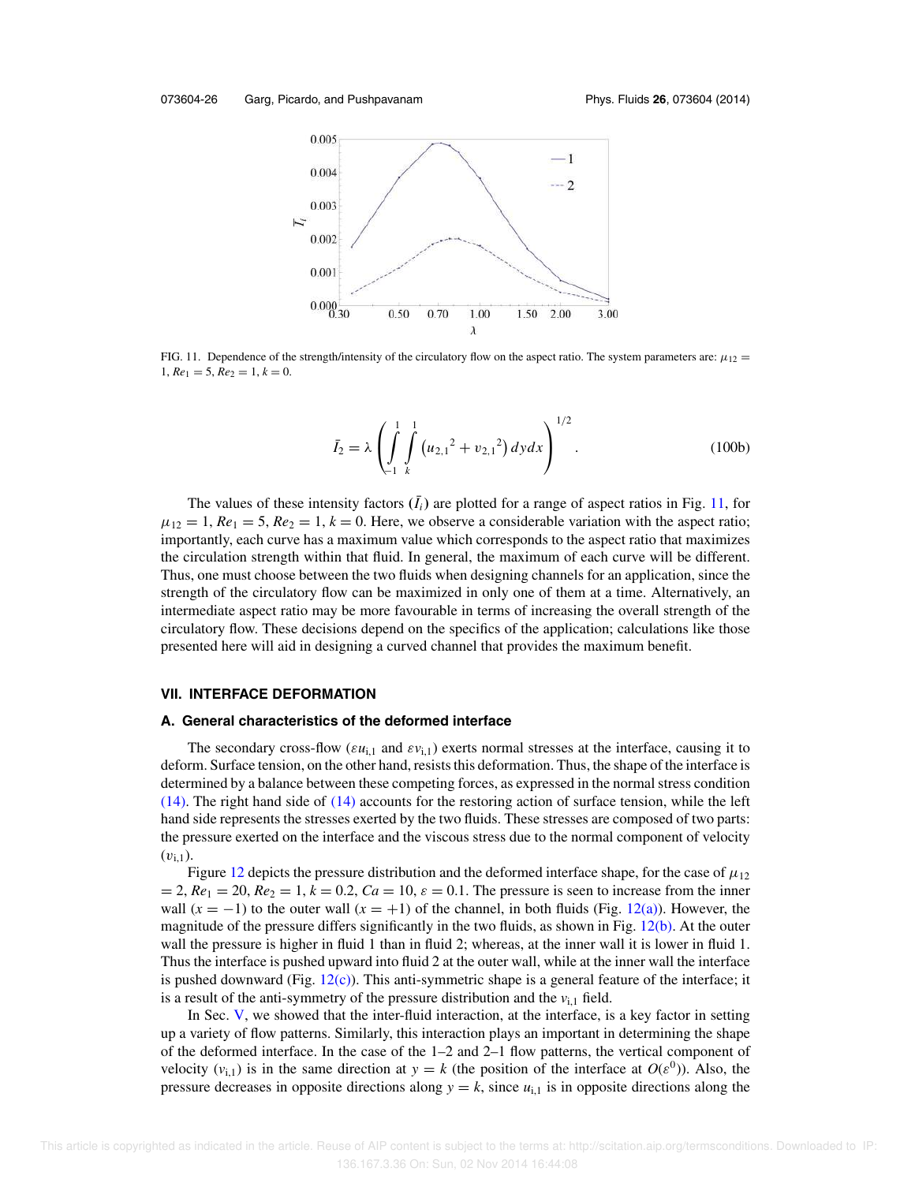FIG. 11. Dependence of the strength/intensity of the circulatory flow on the aspect ratio. The system parameters are: $\mu_{12} = 1$, $Re_1 = 5$, $Re_2 = 1$, $k = 0$.

$$\bar{I}_2 = \lambda \left( \int_{-1}^{1} \int_{k}^{1} \left( {u_{2,1}}^2 + {v_{2,1}}^2 \right) dy dx \right)^{1/2}. \tag{100b}$$

The values of these intensity factors ($\bar{I}_i$) are plotted for a range of aspect ratios in Fig. 11, for $\mu_{12} = 1$, $Re_1 = 5$, $Re_2 = 1$, $k = 0$. Here, we observe a considerable variation with the aspect ratio; importantly, each curve has a maximum value which corresponds to the aspect ratio that maximizes the circulation strength within that fluid. In general, the maximum of each curve will be different. Thus, one must choose between the two fluids when designing channels for an application, since the strength of the circulatory flow can be maximized in only one of them at a time. Alternatively, an intermediate aspect ratio may be more favourable in terms of increasing the overall strength of the circulatory flow. These decisions depend on the specifics of the application; calculations like those presented here will aid in designing a curved channel that provides the maximum benefit.

## VII. INTERFACE DEFORMATION

### A. General characteristics of the deformed interface

The secondary cross-flow ($\varepsilon u_{i,1}$ and $\varepsilon v_{i,1}$) exerts normal stresses at the interface, causing it to deform. Surface tension, on the other hand, resists this deformation. Thus, the shape of the interface is determined by a balance between these competing forces, as expressed in the normal stress condition (14). The right hand side of (14) accounts for the restoring action of surface tension, while the left hand side represents the stresses exerted by the two fluids. These stresses are composed of two parts: the pressure exerted on the interface and the viscous stress due to the normal component of velocity ($v_{i,1}$).

Figure 12 depicts the pressure distribution and the deformed interface shape, for the case of $\mu_{12} = 2$, $Re_1 = 20$, $Re_2 = 1$, $k = 0.2$, $Ca = 10$, $\varepsilon = 0.1$. The pressure is seen to increase from the inner wall ($x = -1$) to the outer wall ($x = +1$) of the channel, in both fluids (Fig. 12(a)). However, the magnitude of the pressure differs significantly in the two fluids, as shown in Fig. 12(b). At the outer wall the pressure is higher in fluid 1 than in fluid 2; whereas, at the inner wall it is lower in fluid 1. Thus the interface is pushed upward into fluid 2 at the outer wall, while at the inner wall the interface is pushed downward (Fig. 12(c)). This anti-symmetric shape is a general feature of the interface; it is a result of the anti-symmetry of the pressure distribution and the $v_{i,1}$ field.

In Sec. V, we showed that the inter-fluid interaction, at the interface, is a key factor in setting up a variety of flow patterns. Similarly, this interaction plays an important in determining the shape of the deformed interface. In the case of the 1–2 and 2–1 flow patterns, the vertical component of velocity ($v_{i,1}$) is in the same direction at $y = k$ (the position of the interface at $O(\varepsilon^0)$). Also, the pressure decreases in opposite directions along $y = k$, since $u_{i,1}$ is in opposite directions along the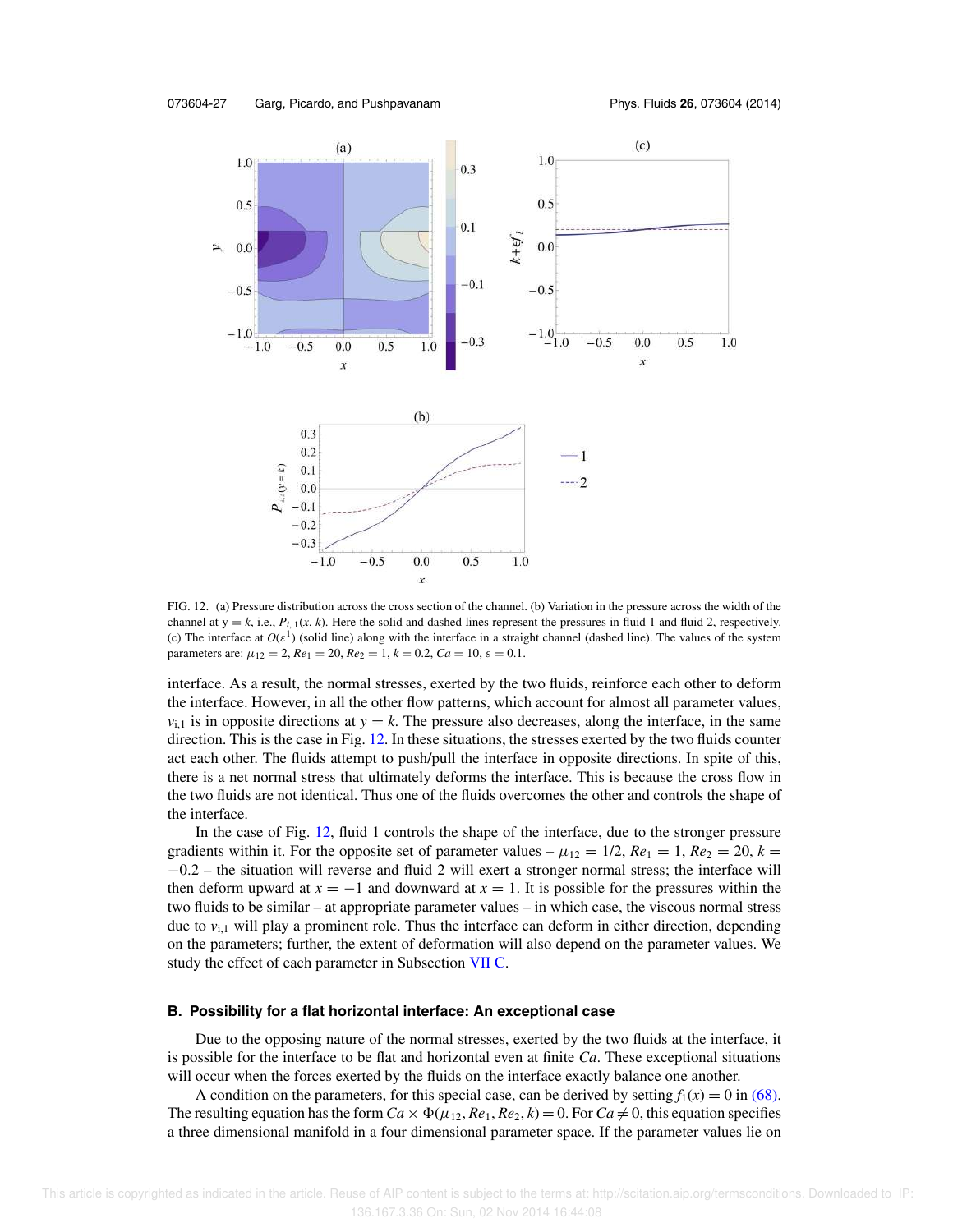FIG. 12. (a) Pressure distribution across the cross section of the channel. (b) Variation in the pressure across the width of the channel at $y = k$, i.e., $P_{i,1}(x, k)$. Here the solid and dashed lines represent the pressures in fluid 1 and fluid 2, respectively. (c) The interface at $O(\varepsilon^1)$ (solid line) along with the interface in a straight channel (dashed line). The values of the system parameters are: $\mu_{12} = 2$, $Re_1 = 20$, $Re_2 = 1$, $k = 0.2$, $Ca = 10$, $\varepsilon = 0.1$.

interface. As a result, the normal stresses, exerted by the two fluids, reinforce each other to deform the interface. However, in all the other flow patterns, which account for almost all parameter values, $v_{i,1}$ is in opposite directions at $y = k$. The pressure also decreases, along the interface, in the same direction. This is the case in Fig. 12. In these situations, the stresses exerted by the two fluids counter act each other. The fluids attempt to push/pull the interface in opposite directions. In spite of this, there is a net normal stress that ultimately deforms the interface. This is because the cross flow in the two fluids are not identical. Thus one of the fluids overcomes the other and controls the shape of the interface.

In the case of Fig. 12, fluid 1 controls the shape of the interface, due to the stronger pressure gradients within it. For the opposite set of parameter values – $\mu_{12} = 1/2$, $Re_1 = 1$, $Re_2 = 20$, $k = -0.2$ – the situation will reverse and fluid 2 will exert a stronger normal stress; the interface will then deform upward at $x = -1$ and downward at $x = 1$. It is possible for the pressures within the two fluids to be similar – at appropriate parameter values – in which case, the viscous normal stress due to $v_{i,1}$ will play a prominent role. Thus the interface can deform in either direction, depending on the parameters; further, the extent of deformation will also depend on the parameter values. We study the effect of each parameter in Subsection VII C.

### B. Possibility for a flat horizontal interface: An exceptional case

Due to the opposing nature of the normal stresses, exerted by the two fluids at the interface, it is possible for the interface to be flat and horizontal even at finite $Ca$. These exceptional situations will occur when the forces exerted by the fluids on the interface exactly balance one another.

A condition on the parameters, for this special case, can be derived by setting $f_1(x) = 0$ in (68). The resulting equation has the form $Ca \times \Phi(\mu_{12}, Re_1, Re_2, k) = 0$. For $Ca \neq 0$, this equation specifies a three dimensional manifold in a four dimensional parameter space. If the parameter values lie on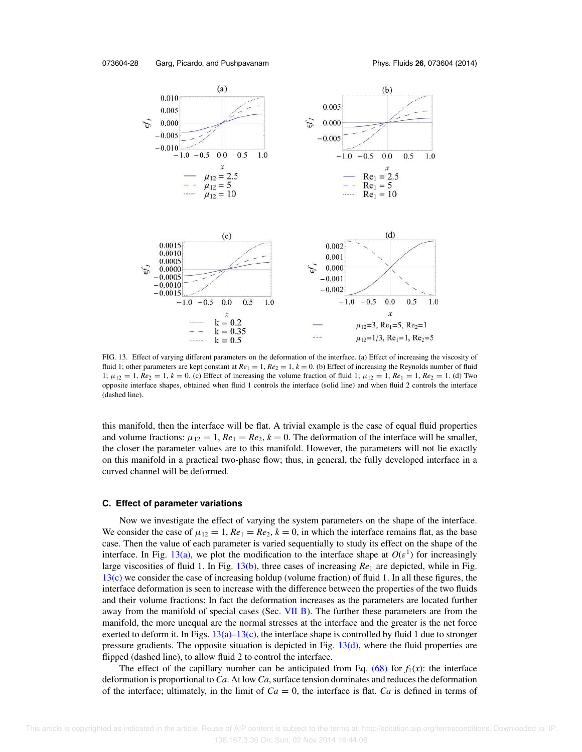FIG. 13. Effect of varying different parameters on the deformation of the interface. (a) Effect of increasing the viscosity of fluid 1; other parameters are kept constant at $Re_1 = 1$, $Re_2 = 1$, $k = 0$. (b) Effect of increasing the Reynolds number of fluid 1; $\mu_{12} = 1$, $Re_2 = 1$, $k = 0$. (c) Effect of increasing the volume fraction of fluid 1; $\mu_{12} = 1$, $Re_1 = 1$, $Re_2 = 1$. (d) Two opposite interface shapes, obtained when fluid 1 controls the interface (solid line) and when fluid 2 controls the interface (dashed line).

this manifold, then the interface will be flat. A trivial example is the case of equal fluid properties and volume fractions: $\mu_{12} = 1$, $Re_1 = Re_2$, $k = 0$. The deformation of the interface will be smaller, the closer the parameter values are to this manifold. However, the parameters will not lie exactly on this manifold in a practical two-phase flow; thus, in general, the fully developed interface in a curved channel will be deformed.

### C. Effect of parameter variations

Now we investigate the effect of varying the system parameters on the shape of the interface. We consider the case of $\mu_{12} = 1$, $Re_1 = Re_2$, $k = 0$, in which the interface remains flat, as the base case. Then the value of each parameter is varied sequentially to study its effect on the shape of the interface. In Fig. 13(a), we plot the modification to the interface shape at $O(\epsilon^1)$ for increasingly large viscosities of fluid 1. In Fig. 13(b), three cases of increasing $Re_1$ are depicted, while in Fig. 13(c) we consider the case of increasing holdup (volume fraction) of fluid 1. In all these figures, the interface deformation is seen to increase with the difference between the properties of the two fluids and their volume fractions; In fact the deformation increases as the parameters are located further away from the manifold of special cases (Sec. VII B). The further these parameters are from the manifold, the more unequal are the normal stresses at the interface and the greater is the net force exerted to deform it. In Figs. 13(a)–13(c), the interface shape is controlled by fluid 1 due to stronger pressure gradients. The opposite situation is depicted in Fig. 13(d), where the fluid properties are flipped (dashed line), to allow fluid 2 to control the interface.

The effect of the capillary number can be anticipated from Eq. (68) for $f_1(x)$: the interface deformation is proportional to $Ca$. At low $Ca$, surface tension dominates and reduces the deformation of the interface; ultimately, in the limit of $Ca = 0$, the interface is flat. $Ca$ is defined in terms of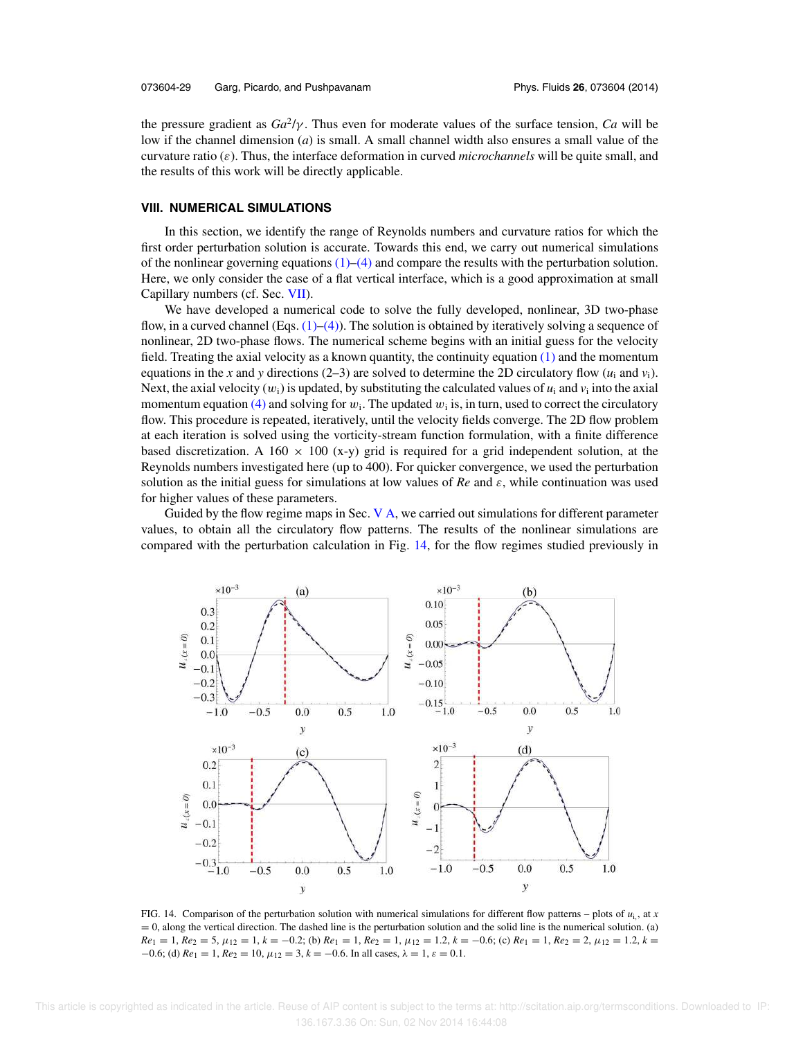the pressure gradient as $Ga^2/\gamma$. Thus even for moderate values of the surface tension, $Ca$ will be low if the channel dimension ($a$) is small. A small channel width also ensures a small value of the curvature ratio ($\varepsilon$). Thus, the interface deformation in curved *microchannels* will be quite small, and the results of this work will be directly applicable.

## VIII. NUMERICAL SIMULATIONS

In this section, we identify the range of Reynolds numbers and curvature ratios for which the first order perturbation solution is accurate. Towards this end, we carry out numerical simulations of the nonlinear governing equations (1)–(4) and compare the results with the perturbation solution. Here, we only consider the case of a flat vertical interface, which is a good approximation at small Capillary numbers (cf. Sec. VII).

We have developed a numerical code to solve the fully developed, nonlinear, 3D two-phase flow, in a curved channel (Eqs. (1)–(4)). The solution is obtained by iteratively solving a sequence of nonlinear, 2D two-phase flows. The numerical scheme begins with an initial guess for the velocity field. Treating the axial velocity as a known quantity, the continuity equation (1) and the momentum equations in the $x$ and $y$ directions (2–3) are solved to determine the 2D circulatory flow ($u_i$ and $v_i$). Next, the axial velocity ($w_i$) is updated, by substituting the calculated values of $u_i$ and $v_i$ into the axial momentum equation (4) and solving for $w_i$. The updated $w_i$ is, in turn, used to correct the circulatory flow. This procedure is repeated, iteratively, until the velocity fields converge. The 2D flow problem at each iteration is solved using the vorticity-stream function formulation, with a finite difference based discretization. A 160 × 100 (x-y) grid is required for a grid independent solution, at the Reynolds numbers investigated here (up to 400). For quicker convergence, we used the perturbation solution as the initial guess for simulations at low values of $Re$ and $\varepsilon$, while continuation was used for higher values of these parameters.

Guided by the flow regime maps in Sec. V A, we carried out simulations for different parameter values, to obtain all the circulatory flow patterns. The results of the nonlinear simulations are compared with the perturbation calculation in Fig. 14, for the flow regimes studied previously in

FIG. 14. Comparison of the perturbation solution with numerical simulations for different flow patterns – plots of $u_i$, at $x = 0$, along the vertical direction. The dashed line is the perturbation solution and the solid line is the numerical solution. (a) $Re_1 = 1$, $Re_2 = 5$, $\mu_{12} = 1$, $k = -0.2$; (b) $Re_1 = 1$, $Re_2 = 1$, $\mu_{12} = 1.2$, $k = -0.6$; (c) $Re_1 = 1$, $Re_2 = 2$, $\mu_{12} = 1.2$, $k = -0.6$; (d) $Re_1 = 1$, $Re_2 = 10$, $\mu_{12} = 3$, $k = -0.6$. In all cases, $\lambda = 1$, $\varepsilon = 0.1$.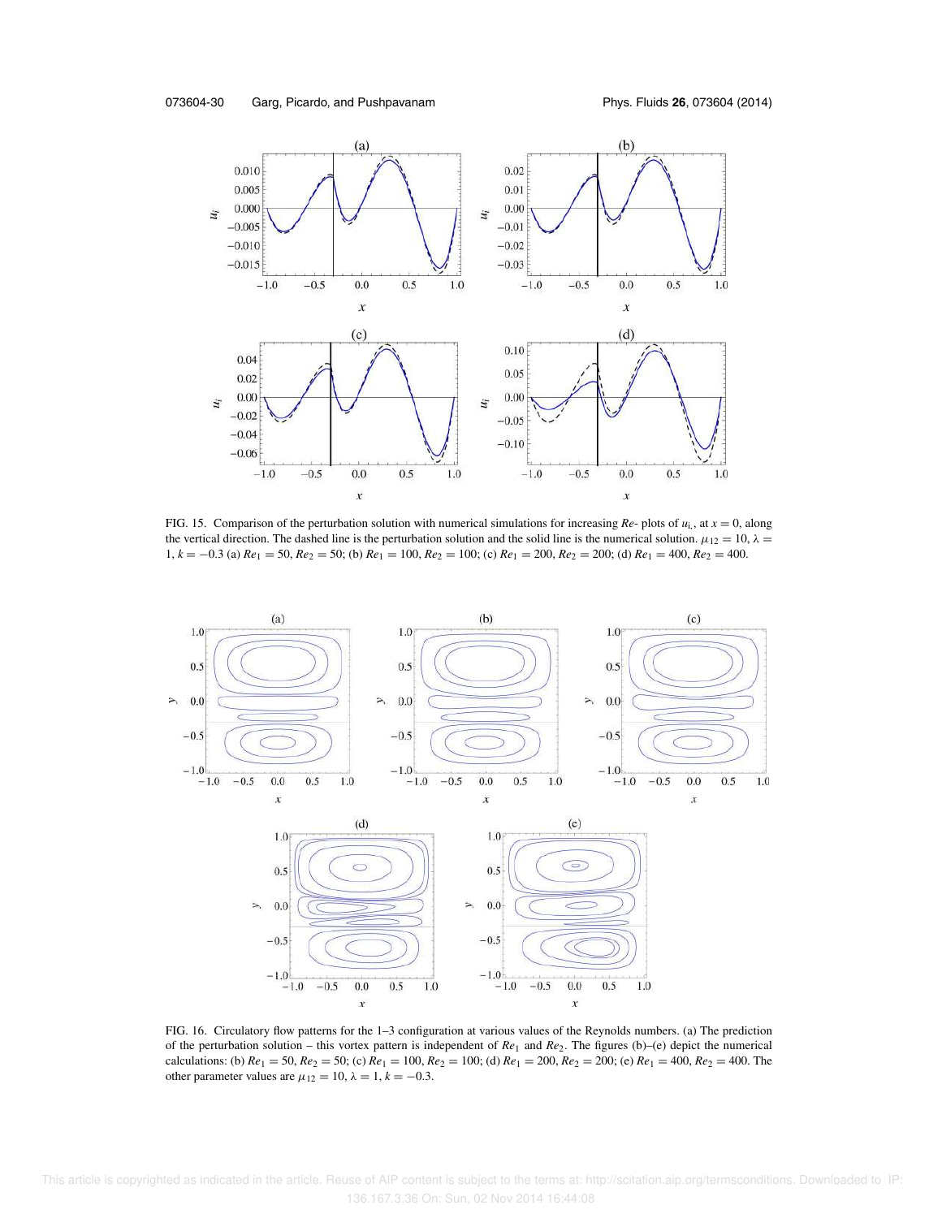FIG. 15. Comparison of the perturbation solution with numerical simulations for increasing *Re*- plots of $u_i$, at $x = 0$, along the vertical direction. The dashed line is the perturbation solution and the solid line is the numerical solution. $\mu_{12} = 10$, $\lambda = 1$, $k = -0.3$ (a) $Re_1 = 50$, $Re_2 = 50$; (b) $Re_1 = 100$, $Re_2 = 100$; (c) $Re_1 = 200$, $Re_2 = 200$; (d) $Re_1 = 400$, $Re_2 = 400$.

FIG. 16. Circulatory flow patterns for the 1–3 configuration at various values of the Reynolds numbers. (a) The prediction of the perturbation solution – this vortex pattern is independent of $Re_1$ and $Re_2$. The figures (b)–(e) depict the numerical calculations: (b) $Re_1 = 50$, $Re_2 = 50$; (c) $Re_1 = 100$, $Re_2 = 100$; (d) $Re_1 = 200$, $Re_2 = 200$; (e) $Re_1 = 400$, $Re_2 = 400$. The other parameter values are $\mu_{12} = 10$, $\lambda = 1$, $k = -0.3$.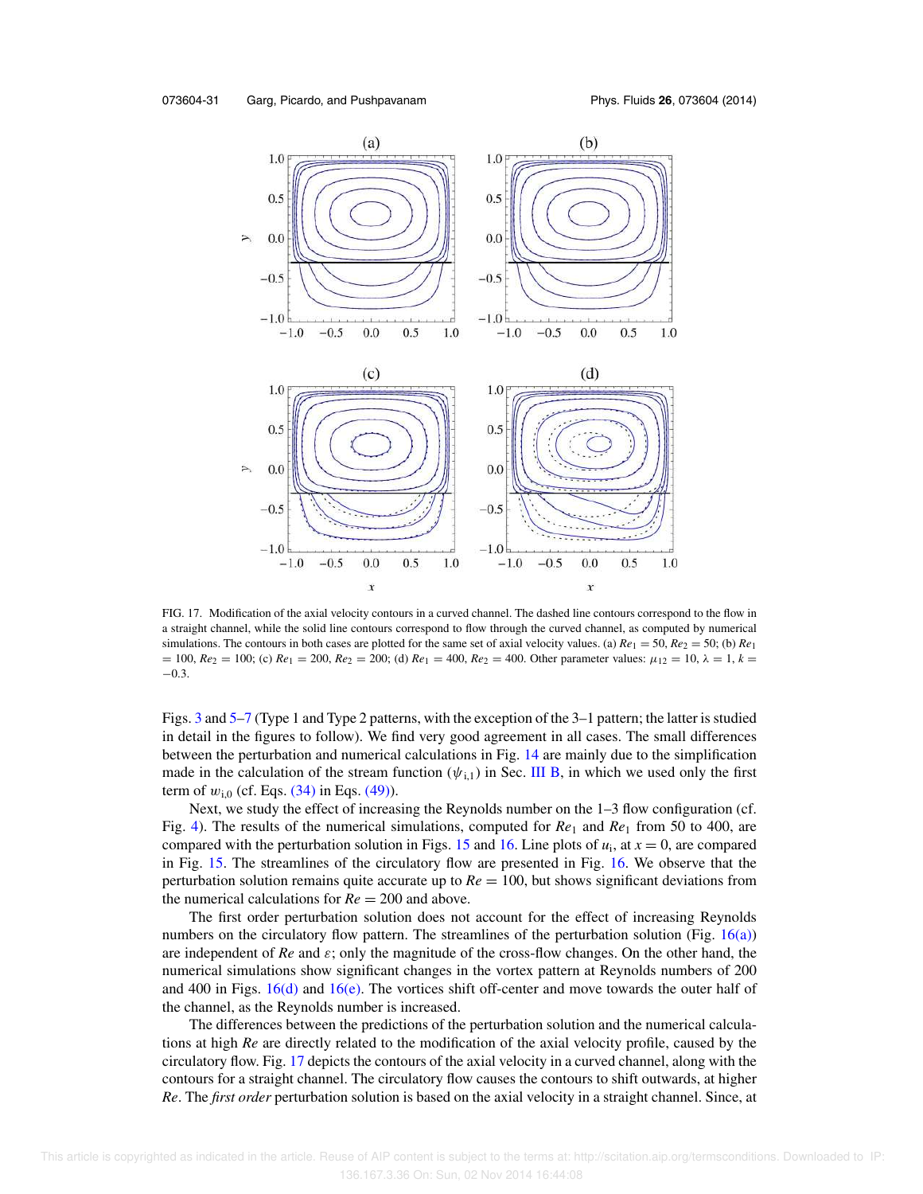FIG. 17. Modification of the axial velocity contours in a curved channel. The dashed line contours correspond to the flow in a straight channel, while the solid line contours correspond to flow through the curved channel, as computed by numerical simulations. The contours in both cases are plotted for the same set of axial velocity values. (a) $Re_1 = 50$, $Re_2 = 50$; (b) $Re_1 = 100$, $Re_2 = 100$; (c) $Re_1 = 200$, $Re_2 = 200$; (d) $Re_1 = 400$, $Re_2 = 400$. Other parameter values: $\mu_{12} = 10$, $\lambda = 1$, $k = -0.3$.

Figs. 3 and 5–7 (Type 1 and Type 2 patterns, with the exception of the 3–1 pattern; the latter is studied in detail in the figures to follow). We find very good agreement in all cases. The small differences between the perturbation and numerical calculations in Fig. 14 are mainly due to the simplification made in the calculation of the stream function ($\psi_{i,1}$) in Sec. III B, in which we used only the first term of $w_{i,0}$ (cf. Eqs. (34) in Eqs. (49)).

Next, we study the effect of increasing the Reynolds number on the 1–3 flow configuration (cf. Fig. 4). The results of the numerical simulations, computed for $Re_1$ and $Re_1$ from 50 to 400, are compared with the perturbation solution in Figs. 15 and 16. Line plots of $u_i$, at $x = 0$, are compared in Fig. 15. The streamlines of the circulatory flow are presented in Fig. 16. We observe that the perturbation solution remains quite accurate up to $Re = 100$, but shows significant deviations from the numerical calculations for $Re = 200$ and above.

The first order perturbation solution does not account for the effect of increasing Reynolds numbers on the circulatory flow pattern. The streamlines of the perturbation solution (Fig. 16(a)) are independent of $Re$ and $\varepsilon$; only the magnitude of the cross-flow changes. On the other hand, the numerical simulations show significant changes in the vortex pattern at Reynolds numbers of 200 and 400 in Figs. 16(d) and 16(e). The vortices shift off-center and move towards the outer half of the channel, as the Reynolds number is increased.

The differences between the predictions of the perturbation solution and the numerical calculations at high $Re$ are directly related to the modification of the axial velocity profile, caused by the circulatory flow. Fig. 17 depicts the contours of the axial velocity in a curved channel, along with the contours for a straight channel. The circulatory flow causes the contours to shift outwards, at higher $Re$. The *first order* perturbation solution is based on the axial velocity in a straight channel. Since, at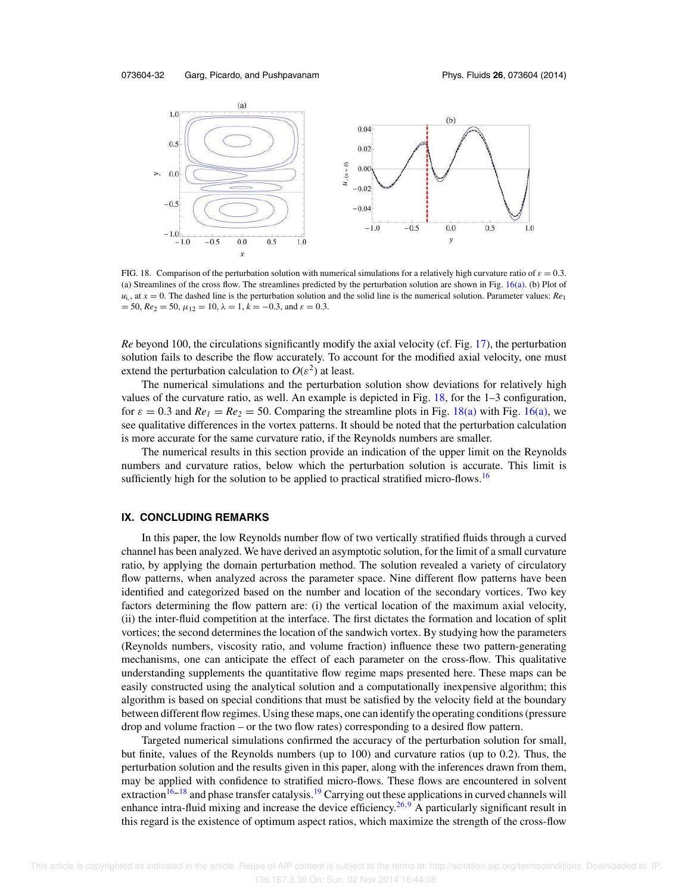FIG. 18. Comparison of the perturbation solution with numerical simulations for a relatively high curvature ratio of $\varepsilon = 0.3$. (a) Streamlines of the cross flow. The streamlines predicted by the perturbation solution are shown in Fig. 16(a). (b) Plot of $u_{i,}$ at $x = 0$. The dashed line is the perturbation solution and the solid line is the numerical solution. Parameter values: $Re_1 = 50$, $Re_2 = 50$, $\mu_{12} = 10$, $\lambda = 1$, $k = -0.3$, and $\varepsilon = 0.3$.

*Re* beyond 100, the circulations significantly modify the axial velocity (cf. Fig. 17), the perturbation solution fails to describe the flow accurately. To account for the modified axial velocity, one must extend the perturbation calculation to $O(\varepsilon^2)$ at least.

The numerical simulations and the perturbation solution show deviations for relatively high values of the curvature ratio, as well. An example is depicted in Fig. 18, for the 1–3 configuration, for $\varepsilon = 0.3$ and $Re_1 = Re_2 = 50$. Comparing the streamline plots in Fig. 18(a) with Fig. 16(a), we see qualitative differences in the vortex patterns. It should be noted that the perturbation calculation is more accurate for the same curvature ratio, if the Reynolds numbers are smaller.

The numerical results in this section provide an indication of the upper limit on the Reynolds numbers and curvature ratios, below which the perturbation solution is accurate. This limit is sufficiently high for the solution to be applied to practical stratified micro-flows.[16]

## IX. CONCLUDING REMARKS

In this paper, the low Reynolds number flow of two vertically stratified fluids through a curved channel has been analyzed. We have derived an asymptotic solution, for the limit of a small curvature ratio, by applying the domain perturbation method. The solution revealed a variety of circulatory flow patterns, when analyzed across the parameter space. Nine different flow patterns have been identified and categorized based on the number and location of the secondary vortices. Two key factors determining the flow pattern are: (i) the vertical location of the maximum axial velocity, (ii) the inter-fluid competition at the interface. The first dictates the formation and location of split vortices; the second determines the location of the sandwich vortex. By studying how the parameters (Reynolds numbers, viscosity ratio, and volume fraction) influence these two pattern-generating mechanisms, one can anticipate the effect of each parameter on the cross-flow. This qualitative understanding supplements the quantitative flow regime maps presented here. These maps can be easily constructed using the analytical solution and a computationally inexpensive algorithm; this algorithm is based on special conditions that must be satisfied by the velocity field at the boundary between different flow regimes. Using these maps, one can identify the operating conditions (pressure drop and volume fraction – or the two flow rates) corresponding to a desired flow pattern.

Targeted numerical simulations confirmed the accuracy of the perturbation solution for small, but finite, values of the Reynolds numbers (up to 100) and curvature ratios (up to 0.2). Thus, the perturbation solution and the results given in this paper, along with the inferences drawn from them, may be applied with confidence to stratified micro-flows. These flows are encountered in solvent extraction[16–18] and phase transfer catalysis.[19] Carrying out these applications in curved channels will enhance intra-fluid mixing and increase the device efficiency.[26,9] A particularly significant result in this regard is the existence of optimum aspect ratios, which maximize the strength of the cross-flow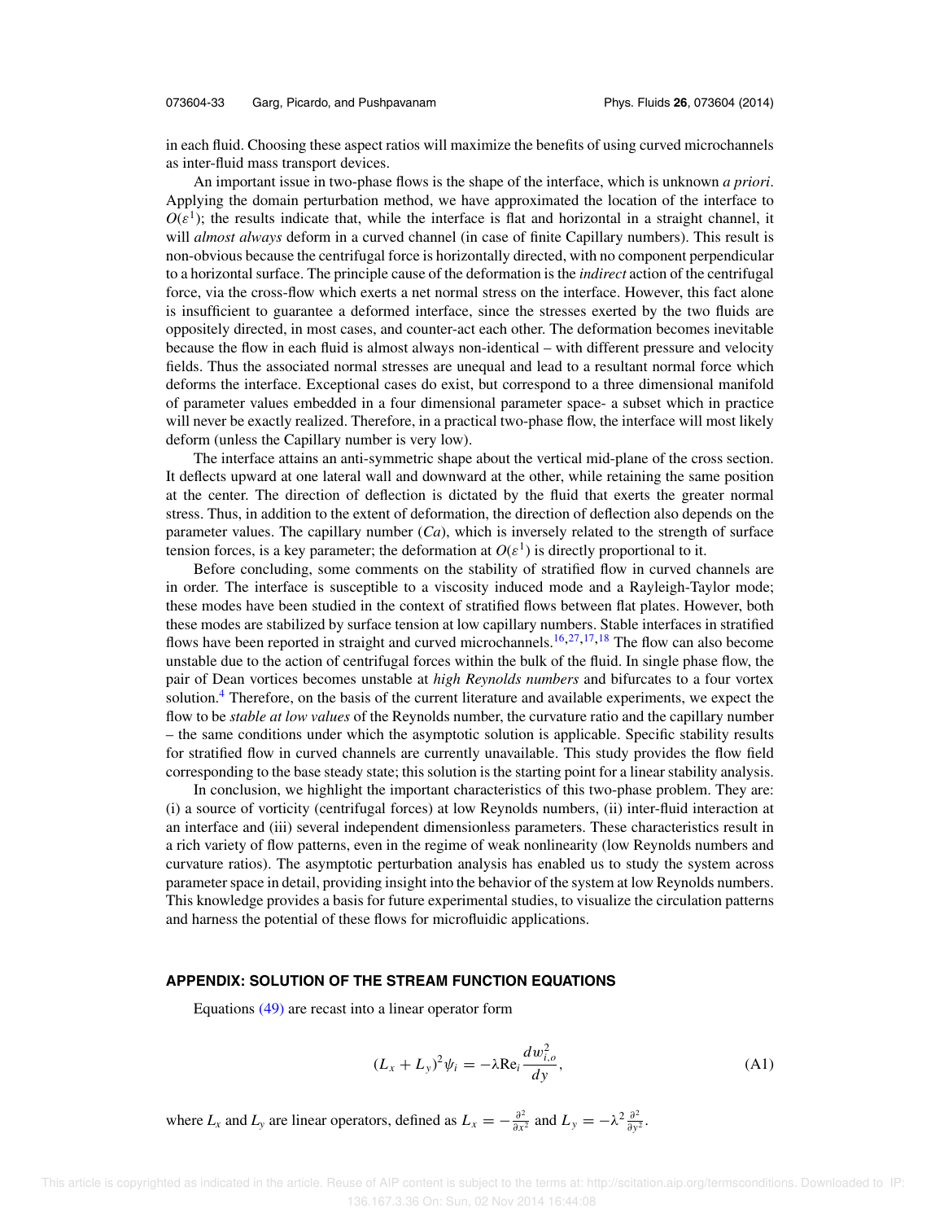in each fluid. Choosing these aspect ratios will maximize the benefits of using curved microchannels as inter-fluid mass transport devices.

An important issue in two-phase flows is the shape of the interface, which is unknown *a priori*. Applying the domain perturbation method, we have approximated the location of the interface to $O(\varepsilon^1)$; the results indicate that, while the interface is flat and horizontal in a straight channel, it will *almost always* deform in a curved channel (in case of finite Capillary numbers). This result is non-obvious because the centrifugal force is horizontally directed, with no component perpendicular to a horizontal surface. The principle cause of the deformation is the *indirect* action of the centrifugal force, via the cross-flow which exerts a net normal stress on the interface. However, this fact alone is insufficient to guarantee a deformed interface, since the stresses exerted by the two fluids are oppositely directed, in most cases, and counter-act each other. The deformation becomes inevitable because the flow in each fluid is almost always non-identical – with different pressure and velocity fields. Thus the associated normal stresses are unequal and lead to a resultant normal force which deforms the interface. Exceptional cases do exist, but correspond to a three dimensional manifold of parameter values embedded in a four dimensional parameter space- a subset which in practice will never be exactly realized. Therefore, in a practical two-phase flow, the interface will most likely deform (unless the Capillary number is very low).

The interface attains an anti-symmetric shape about the vertical mid-plane of the cross section. It deflects upward at one lateral wall and downward at the other, while retaining the same position at the center. The direction of deflection is dictated by the fluid that exerts the greater normal stress. Thus, in addition to the extent of deformation, the direction of deflection also depends on the parameter values. The capillary number ($Ca$), which is inversely related to the strength of surface tension forces, is a key parameter; the deformation at $O(\varepsilon^1)$ is directly proportional to it.

Before concluding, some comments on the stability of stratified flow in curved channels are in order. The interface is susceptible to a viscosity induced mode and a Rayleigh-Taylor mode; these modes have been studied in the context of stratified flows between flat plates. However, both these modes are stabilized by surface tension at low capillary numbers. Stable interfaces in stratified flows have been reported in straight and curved microchannels.[16,27,17,18] The flow can also become unstable due to the action of centrifugal forces within the bulk of the fluid. In single phase flow, the pair of Dean vortices becomes unstable at *high Reynolds numbers* and bifurcates to a four vortex solution.[4] Therefore, on the basis of the current literature and available experiments, we expect the flow to be *stable at low values* of the Reynolds number, the curvature ratio and the capillary number – the same conditions under which the asymptotic solution is applicable. Specific stability results for stratified flow in curved channels are currently unavailable. This study provides the flow field corresponding to the base steady state; this solution is the starting point for a linear stability analysis.

In conclusion, we highlight the important characteristics of this two-phase problem. They are: (i) a source of vorticity (centrifugal forces) at low Reynolds numbers, (ii) inter-fluid interaction at an interface and (iii) several independent dimensionless parameters. These characteristics result in a rich variety of flow patterns, even in the regime of weak nonlinearity (low Reynolds numbers and curvature ratios). The asymptotic perturbation analysis has enabled us to study the system across parameter space in detail, providing insight into the behavior of the system at low Reynolds numbers. This knowledge provides a basis for future experimental studies, to visualize the circulation patterns and harness the potential of these flows for microfluidic applications.

## APPENDIX: SOLUTION OF THE STREAM FUNCTION EQUATIONS

Equations (49) are recast into a linear operator form

$$(L_x + L_y)^2 \psi_i = -\lambda \mathrm{Re}_i \frac{dw_{i,o}^2}{dy}, \tag{A1}$$

where $L_x$ and $L_y$ are linear operators, defined as $L_x = -\frac{\partial^2}{\partial x^2}$ and $L_y = -\lambda^2 \frac{\partial^2}{\partial y^2}$.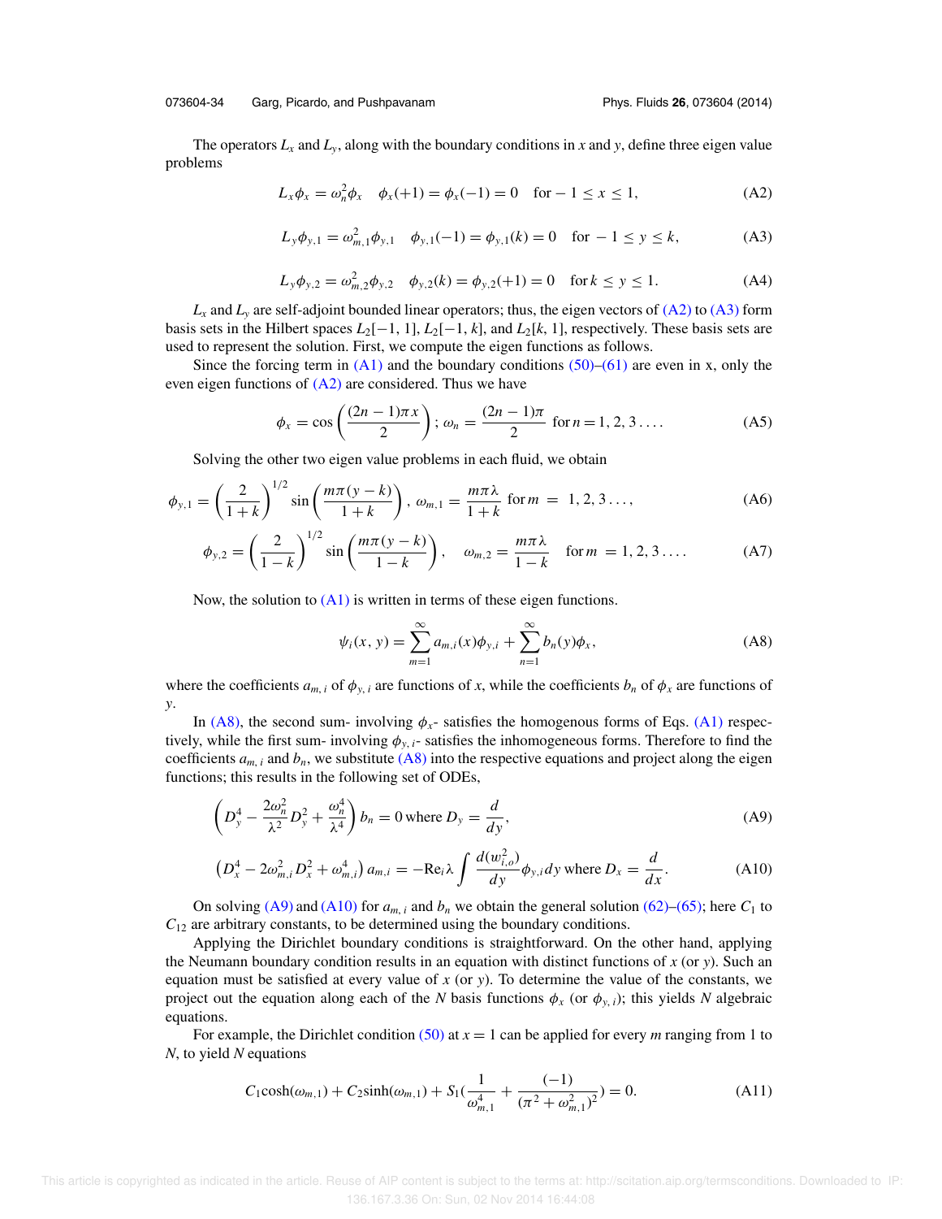The operators $L_x$ and $L_y$, along with the boundary conditions in $x$ and $y$, define three eigen value problems

$$L_x \phi_x = \omega_n^2 \phi_x \quad \phi_x(+1) = \phi_x(-1) = 0 \quad \text{for} -1 \le x \le 1, \tag{A2}$$

$$L_y \phi_{y,1} = \omega_{m,1}^2 \phi_{y,1} \quad \phi_{y,1}(-1) = \phi_{y,1}(k) = 0 \quad \text{for} -1 \le y \le k, \tag{A3}$$

$$L_y \phi_{y,2} = \omega_{m,2}^2 \phi_{y,2} \quad \phi_{y,2}(k) = \phi_{y,2}(+1) = 0 \quad \text{for}\, k \le y \le 1. \tag{A4}$$

$L_x$ and $L_y$ are self-adjoint bounded linear operators; thus, the eigen vectors of (A2) to (A3) form basis sets in the Hilbert spaces $L_2[-1, 1]$, $L_2[-1, k]$, and $L_2[k, 1]$, respectively. These basis sets are used to represent the solution. First, we compute the eigen functions as follows.

Since the forcing term in (A1) and the boundary conditions (50)–(61) are even in x, only the even eigen functions of (A2) are considered. Thus we have

$$\phi_x = \cos\left(\frac{(2n-1)\pi x}{2}\right);\, \omega_n = \frac{(2n-1)\pi}{2} \;\; \text{for}\, n = 1, 2, 3 \ldots. \tag{A5}$$

Solving the other two eigen value problems in each fluid, we obtain

$$\phi_{y,1} = \left(\frac{2}{1+k}\right)^{1/2} \sin\left(\frac{m\pi(y-k)}{1+k}\right),\, \omega_{m,1} = \frac{m\pi\lambda}{1+k} \;\; \text{for}\, m \; = \; 1, 2, 3 \ldots, \tag{A6}$$

$$\phi_{y,2} = \left(\frac{2}{1-k}\right)^{1/2} \sin\left(\frac{m\pi(y-k)}{1-k}\right), \quad \omega_{m,2} = \frac{m\pi\lambda}{1-k} \quad \text{for}\, m \; = 1, 2, 3 \ldots. \tag{A7}$$

Now, the solution to (A1) is written in terms of these eigen functions.

$$\psi_i(x, y) = \sum_{m=1}^{\infty} a_{m,i}(x)\phi_{y,i} + \sum_{n=1}^{\infty} b_n(y)\phi_x, \tag{A8}$$

where the coefficients $a_{m,\,i}$ of $\phi_{y,\,i}$ are functions of $x$, while the coefficients $b_n$ of $\phi_x$ are functions of $y$.

In (A8), the second sum- involving $\phi_x$- satisfies the homogenous forms of Eqs. (A1) respectively, while the first sum- involving $\phi_{y,\,i}$- satisfies the inhomogeneous forms. Therefore to find the coefficients $a_{m,\,i}$ and $b_n$, we substitute (A8) into the respective equations and project along the eigen functions; this results in the following set of ODEs,

$$\left(D_y^4 - \frac{2\omega_n^2}{\lambda^2} D_y^2 + \frac{\omega_n^4}{\lambda^4}\right) b_n = 0 \;\text{where}\; D_y = \frac{d}{dy}, \tag{A9}$$

$$\left(D_x^4 - 2\omega_{m,i}^2 D_x^2 + \omega_{m,i}^4\right) a_{m,i} = -\mathrm{Re}_i \lambda \int \frac{d(w_{i,o}^2)}{dy} \phi_{y,i}\, dy \;\text{where}\; D_x = \frac{d}{dx}. \tag{A10}$$

On solving (A9) and (A10) for $a_{m,\,i}$ and $b_n$ we obtain the general solution (62)–(65); here $C_1$ to $C_{12}$ are arbitrary constants, to be determined using the boundary conditions.

Applying the Dirichlet boundary conditions is straightforward. On the other hand, applying the Neumann boundary condition results in an equation with distinct functions of $x$ (or $y$). Such an equation must be satisfied at every value of $x$ (or $y$). To determine the value of the constants, we project out the equation along each of the $N$ basis functions $\phi_x$ (or $\phi_{y,\,i}$); this yields $N$ algebraic equations.

For example, the Dirichlet condition (50) at $x = 1$ can be applied for every $m$ ranging from 1 to $N$, to yield $N$ equations

$$C_1 \cosh(\omega_{m,1}) + C_2 \sinh(\omega_{m,1}) + S_1\left(\frac{1}{\omega_{m,1}^4} + \frac{(-1)}{(\pi^2 + \omega_{m,1}^2)^2}\right) = 0. \tag{A11}$$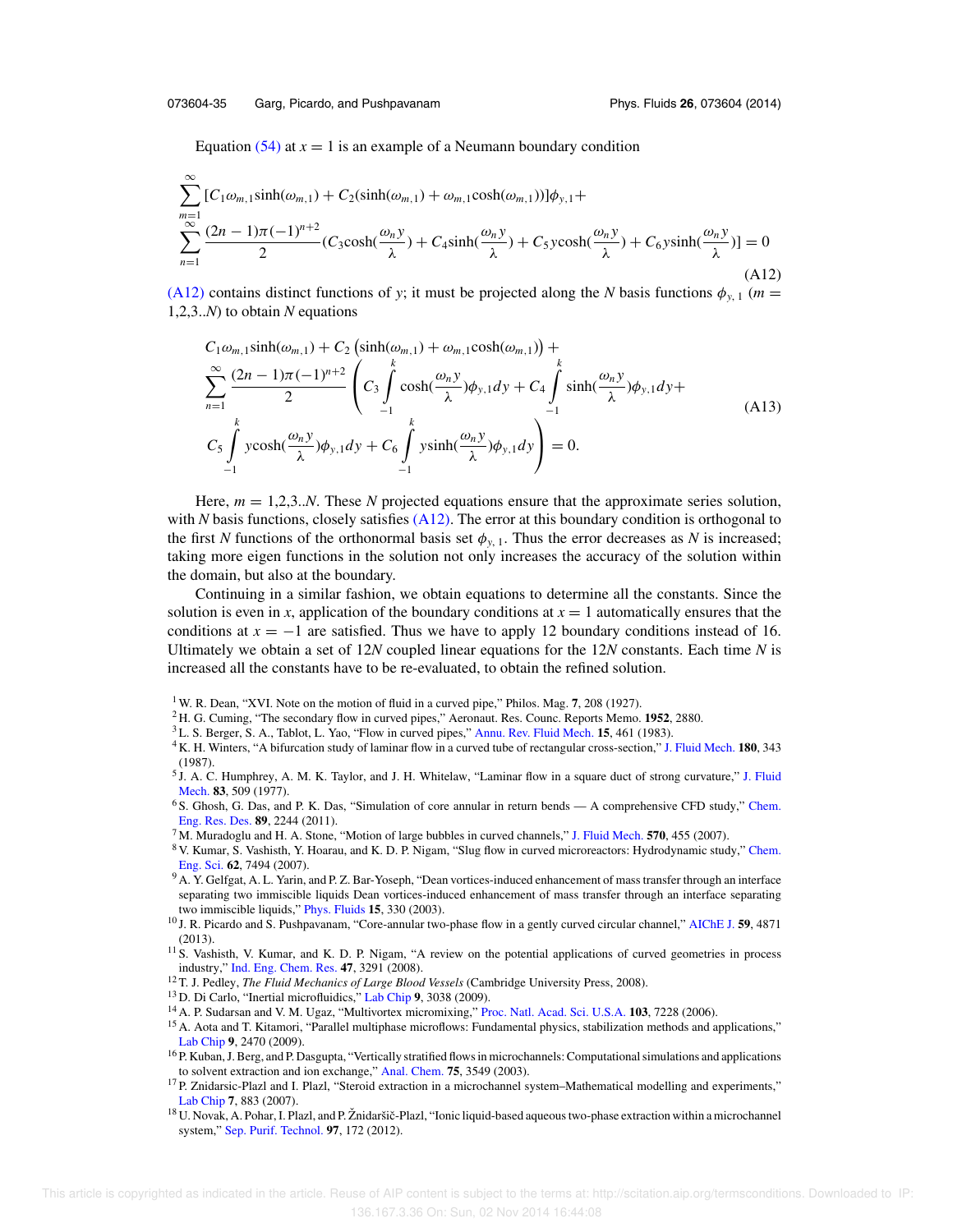Equation (54) at $x = 1$ is an example of a Neumann boundary condition

$$
\sum_{m=1}^{\infty}[C_1\omega_{m,1}\sinh(\omega_{m,1}) + C_2(\sinh(\omega_{m,1}) + \omega_{m,1}\cosh(\omega_{m,1}))]\phi_{y,1} + \sum_{n=1}^{\infty}\frac{(2n-1)\pi(-1)^{n+2}}{2}(C_3\cosh(\frac{\omega_n y}{\lambda}) + C_4\sinh(\frac{\omega_n y}{\lambda}) + C_5 y\cosh(\frac{\omega_n y}{\lambda}) + C_6 y\sinh(\frac{\omega_n y}{\lambda})] = 0 \tag{A12}
$$

(A12) contains distinct functions of $y$; it must be projected along the $N$ basis functions $\phi_{y,\,1}$ ($m =$ 1,2,3..$N$) to obtain $N$ equations

$$
\begin{aligned}
&C_1\omega_{m,1}\sinh(\omega_{m,1}) + C_2\left(\sinh(\omega_{m,1}) + \omega_{m,1}\cosh(\omega_{m,1})\right) + \\
&\sum_{n=1}^{\infty}\frac{(2n-1)\pi(-1)^{n+2}}{2}\left(C_3\int_{-1}^{k}\cosh(\frac{\omega_n y}{\lambda})\phi_{y,1}dy + C_4\int_{-1}^{k}\sinh(\frac{\omega_n y}{\lambda})\phi_{y,1}dy + \right. \\
&\left. C_5\int_{-1}^{k}y\cosh(\frac{\omega_n y}{\lambda})\phi_{y,1}dy + C_6\int_{-1}^{k}y\sinh(\frac{\omega_n y}{\lambda})\phi_{y,1}dy\right) = 0.
\end{aligned} \tag{A13}
$$

Here, $m =$ 1,2,3..$N$. These $N$ projected equations ensure that the approximate series solution, with $N$ basis functions, closely satisfies (A12). The error at this boundary condition is orthogonal to the first $N$ functions of the orthonormal basis set $\phi_{y,\,1}$. Thus the error decreases as $N$ is increased; taking more eigen functions in the solution not only increases the accuracy of the solution within the domain, but also at the boundary.

Continuing in a similar fashion, we obtain equations to determine all the constants. Since the solution is even in $x$, application of the boundary conditions at $x = 1$ automatically ensures that the conditions at $x = -1$ are satisfied. Thus we have to apply 12 boundary conditions instead of 16. Ultimately we obtain a set of $12N$ coupled linear equations for the $12N$ constants. Each time $N$ is increased all the constants have to be re-evaluated, to obtain the refined solution.

[1] W. R. Dean, "XVI. Note on the motion of fluid in a curved pipe," Philos. Mag. **7**, 208 (1927).
[2] H. G. Cuming, "The secondary flow in curved pipes," Aeronaut. Res. Counc. Reports Memo. **1952**, 2880.
[3] L. S. Berger, S. A., Tablot, L. Yao, "Flow in curved pipes," Annu. Rev. Fluid Mech. **15**, 461 (1983).
[4] K. H. Winters, "A bifurcation study of laminar flow in a curved tube of rectangular cross-section," J. Fluid Mech. **180**, 343 (1987).
[5] J. A. C. Humphrey, A. M. K. Taylor, and J. H. Whitelaw, "Laminar flow in a square duct of strong curvature," J. Fluid Mech. **83**, 509 (1977).
[6] S. Ghosh, G. Das, and P. K. Das, "Simulation of core annular in return bends — A comprehensive CFD study," Chem. Eng. Res. Des. **89**, 2244 (2011).
[7] M. Muradoglu and H. A. Stone, "Motion of large bubbles in curved channels," J. Fluid Mech. **570**, 455 (2007).
[8] V. Kumar, S. Vashisth, Y. Hoarau, and K. D. P. Nigam, "Slug flow in curved microreactors: Hydrodynamic study," Chem. Eng. Sci. **62**, 7494 (2007).
[9] A. Y. Gelfgat, A. L. Yarin, and P. Z. Bar-Yoseph, "Dean vortices-induced enhancement of mass transfer through an interface separating two immiscible liquids Dean vortices-induced enhancement of mass transfer through an interface separating two immiscible liquids," Phys. Fluids **15**, 330 (2003).
[10] J. R. Picardo and S. Pushpavanam, "Core-annular two-phase flow in a gently curved circular channel," AIChE J. **59**, 4871 (2013).
[11] S. Vashisth, V. Kumar, and K. D. P. Nigam, "A review on the potential applications of curved geometries in process industry," Ind. Eng. Chem. Res. **47**, 3291 (2008).
[12] T. J. Pedley, *The Fluid Mechanics of Large Blood Vessels* (Cambridge University Press, 2008).
[13] D. Di Carlo, "Inertial microfluidics," Lab Chip **9**, 3038 (2009).
[14] A. P. Sudarsan and V. M. Ugaz, "Multivortex micromixing," Proc. Natl. Acad. Sci. U.S.A. **103**, 7228 (2006).
[15] A. Aota and T. Kitamori, "Parallel multiphase microflows: Fundamental physics, stabilization methods and applications," Lab Chip **9**, 2470 (2009).
[16] P. Kuban, J. Berg, and P. Dasgupta, "Vertically stratified flows in microchannels: Computational simulations and applications to solvent extraction and ion exchange," Anal. Chem. **75**, 3549 (2003).
[17] P. Znidarsic-Plazl and I. Plazl, "Steroid extraction in a microchannel system–Mathematical modelling and experiments," Lab Chip **7**, 883 (2007).
[18] U. Novak, A. Pohar, I. Plazl, and P. Žnidaršič-Plazl, "Ionic liquid-based aqueous two-phase extraction within a microchannel system," Sep. Purif. Technol. **97**, 172 (2012).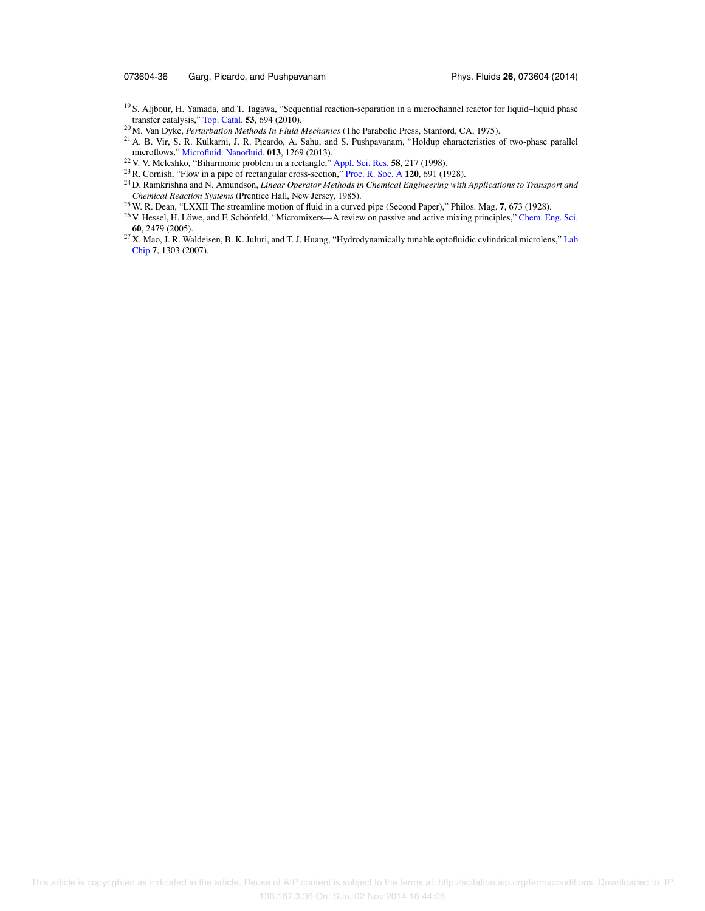[19] S. Aljbour, H. Yamada, and T. Tagawa, "Sequential reaction-separation in a microchannel reactor for liquid–liquid phase transfer catalysis," Top. Catal. **53**, 694 (2010).

[20] M. Van Dyke, *Perturbation Methods In Fluid Mechanics* (The Parabolic Press, Stanford, CA, 1975).

[21] A. B. Vir, S. R. Kulkarni, J. R. Picardo, A. Sahu, and S. Pushpavanam, "Holdup characteristics of two-phase parallel microflows," Microfluid. Nanofluid. **013**, 1269 (2013).

[22] V. V. Meleshko, "Biharmonic problem in a rectangle," Appl. Sci. Res. **58**, 217 (1998).

[23] R. Cornish, "Flow in a pipe of rectangular cross-section," Proc. R. Soc. A **120**, 691 (1928).

[24] D. Ramkrishna and N. Amundson, *Linear Operator Methods in Chemical Engineering with Applications to Transport and Chemical Reaction Systems* (Prentice Hall, New Jersey, 1985).

[25] W. R. Dean, "LXXII The streamline motion of fluid in a curved pipe (Second Paper)," Philos. Mag. **7**, 673 (1928).

[26] V. Hessel, H. Löwe, and F. Schönfeld, "Micromixers—A review on passive and active mixing principles," Chem. Eng. Sci. **60**, 2479 (2005).

[27] X. Mao, J. R. Waldeisen, B. K. Juluri, and T. J. Huang, "Hydrodynamically tunable optofluidic cylindrical microlens," Lab Chip **7**, 1303 (2007).